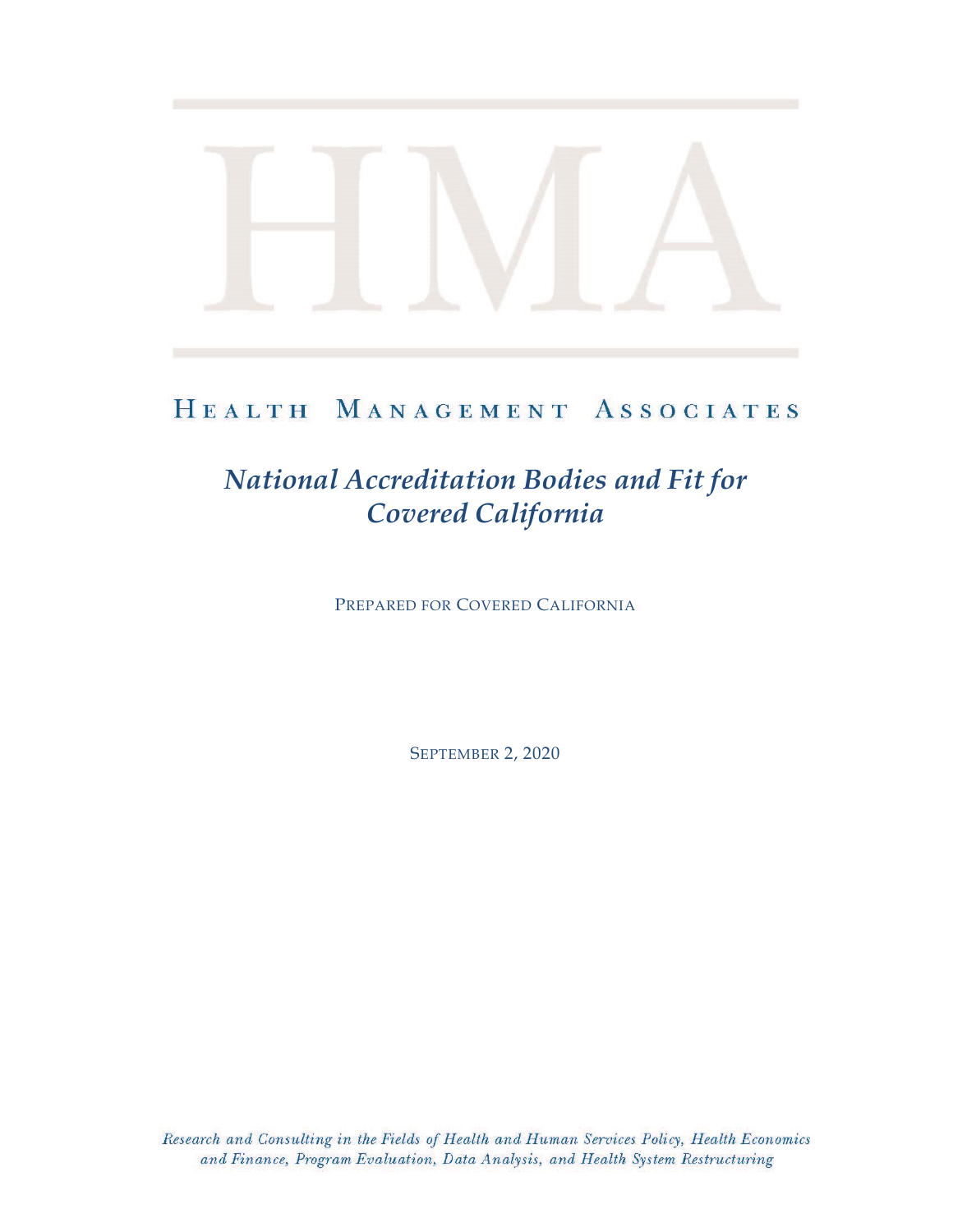HMA

HEALTH MANAGEMENT ASSOCIATES

# *National Accreditation Bodies and Fit for Covered California*

PREPARED FOR COVERED CALIFORNIA

SEPTEMBER 2, 2020

*Research and Consulting in the Fields of Health and Human Services Policy, Health Economics and Finance, Program Evaluation, Data Analysis, and Health System Restructuring*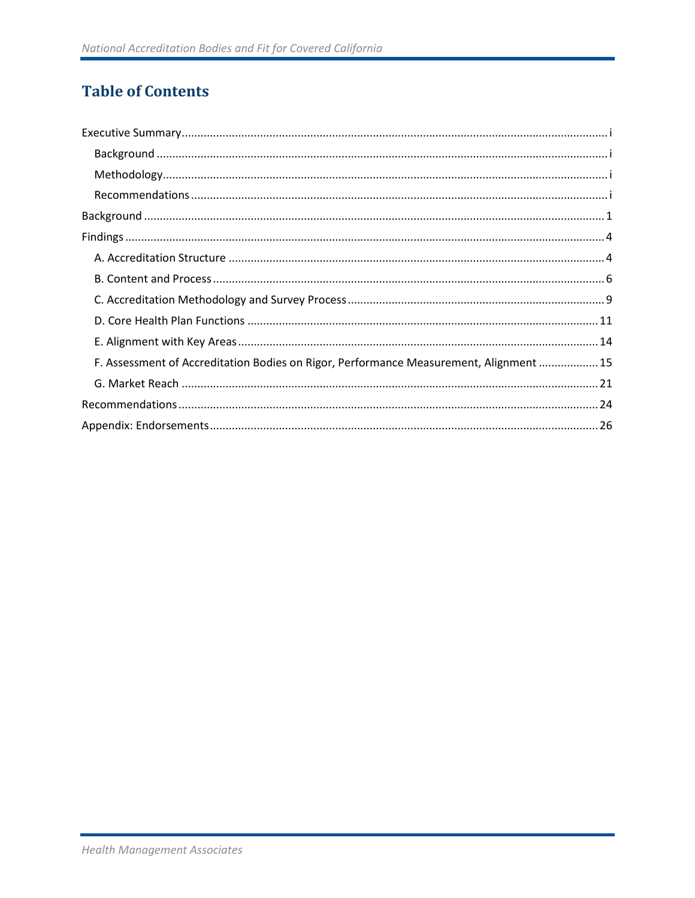# Table of Contents

Executive Summary ..... i

- Background ..... i
- Methodology ..... i
- Recommendations ..... i

Background ..... 1

Findings ..... 4

- A. Accreditation Structure ..... 4
- B. Content and Process ..... 6
- C. Accreditation Methodology and Survey Process ..... 9
- D. Core Health Plan Functions ..... 11
- E. Alignment with Key Areas ..... 14
- F. Assessment of Accreditation Bodies on Rigor, Performance Measurement, Alignment ..... 15
- G. Market Reach ..... 21

Recommendations ..... 24

Appendix: Endorsements ..... 26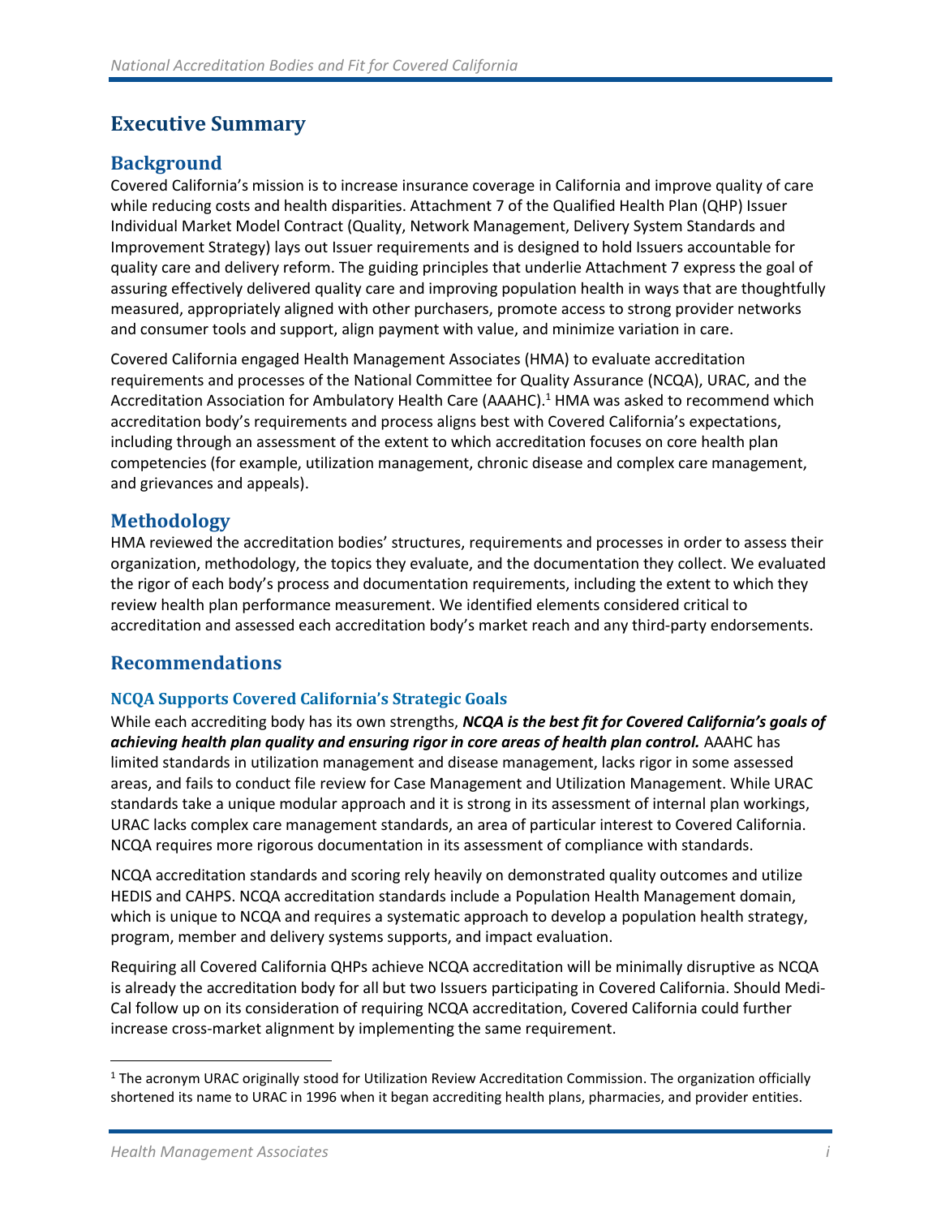# Executive Summary

## Background

Covered California's mission is to increase insurance coverage in California and improve quality of care while reducing costs and health disparities. Attachment 7 of the Qualified Health Plan (QHP) Issuer Individual Market Model Contract (Quality, Network Management, Delivery System Standards and Improvement Strategy) lays out Issuer requirements and is designed to hold Issuers accountable for quality care and delivery reform. The guiding principles that underlie Attachment 7 express the goal of assuring effectively delivered quality care and improving population health in ways that are thoughtfully measured, appropriately aligned with other purchasers, promote access to strong provider networks and consumer tools and support, align payment with value, and minimize variation in care.

Covered California engaged Health Management Associates (HMA) to evaluate accreditation requirements and processes of the National Committee for Quality Assurance (NCQA), URAC, and the Accreditation Association for Ambulatory Health Care (AAAHC).[1] HMA was asked to recommend which accreditation body's requirements and process aligns best with Covered California's expectations, including through an assessment of the extent to which accreditation focuses on core health plan competencies (for example, utilization management, chronic disease and complex care management, and grievances and appeals).

## Methodology

HMA reviewed the accreditation bodies' structures, requirements and processes in order to assess their organization, methodology, the topics they evaluate, and the documentation they collect. We evaluated the rigor of each body's process and documentation requirements, including the extent to which they review health plan performance measurement. We identified elements considered critical to accreditation and assessed each accreditation body's market reach and any third-party endorsements.

## Recommendations

### NCQA Supports Covered California's Strategic Goals

While each accrediting body has its own strengths, ***NCQA is the best fit for Covered California's goals of achieving health plan quality and ensuring rigor in core areas of health plan control.*** AAAHC has limited standards in utilization management and disease management, lacks rigor in some assessed areas, and fails to conduct file review for Case Management and Utilization Management. While URAC standards take a unique modular approach and it is strong in its assessment of internal plan workings, URAC lacks complex care management standards, an area of particular interest to Covered California. NCQA requires more rigorous documentation in its assessment of compliance with standards.

NCQA accreditation standards and scoring rely heavily on demonstrated quality outcomes and utilize HEDIS and CAHPS. NCQA accreditation standards include a Population Health Management domain, which is unique to NCQA and requires a systematic approach to develop a population health strategy, program, member and delivery systems supports, and impact evaluation.

Requiring all Covered California QHPs achieve NCQA accreditation will be minimally disruptive as NCQA is already the accreditation body for all but two Issuers participating in Covered California. Should Medi-Cal follow up on its consideration of requiring NCQA accreditation, Covered California could further increase cross-market alignment by implementing the same requirement.

---

[1] The acronym URAC originally stood for Utilization Review Accreditation Commission. The organization officially shortened its name to URAC in 1996 when it began accrediting health plans, pharmacies, and provider entities.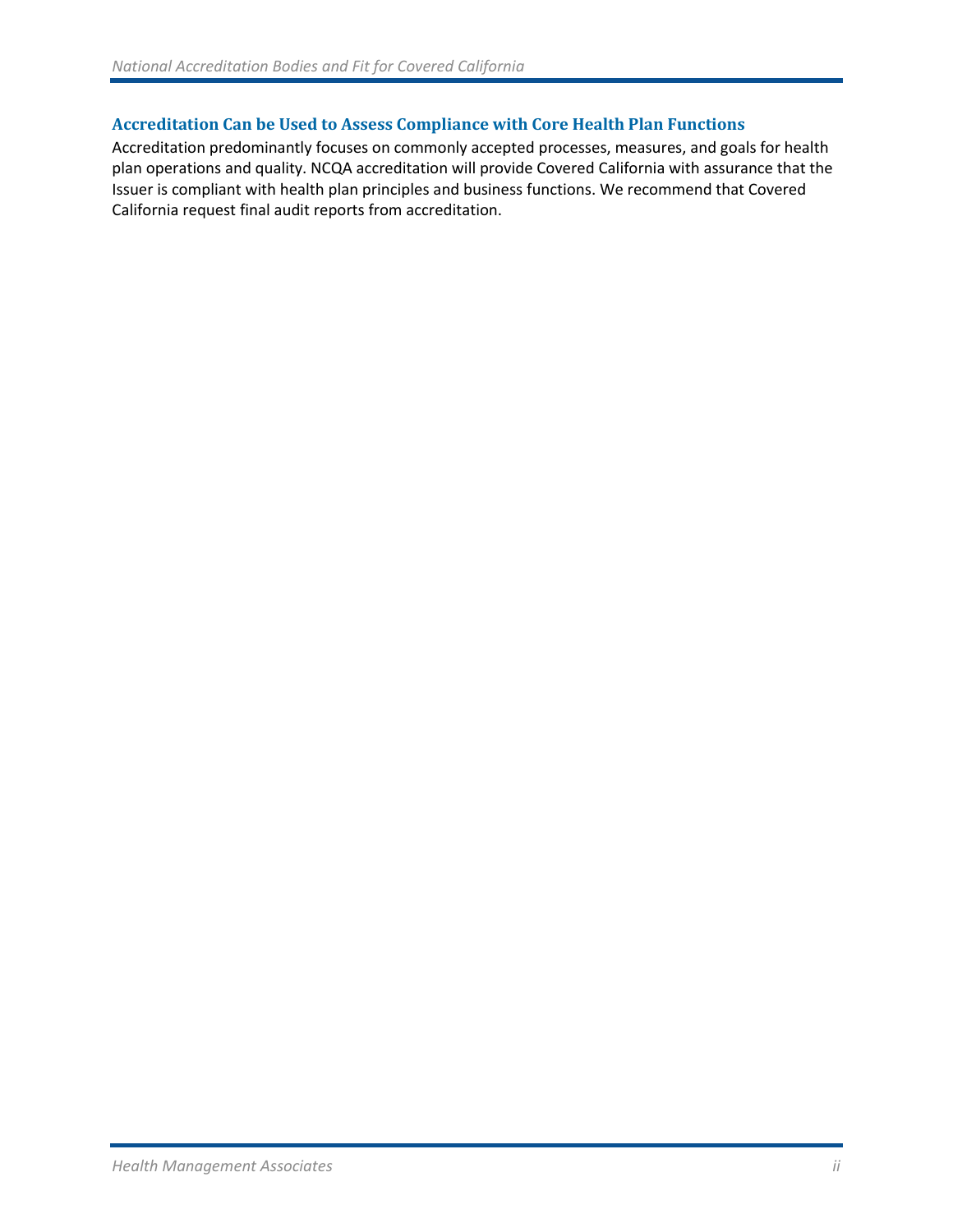### Accreditation Can be Used to Assess Compliance with Core Health Plan Functions

Accreditation predominantly focuses on commonly accepted processes, measures, and goals for health plan operations and quality. NCQA accreditation will provide Covered California with assurance that the Issuer is compliant with health plan principles and business functions. We recommend that Covered California request final audit reports from accreditation.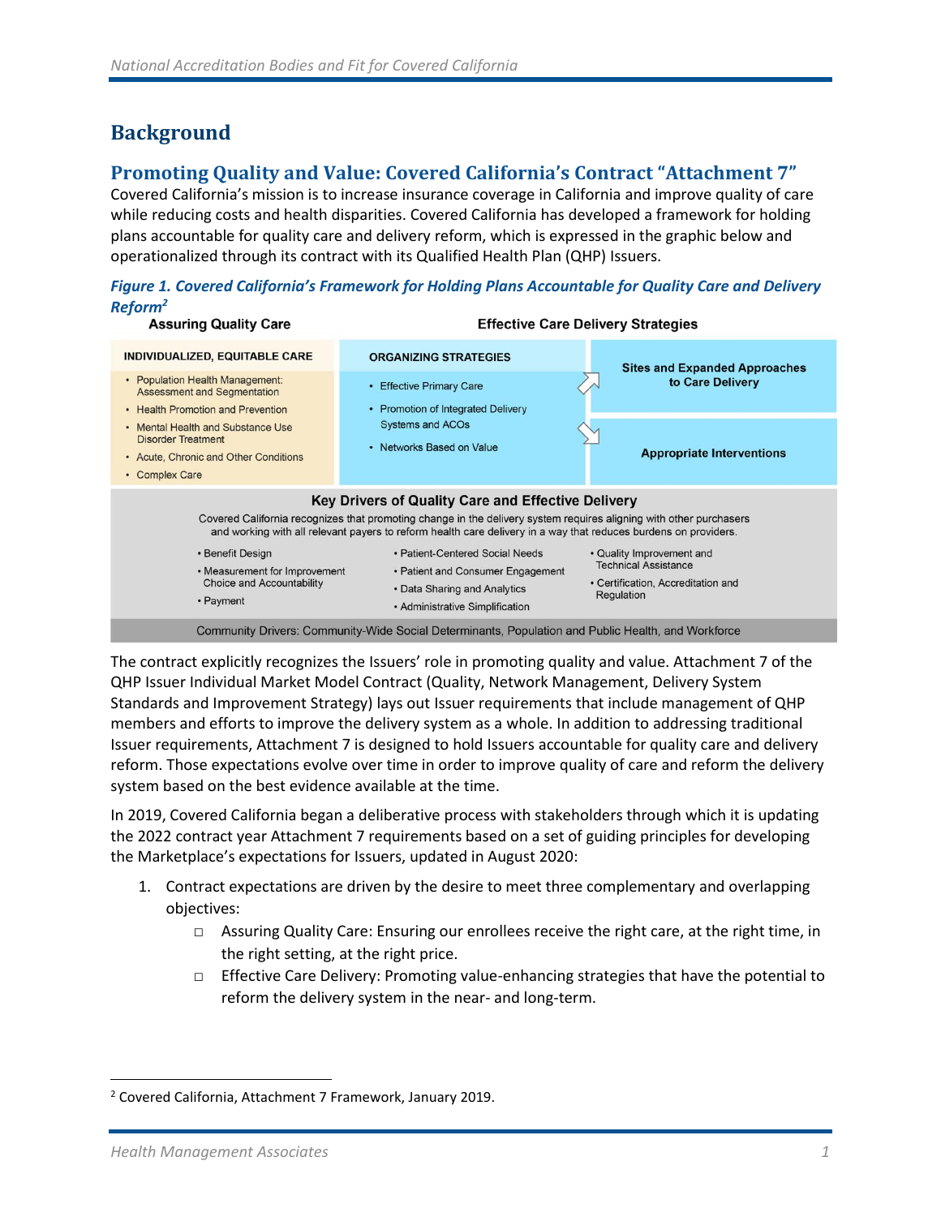# Background

## Promoting Quality and Value: Covered California's Contract "Attachment 7"

Covered California's mission is to increase insurance coverage in California and improve quality of care while reducing costs and health disparities. Covered California has developed a framework for holding plans accountable for quality care and delivery reform, which is expressed in the graphic below and operationalized through its contract with its Qualified Health Plan (QHP) Issuers.

***Figure 1. Covered California's Framework for Holding Plans Accountable for Quality Care and Delivery Reform***[2]

**Assuring Quality Care**

**INDIVIDUALIZED, EQUITABLE CARE**

- Population Health Management: Assessment and Segmentation
- Health Promotion and Prevention
- Mental Health and Substance Use Disorder Treatment
- Acute, Chronic and Other Conditions
- Complex Care

**Effective Care Delivery Strategies**

**ORGANIZING STRATEGIES**

- Effective Primary Care
- Promotion of Integrated Delivery Systems and ACOs
- Networks Based on Value

**Sites and Expanded Approaches to Care Delivery**

**Appropriate Interventions**

**Key Drivers of Quality Care and Effective Delivery**

Covered California recognizes that promoting change in the delivery system requires aligning with other purchasers and working with all relevant payers to reform health care delivery in a way that reduces burdens on providers.

- Benefit Design
- Measurement for Improvement Choice and Accountability
- Payment
- Patient-Centered Social Needs
- Patient and Consumer Engagement
- Data Sharing and Analytics
- Administrative Simplification
- Quality Improvement and Technical Assistance
- Certification, Accreditation and Regulation

Community Drivers: Community-Wide Social Determinants, Population and Public Health, and Workforce

The contract explicitly recognizes the Issuers' role in promoting quality and value. Attachment 7 of the QHP Issuer Individual Market Model Contract (Quality, Network Management, Delivery System Standards and Improvement Strategy) lays out Issuer requirements that include management of QHP members and efforts to improve the delivery system as a whole. In addition to addressing traditional Issuer requirements, Attachment 7 is designed to hold Issuers accountable for quality care and delivery reform. Those expectations evolve over time in order to improve quality of care and reform the delivery system based on the best evidence available at the time.

In 2019, Covered California began a deliberative process with stakeholders through which it is updating the 2022 contract year Attachment 7 requirements based on a set of guiding principles for developing the Marketplace's expectations for Issuers, updated in August 2020:

1. Contract expectations are driven by the desire to meet three complementary and overlapping objectives:
   - Assuring Quality Care: Ensuring our enrollees receive the right care, at the right time, in the right setting, at the right price.
   - Effective Care Delivery: Promoting value-enhancing strategies that have the potential to reform the delivery system in the near- and long-term.

[2] Covered California, Attachment 7 Framework, January 2019.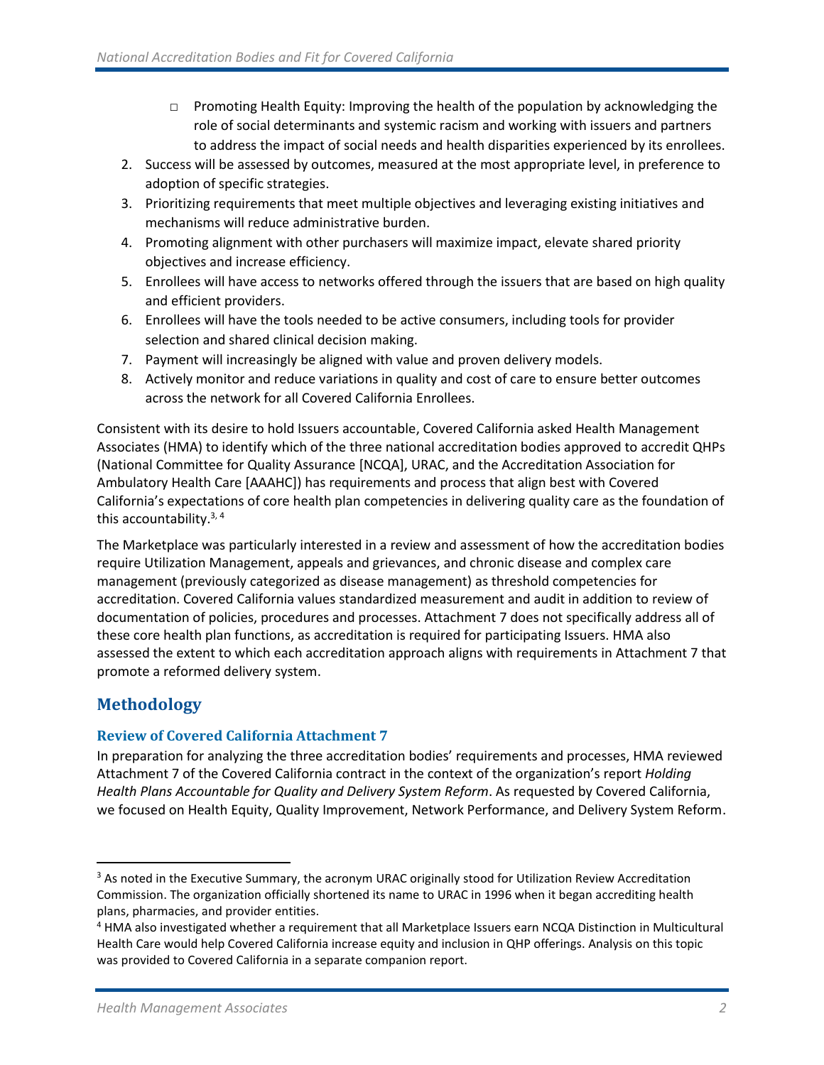- Promoting Health Equity: Improving the health of the population by acknowledging the role of social determinants and systemic racism and working with issuers and partners to address the impact of social needs and health disparities experienced by its enrollees.

2. Success will be assessed by outcomes, measured at the most appropriate level, in preference to adoption of specific strategies.
3. Prioritizing requirements that meet multiple objectives and leveraging existing initiatives and mechanisms will reduce administrative burden.
4. Promoting alignment with other purchasers will maximize impact, elevate shared priority objectives and increase efficiency.
5. Enrollees will have access to networks offered through the issuers that are based on high quality and efficient providers.
6. Enrollees will have the tools needed to be active consumers, including tools for provider selection and shared clinical decision making.
7. Payment will increasingly be aligned with value and proven delivery models.
8. Actively monitor and reduce variations in quality and cost of care to ensure better outcomes across the network for all Covered California Enrollees.

Consistent with its desire to hold Issuers accountable, Covered California asked Health Management Associates (HMA) to identify which of the three national accreditation bodies approved to accredit QHPs (National Committee for Quality Assurance [NCQA], URAC, and the Accreditation Association for Ambulatory Health Care [AAAHC]) has requirements and process that align best with Covered California's expectations of core health plan competencies in delivering quality care as the foundation of this accountability.[3, 4]

The Marketplace was particularly interested in a review and assessment of how the accreditation bodies require Utilization Management, appeals and grievances, and chronic disease and complex care management (previously categorized as disease management) as threshold competencies for accreditation. Covered California values standardized measurement and audit in addition to review of documentation of policies, procedures and processes. Attachment 7 does not specifically address all of these core health plan functions, as accreditation is required for participating Issuers. HMA also assessed the extent to which each accreditation approach aligns with requirements in Attachment 7 that promote a reformed delivery system.

## Methodology

### Review of Covered California Attachment 7

In preparation for analyzing the three accreditation bodies' requirements and processes, HMA reviewed Attachment 7 of the Covered California contract in the context of the organization's report *Holding Health Plans Accountable for Quality and Delivery System Reform*. As requested by Covered California, we focused on Health Equity, Quality Improvement, Network Performance, and Delivery System Reform.

---

[3] As noted in the Executive Summary, the acronym URAC originally stood for Utilization Review Accreditation Commission. The organization officially shortened its name to URAC in 1996 when it began accrediting health plans, pharmacies, and provider entities.

[4] HMA also investigated whether a requirement that all Marketplace Issuers earn NCQA Distinction in Multicultural Health Care would help Covered California increase equity and inclusion in QHP offerings. Analysis on this topic was provided to Covered California in a separate companion report.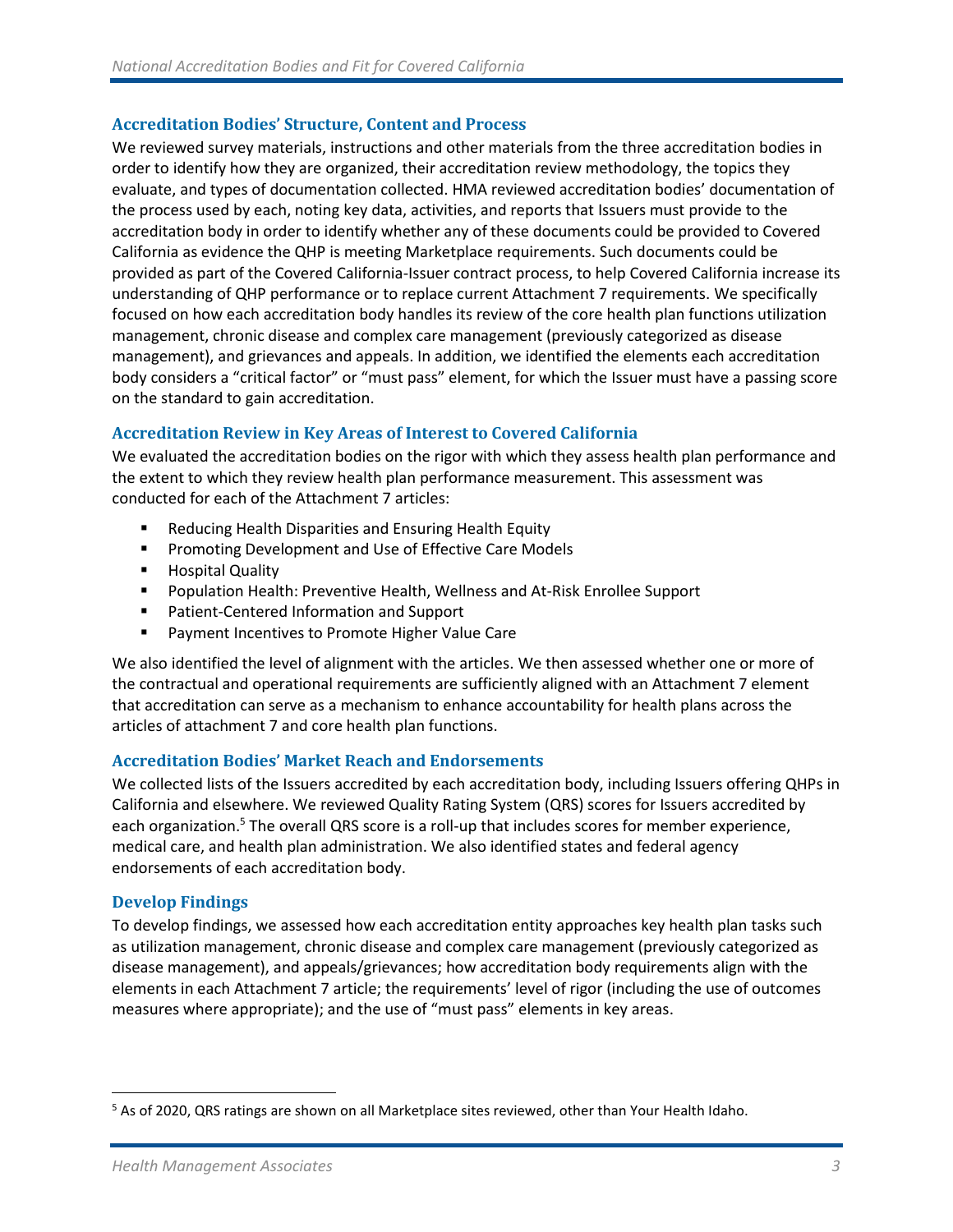### Accreditation Bodies' Structure, Content and Process

We reviewed survey materials, instructions and other materials from the three accreditation bodies in order to identify how they are organized, their accreditation review methodology, the topics they evaluate, and types of documentation collected. HMA reviewed accreditation bodies' documentation of the process used by each, noting key data, activities, and reports that Issuers must provide to the accreditation body in order to identify whether any of these documents could be provided to Covered California as evidence the QHP is meeting Marketplace requirements. Such documents could be provided as part of the Covered California-Issuer contract process, to help Covered California increase its understanding of QHP performance or to replace current Attachment 7 requirements. We specifically focused on how each accreditation body handles its review of the core health plan functions utilization management, chronic disease and complex care management (previously categorized as disease management), and grievances and appeals. In addition, we identified the elements each accreditation body considers a "critical factor" or "must pass" element, for which the Issuer must have a passing score on the standard to gain accreditation.

### Accreditation Review in Key Areas of Interest to Covered California

We evaluated the accreditation bodies on the rigor with which they assess health plan performance and the extent to which they review health plan performance measurement. This assessment was conducted for each of the Attachment 7 articles:

- Reducing Health Disparities and Ensuring Health Equity
- Promoting Development and Use of Effective Care Models
- Hospital Quality
- Population Health: Preventive Health, Wellness and At-Risk Enrollee Support
- Patient-Centered Information and Support
- Payment Incentives to Promote Higher Value Care

We also identified the level of alignment with the articles. We then assessed whether one or more of the contractual and operational requirements are sufficiently aligned with an Attachment 7 element that accreditation can serve as a mechanism to enhance accountability for health plans across the articles of attachment 7 and core health plan functions.

### Accreditation Bodies' Market Reach and Endorsements

We collected lists of the Issuers accredited by each accreditation body, including Issuers offering QHPs in California and elsewhere. We reviewed Quality Rating System (QRS) scores for Issuers accredited by each organization.[5] The overall QRS score is a roll-up that includes scores for member experience, medical care, and health plan administration. We also identified states and federal agency endorsements of each accreditation body.

### Develop Findings

To develop findings, we assessed how each accreditation entity approaches key health plan tasks such as utilization management, chronic disease and complex care management (previously categorized as disease management), and appeals/grievances; how accreditation body requirements align with the elements in each Attachment 7 article; the requirements' level of rigor (including the use of outcomes measures where appropriate); and the use of "must pass" elements in key areas.

[5] As of 2020, QRS ratings are shown on all Marketplace sites reviewed, other than Your Health Idaho.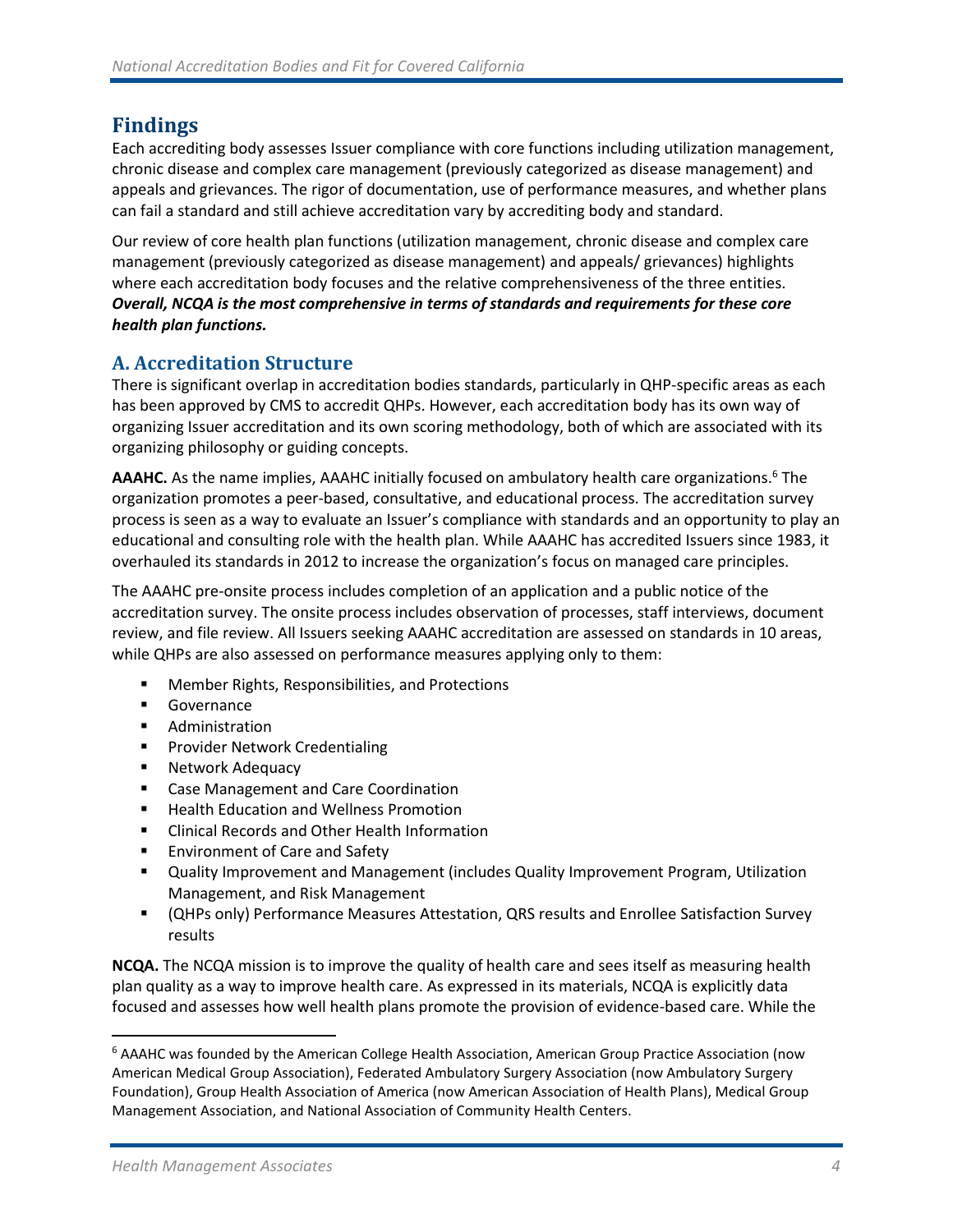## Findings

Each accrediting body assesses Issuer compliance with core functions including utilization management, chronic disease and complex care management (previously categorized as disease management) and appeals and grievances. The rigor of documentation, use of performance measures, and whether plans can fail a standard and still achieve accreditation vary by accrediting body and standard.

Our review of core health plan functions (utilization management, chronic disease and complex care management (previously categorized as disease management) and appeals/ grievances) highlights where each accreditation body focuses and the relative comprehensiveness of the three entities. ***Overall, NCQA is the most comprehensive in terms of standards and requirements for these core health plan functions.***

### A. Accreditation Structure

There is significant overlap in accreditation bodies standards, particularly in QHP-specific areas as each has been approved by CMS to accredit QHPs. However, each accreditation body has its own way of organizing Issuer accreditation and its own scoring methodology, both of which are associated with its organizing philosophy or guiding concepts.

**AAAHC.** As the name implies, AAAHC initially focused on ambulatory health care organizations.[6] The organization promotes a peer-based, consultative, and educational process. The accreditation survey process is seen as a way to evaluate an Issuer's compliance with standards and an opportunity to play an educational and consulting role with the health plan. While AAAHC has accredited Issuers since 1983, it overhauled its standards in 2012 to increase the organization's focus on managed care principles.

The AAAHC pre-onsite process includes completion of an application and a public notice of the accreditation survey. The onsite process includes observation of processes, staff interviews, document review, and file review. All Issuers seeking AAAHC accreditation are assessed on standards in 10 areas, while QHPs are also assessed on performance measures applying only to them:

- Member Rights, Responsibilities, and Protections
- Governance
- Administration
- Provider Network Credentialing
- Network Adequacy
- Case Management and Care Coordination
- Health Education and Wellness Promotion
- Clinical Records and Other Health Information
- Environment of Care and Safety
- Quality Improvement and Management (includes Quality Improvement Program, Utilization Management, and Risk Management
- (QHPs only) Performance Measures Attestation, QRS results and Enrollee Satisfaction Survey results

**NCQA.** The NCQA mission is to improve the quality of health care and sees itself as measuring health plan quality as a way to improve health care. As expressed in its materials, NCQA is explicitly data focused and assesses how well health plans promote the provision of evidence-based care. While the

[6] AAAHC was founded by the American College Health Association, American Group Practice Association (now American Medical Group Association), Federated Ambulatory Surgery Association (now Ambulatory Surgery Foundation), Group Health Association of America (now American Association of Health Plans), Medical Group Management Association, and National Association of Community Health Centers.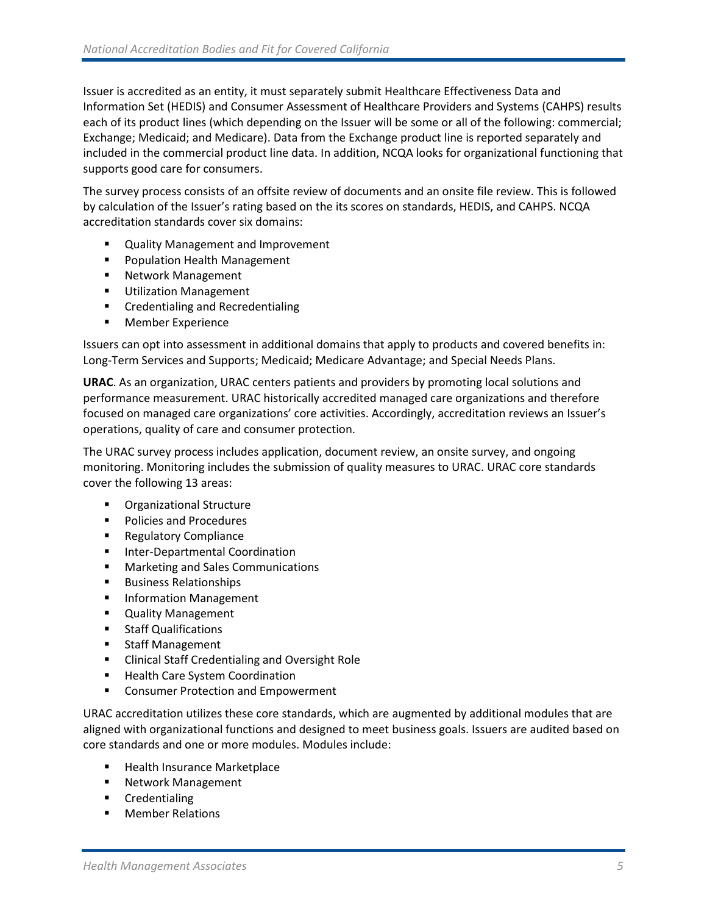Issuer is accredited as an entity, it must separately submit Healthcare Effectiveness Data and Information Set (HEDIS) and Consumer Assessment of Healthcare Providers and Systems (CAHPS) results each of its product lines (which depending on the Issuer will be some or all of the following: commercial; Exchange; Medicaid; and Medicare). Data from the Exchange product line is reported separately and included in the commercial product line data. In addition, NCQA looks for organizational functioning that supports good care for consumers.

The survey process consists of an offsite review of documents and an onsite file review. This is followed by calculation of the Issuer's rating based on the its scores on standards, HEDIS, and CAHPS. NCQA accreditation standards cover six domains:

- Quality Management and Improvement
- Population Health Management
- Network Management
- Utilization Management
- Credentialing and Recredentialing
- Member Experience

Issuers can opt into assessment in additional domains that apply to products and covered benefits in: Long-Term Services and Supports; Medicaid; Medicare Advantage; and Special Needs Plans.

**URAC**. As an organization, URAC centers patients and providers by promoting local solutions and performance measurement. URAC historically accredited managed care organizations and therefore focused on managed care organizations' core activities. Accordingly, accreditation reviews an Issuer's operations, quality of care and consumer protection.

The URAC survey process includes application, document review, an onsite survey, and ongoing monitoring. Monitoring includes the submission of quality measures to URAC. URAC core standards cover the following 13 areas:

- Organizational Structure
- Policies and Procedures
- Regulatory Compliance
- Inter-Departmental Coordination
- Marketing and Sales Communications
- Business Relationships
- Information Management
- Quality Management
- Staff Qualifications
- Staff Management
- Clinical Staff Credentialing and Oversight Role
- Health Care System Coordination
- Consumer Protection and Empowerment

URAC accreditation utilizes these core standards, which are augmented by additional modules that are aligned with organizational functions and designed to meet business goals. Issuers are audited based on core standards and one or more modules. Modules include:

- Health Insurance Marketplace
- Network Management
- Credentialing
- Member Relations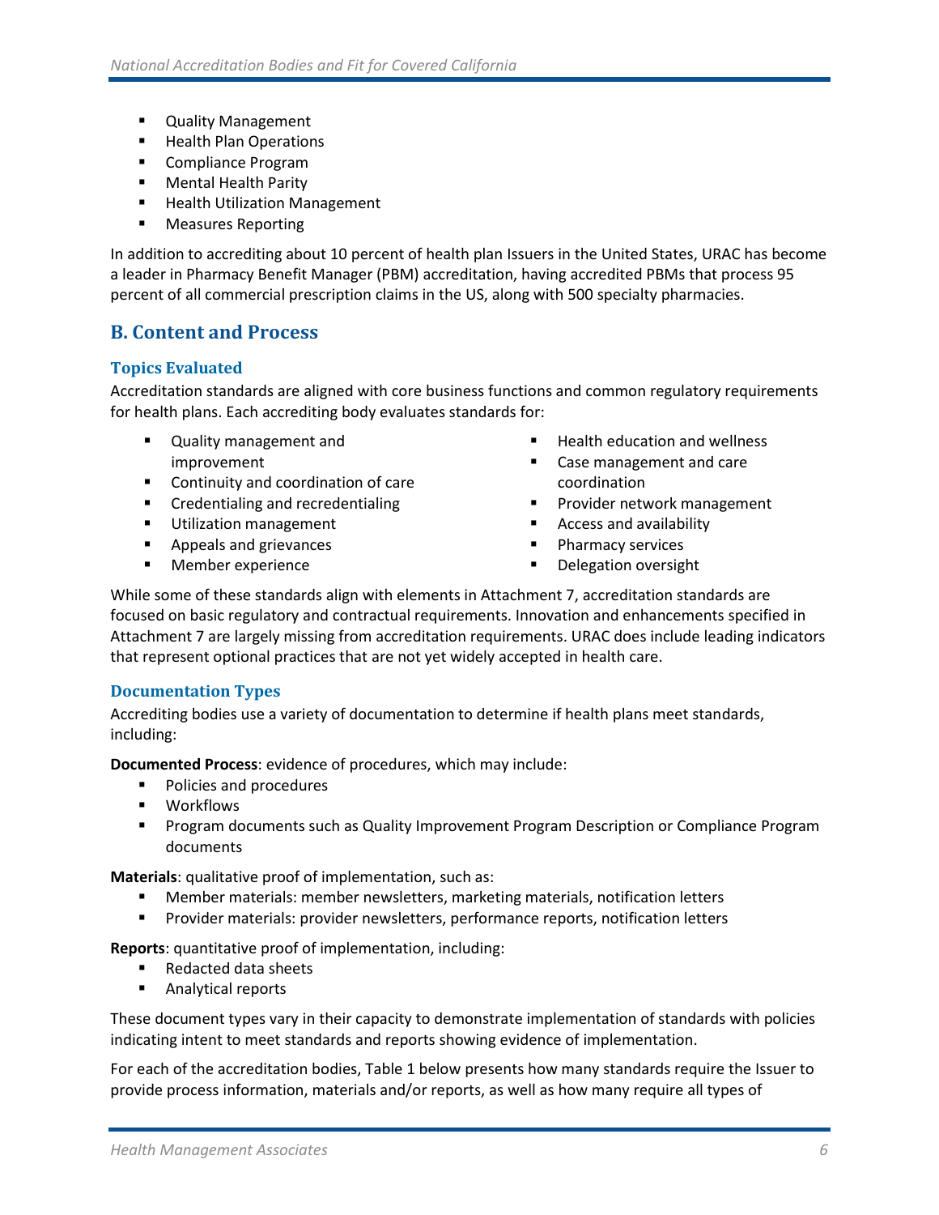- Quality Management
- Health Plan Operations
- Compliance Program
- Mental Health Parity
- Health Utilization Management
- Measures Reporting

In addition to accrediting about 10 percent of health plan Issuers in the United States, URAC has become a leader in Pharmacy Benefit Manager (PBM) accreditation, having accredited PBMs that process 95 percent of all commercial prescription claims in the US, along with 500 specialty pharmacies.

## B. Content and Process

### Topics Evaluated

Accreditation standards are aligned with core business functions and common regulatory requirements for health plans. Each accrediting body evaluates standards for:

- Quality management and improvement
- Continuity and coordination of care
- Credentialing and recredentialing
- Utilization management
- Appeals and grievances
- Member experience
- Health education and wellness
- Case management and care coordination
- Provider network management
- Access and availability
- Pharmacy services
- Delegation oversight

While some of these standards align with elements in Attachment 7, accreditation standards are focused on basic regulatory and contractual requirements. Innovation and enhancements specified in Attachment 7 are largely missing from accreditation requirements. URAC does include leading indicators that represent optional practices that are not yet widely accepted in health care.

### Documentation Types

Accrediting bodies use a variety of documentation to determine if health plans meet standards, including:

**Documented Process**: evidence of procedures, which may include:

- Policies and procedures
- Workflows
- Program documents such as Quality Improvement Program Description or Compliance Program documents

**Materials**: qualitative proof of implementation, such as:

- Member materials: member newsletters, marketing materials, notification letters
- Provider materials: provider newsletters, performance reports, notification letters

**Reports**: quantitative proof of implementation, including:

- Redacted data sheets
- Analytical reports

These document types vary in their capacity to demonstrate implementation of standards with policies indicating intent to meet standards and reports showing evidence of implementation.

For each of the accreditation bodies, Table 1 below presents how many standards require the Issuer to provide process information, materials and/or reports, as well as how many require all types of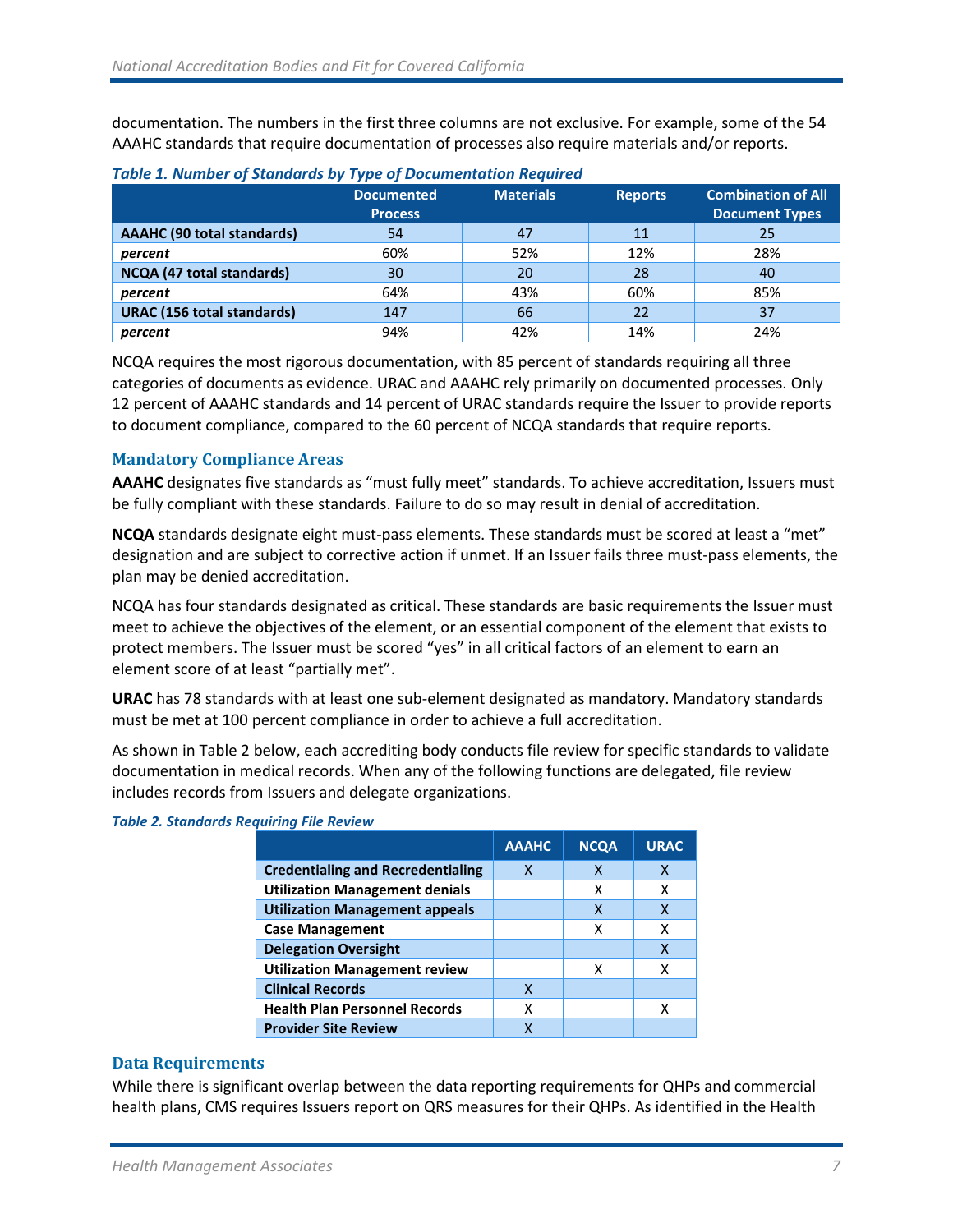documentation. The numbers in the first three columns are not exclusive. For example, some of the 54 AAAHC standards that require documentation of processes also require materials and/or reports.

***Table 1. Number of Standards by Type of Documentation Required***

| | Documented Process | Materials | Reports | Combination of All Document Types |
|---|---|---|---|---|
| **AAAHC (90 total standards)** | 54 | 47 | 11 | 25 |
| ***percent*** | 60% | 52% | 12% | 28% |
| **NCQA (47 total standards)** | 30 | 20 | 28 | 40 |
| ***percent*** | 64% | 43% | 60% | 85% |
| **URAC (156 total standards)** | 147 | 66 | 22 | 37 |
| ***percent*** | 94% | 42% | 14% | 24% |

NCQA requires the most rigorous documentation, with 85 percent of standards requiring all three categories of documents as evidence. URAC and AAAHC rely primarily on documented processes. Only 12 percent of AAAHC standards and 14 percent of URAC standards require the Issuer to provide reports to document compliance, compared to the 60 percent of NCQA standards that require reports.

### Mandatory Compliance Areas

**AAAHC** designates five standards as "must fully meet" standards. To achieve accreditation, Issuers must be fully compliant with these standards. Failure to do so may result in denial of accreditation.

**NCQA** standards designate eight must-pass elements. These standards must be scored at least a "met" designation and are subject to corrective action if unmet. If an Issuer fails three must-pass elements, the plan may be denied accreditation.

NCQA has four standards designated as critical. These standards are basic requirements the Issuer must meet to achieve the objectives of the element, or an essential component of the element that exists to protect members. The Issuer must be scored "yes" in all critical factors of an element to earn an element score of at least "partially met".

**URAC** has 78 standards with at least one sub-element designated as mandatory. Mandatory standards must be met at 100 percent compliance in order to achieve a full accreditation.

As shown in Table 2 below, each accrediting body conducts file review for specific standards to validate documentation in medical records. When any of the following functions are delegated, file review includes records from Issuers and delegate organizations.

***Table 2. Standards Requiring File Review***

| | AAAHC | NCQA | URAC |
|---|---|---|---|
| **Credentialing and Recredentialing** | X | X | X |
| **Utilization Management denials** | | X | X |
| **Utilization Management appeals** | | X | X |
| **Case Management** | | X | X |
| **Delegation Oversight** | | | X |
| **Utilization Management review** | | X | X |
| **Clinical Records** | X | | |
| **Health Plan Personnel Records** | X | | X |
| **Provider Site Review** | X | | |

### Data Requirements

While there is significant overlap between the data reporting requirements for QHPs and commercial health plans, CMS requires Issuers report on QRS measures for their QHPs. As identified in the Health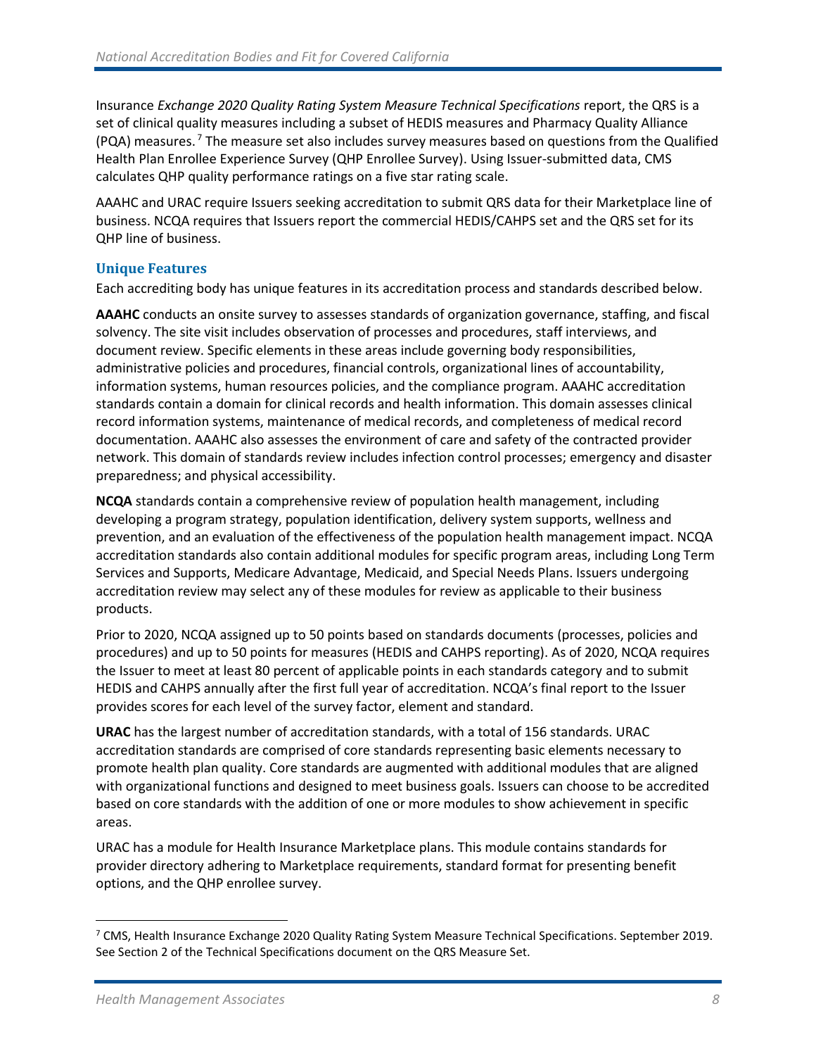Insurance *Exchange 2020 Quality Rating System Measure Technical Specifications* report, the QRS is a set of clinical quality measures including a subset of HEDIS measures and Pharmacy Quality Alliance (PQA) measures.[7] The measure set also includes survey measures based on questions from the Qualified Health Plan Enrollee Experience Survey (QHP Enrollee Survey). Using Issuer-submitted data, CMS calculates QHP quality performance ratings on a five star rating scale.

AAAHC and URAC require Issuers seeking accreditation to submit QRS data for their Marketplace line of business. NCQA requires that Issuers report the commercial HEDIS/CAHPS set and the QRS set for its QHP line of business.

### Unique Features

Each accrediting body has unique features in its accreditation process and standards described below.

**AAAHC** conducts an onsite survey to assesses standards of organization governance, staffing, and fiscal solvency. The site visit includes observation of processes and procedures, staff interviews, and document review. Specific elements in these areas include governing body responsibilities, administrative policies and procedures, financial controls, organizational lines of accountability, information systems, human resources policies, and the compliance program. AAAHC accreditation standards contain a domain for clinical records and health information. This domain assesses clinical record information systems, maintenance of medical records, and completeness of medical record documentation. AAAHC also assesses the environment of care and safety of the contracted provider network. This domain of standards review includes infection control processes; emergency and disaster preparedness; and physical accessibility.

**NCQA** standards contain a comprehensive review of population health management, including developing a program strategy, population identification, delivery system supports, wellness and prevention, and an evaluation of the effectiveness of the population health management impact. NCQA accreditation standards also contain additional modules for specific program areas, including Long Term Services and Supports, Medicare Advantage, Medicaid, and Special Needs Plans. Issuers undergoing accreditation review may select any of these modules for review as applicable to their business products.

Prior to 2020, NCQA assigned up to 50 points based on standards documents (processes, policies and procedures) and up to 50 points for measures (HEDIS and CAHPS reporting). As of 2020, NCQA requires the Issuer to meet at least 80 percent of applicable points in each standards category and to submit HEDIS and CAHPS annually after the first full year of accreditation. NCQA's final report to the Issuer provides scores for each level of the survey factor, element and standard.

**URAC** has the largest number of accreditation standards, with a total of 156 standards. URAC accreditation standards are comprised of core standards representing basic elements necessary to promote health plan quality. Core standards are augmented with additional modules that are aligned with organizational functions and designed to meet business goals. Issuers can choose to be accredited based on core standards with the addition of one or more modules to show achievement in specific areas.

URAC has a module for Health Insurance Marketplace plans. This module contains standards for provider directory adhering to Marketplace requirements, standard format for presenting benefit options, and the QHP enrollee survey.

---

[7] CMS, Health Insurance Exchange 2020 Quality Rating System Measure Technical Specifications. September 2019. See Section 2 of the Technical Specifications document on the QRS Measure Set.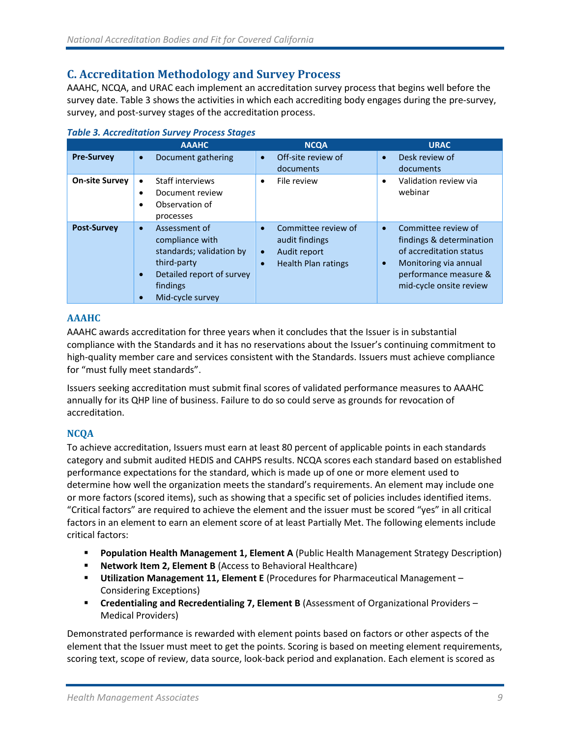## C. Accreditation Methodology and Survey Process

AAAHC, NCQA, and URAC each implement an accreditation survey process that begins well before the survey date. Table 3 shows the activities in which each accrediting body engages during the pre-survey, survey, and post-survey stages of the accreditation process.

*Table 3. Accreditation Survey Process Stages*

| | AAAHC | NCQA | URAC |
|---|---|---|---|
| **Pre-Survey** | • Document gathering | • Off-site review of documents | • Desk review of documents |
| **On-site Survey** | • Staff interviews<br>• Document review<br>• Observation of processes | • File review | • Validation review via webinar |
| **Post-Survey** | • Assessment of compliance with standards; validation by third-party<br>• Detailed report of survey findings<br>• Mid-cycle survey | • Committee review of audit findings<br>• Audit report<br>• Health Plan ratings | • Committee review of findings & determination of accreditation status<br>• Monitoring via annual performance measure & mid-cycle onsite review |

### AAAHC

AAAHC awards accreditation for three years when it concludes that the Issuer is in substantial compliance with the Standards and it has no reservations about the Issuer's continuing commitment to high-quality member care and services consistent with the Standards. Issuers must achieve compliance for "must fully meet standards".

Issuers seeking accreditation must submit final scores of validated performance measures to AAAHC annually for its QHP line of business. Failure to do so could serve as grounds for revocation of accreditation.

### NCQA

To achieve accreditation, Issuers must earn at least 80 percent of applicable points in each standards category and submit audited HEDIS and CAHPS results. NCQA scores each standard based on established performance expectations for the standard, which is made up of one or more element used to determine how well the organization meets the standard's requirements. An element may include one or more factors (scored items), such as showing that a specific set of policies includes identified items. "Critical factors" are required to achieve the element and the issuer must be scored "yes" in all critical factors in an element to earn an element score of at least Partially Met. The following elements include critical factors:

- **Population Health Management 1, Element A** (Public Health Management Strategy Description)
- **Network Item 2, Element B** (Access to Behavioral Healthcare)
- **Utilization Management 11, Element E** (Procedures for Pharmaceutical Management – Considering Exceptions)
- **Credentialing and Recredentialing 7, Element B** (Assessment of Organizational Providers – Medical Providers)

Demonstrated performance is rewarded with element points based on factors or other aspects of the element that the Issuer must meet to get the points. Scoring is based on meeting element requirements, scoring text, scope of review, data source, look-back period and explanation. Each element is scored as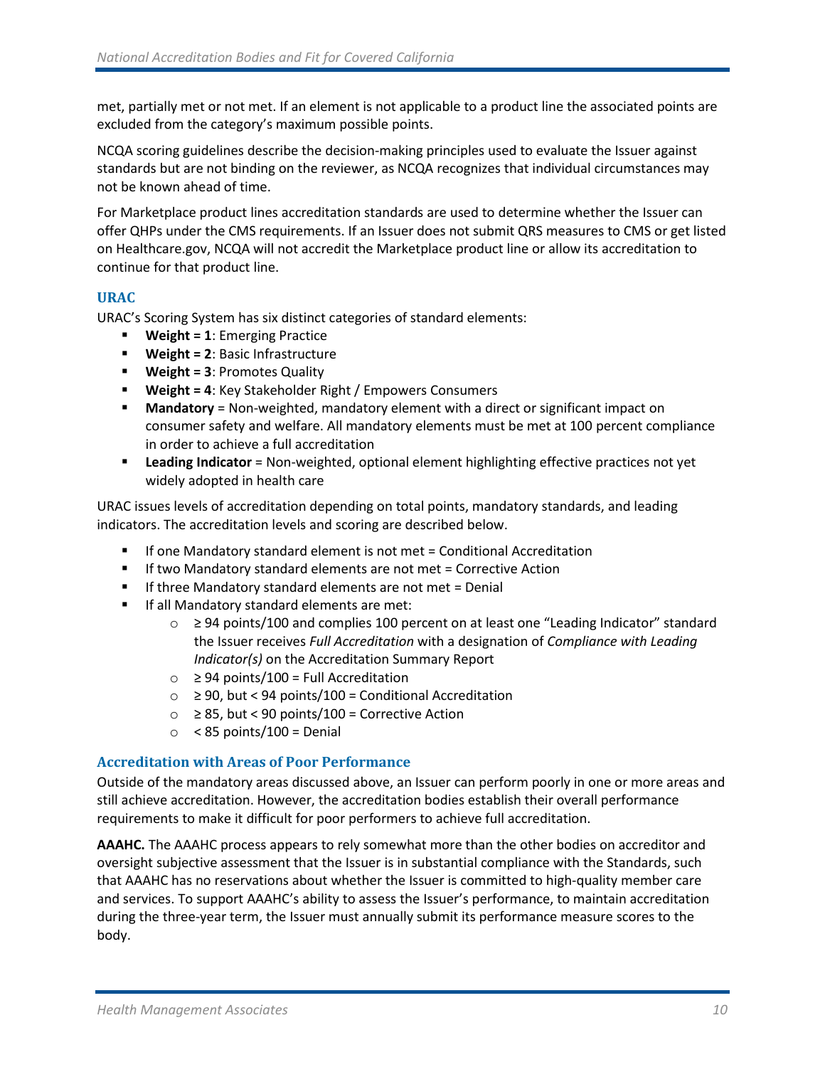met, partially met or not met. If an element is not applicable to a product line the associated points are excluded from the category's maximum possible points.

NCQA scoring guidelines describe the decision-making principles used to evaluate the Issuer against standards but are not binding on the reviewer, as NCQA recognizes that individual circumstances may not be known ahead of time.

For Marketplace product lines accreditation standards are used to determine whether the Issuer can offer QHPs under the CMS requirements. If an Issuer does not submit QRS measures to CMS or get listed on Healthcare.gov, NCQA will not accredit the Marketplace product line or allow its accreditation to continue for that product line.

### URAC

URAC's Scoring System has six distinct categories of standard elements:

- **Weight = 1**: Emerging Practice
- **Weight = 2**: Basic Infrastructure
- **Weight = 3**: Promotes Quality
- **Weight = 4**: Key Stakeholder Right / Empowers Consumers
- **Mandatory** = Non-weighted, mandatory element with a direct or significant impact on consumer safety and welfare. All mandatory elements must be met at 100 percent compliance in order to achieve a full accreditation
- **Leading Indicator** = Non-weighted, optional element highlighting effective practices not yet widely adopted in health care

URAC issues levels of accreditation depending on total points, mandatory standards, and leading indicators. The accreditation levels and scoring are described below.

- If one Mandatory standard element is not met = Conditional Accreditation
- If two Mandatory standard elements are not met = Corrective Action
- If three Mandatory standard elements are not met = Denial
- If all Mandatory standard elements are met:
  - ≥ 94 points/100 and complies 100 percent on at least one "Leading Indicator" standard the Issuer receives *Full Accreditation* with a designation of *Compliance with Leading Indicator(s)* on the Accreditation Summary Report
  - ≥ 94 points/100 = Full Accreditation
  - ≥ 90, but < 94 points/100 = Conditional Accreditation
  - ≥ 85, but < 90 points/100 = Corrective Action
  - < 85 points/100 = Denial

### Accreditation with Areas of Poor Performance

Outside of the mandatory areas discussed above, an Issuer can perform poorly in one or more areas and still achieve accreditation. However, the accreditation bodies establish their overall performance requirements to make it difficult for poor performers to achieve full accreditation.

**AAAHC.** The AAAHC process appears to rely somewhat more than the other bodies on accreditor and oversight subjective assessment that the Issuer is in substantial compliance with the Standards, such that AAAHC has no reservations about whether the Issuer is committed to high-quality member care and services. To support AAAHC's ability to assess the Issuer's performance, to maintain accreditation during the three-year term, the Issuer must annually submit its performance measure scores to the body.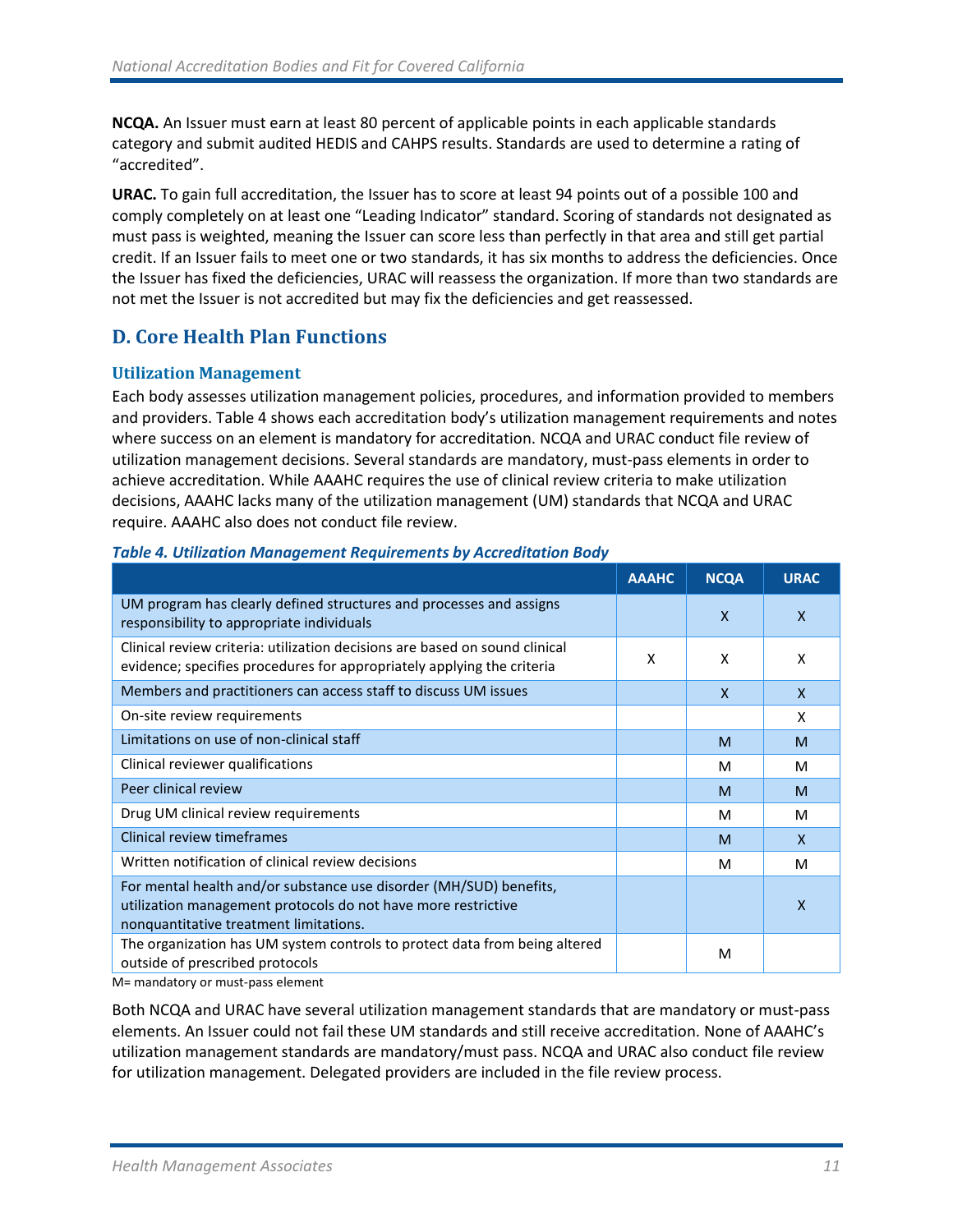**NCQA.** An Issuer must earn at least 80 percent of applicable points in each applicable standards category and submit audited HEDIS and CAHPS results. Standards are used to determine a rating of "accredited".

**URAC.** To gain full accreditation, the Issuer has to score at least 94 points out of a possible 100 and comply completely on at least one "Leading Indicator" standard. Scoring of standards not designated as must pass is weighted, meaning the Issuer can score less than perfectly in that area and still get partial credit. If an Issuer fails to meet one or two standards, it has six months to address the deficiencies. Once the Issuer has fixed the deficiencies, URAC will reassess the organization. If more than two standards are not met the Issuer is not accredited but may fix the deficiencies and get reassessed.

## D. Core Health Plan Functions

### Utilization Management

Each body assesses utilization management policies, procedures, and information provided to members and providers. Table 4 shows each accreditation body's utilization management requirements and notes where success on an element is mandatory for accreditation. NCQA and URAC conduct file review of utilization management decisions. Several standards are mandatory, must-pass elements in order to achieve accreditation. While AAAHC requires the use of clinical review criteria to make utilization decisions, AAAHC lacks many of the utilization management (UM) standards that NCQA and URAC require. AAAHC also does not conduct file review.

***Table 4. Utilization Management Requirements by Accreditation Body***

| | AAAHC | NCQA | URAC |
|---|---|---|---|
| UM program has clearly defined structures and processes and assigns responsibility to appropriate individuals | | X | X |
| Clinical review criteria: utilization decisions are based on sound clinical evidence; specifies procedures for appropriately applying the criteria | X | X | X |
| Members and practitioners can access staff to discuss UM issues | | X | X |
| On-site review requirements | | | X |
| Limitations on use of non-clinical staff | | M | M |
| Clinical reviewer qualifications | | M | M |
| Peer clinical review | | M | M |
| Drug UM clinical review requirements | | M | M |
| Clinical review timeframes | | M | X |
| Written notification of clinical review decisions | | M | M |
| For mental health and/or substance use disorder (MH/SUD) benefits, utilization management protocols do not have more restrictive nonquantitative treatment limitations. | | | X |
| The organization has UM system controls to protect data from being altered outside of prescribed protocols | | M | |

M= mandatory or must-pass element

Both NCQA and URAC have several utilization management standards that are mandatory or must-pass elements. An Issuer could not fail these UM standards and still receive accreditation. None of AAAHC's utilization management standards are mandatory/must pass. NCQA and URAC also conduct file review for utilization management. Delegated providers are included in the file review process.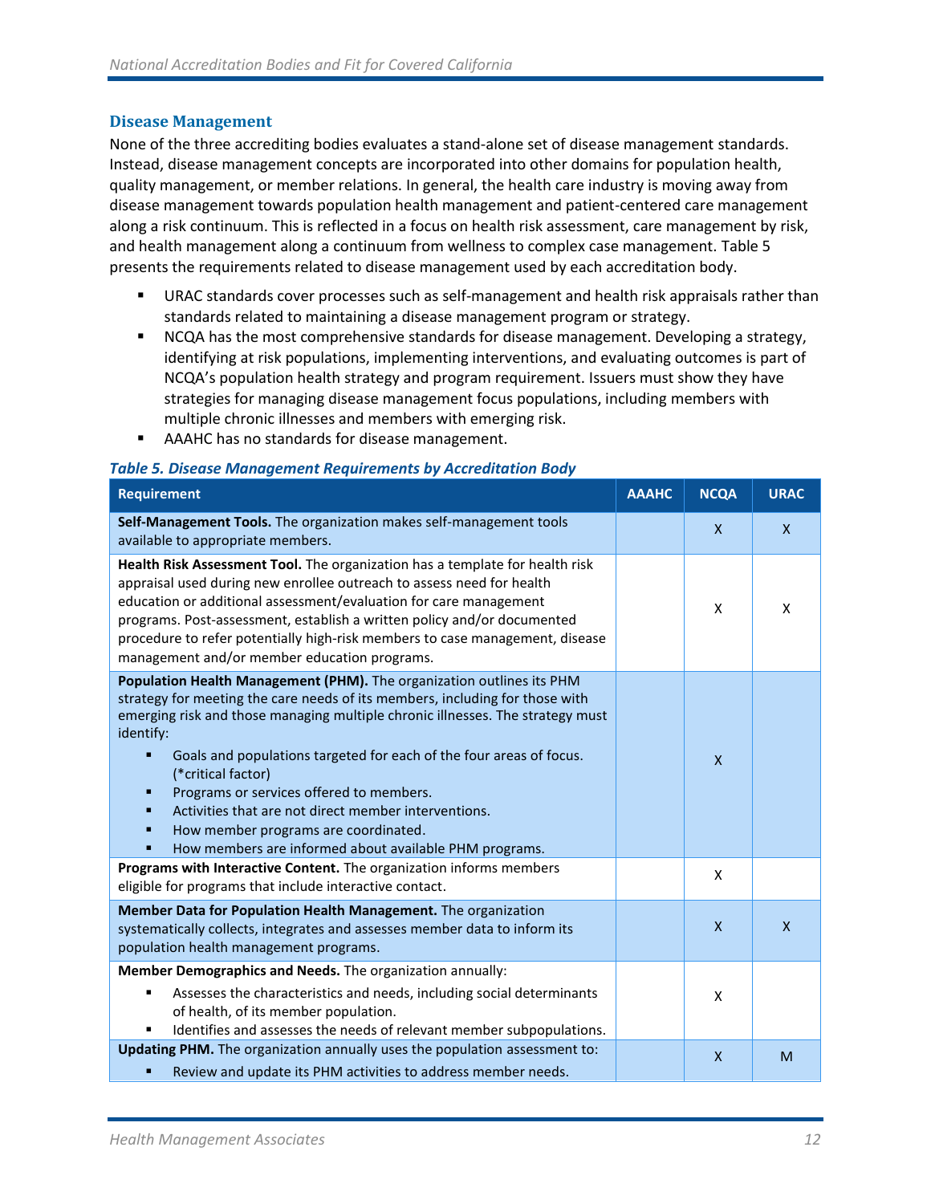### Disease Management

None of the three accrediting bodies evaluates a stand-alone set of disease management standards. Instead, disease management concepts are incorporated into other domains for population health, quality management, or member relations. In general, the health care industry is moving away from disease management towards population health management and patient-centered care management along a risk continuum. This is reflected in a focus on health risk assessment, care management by risk, and health management along a continuum from wellness to complex case management. Table 5 presents the requirements related to disease management used by each accreditation body.

- URAC standards cover processes such as self-management and health risk appraisals rather than standards related to maintaining a disease management program or strategy.
- NCQA has the most comprehensive standards for disease management. Developing a strategy, identifying at risk populations, implementing interventions, and evaluating outcomes is part of NCQA's population health strategy and program requirement. Issuers must show they have strategies for managing disease management focus populations, including members with multiple chronic illnesses and members with emerging risk.
- AAAHC has no standards for disease management.

***Table 5. Disease Management Requirements by Accreditation Body***

| Requirement | AAAHC | NCQA | URAC |
|---|---|---|---|
| **Self-Management Tools.** The organization makes self-management tools available to appropriate members. | | X | X |
| **Health Risk Assessment Tool.** The organization has a template for health risk appraisal used during new enrollee outreach to assess need for health education or additional assessment/evaluation for care management programs. Post-assessment, establish a written policy and/or documented procedure to refer potentially high-risk members to case management, disease management and/or member education programs. | | X | X |
| **Population Health Management (PHM).** The organization outlines its PHM strategy for meeting the care needs of its members, including for those with emerging risk and those managing multiple chronic illnesses. The strategy must identify: <br>▪ Goals and populations targeted for each of the four areas of focus. (*critical factor) <br>▪ Programs or services offered to members. <br>▪ Activities that are not direct member interventions. <br>▪ How member programs are coordinated. <br>▪ How members are informed about available PHM programs. | | X | |
| **Programs with Interactive Content.** The organization informs members eligible for programs that include interactive contact. | | X | |
| **Member Data for Population Health Management.** The organization systematically collects, integrates and assesses member data to inform its population health management programs. | | X | X |
| **Member Demographics and Needs.** The organization annually: <br>▪ Assesses the characteristics and needs, including social determinants of health, of its member population. <br>▪ Identifies and assesses the needs of relevant member subpopulations. | | X | |
| **Updating PHM.** The organization annually uses the population assessment to: <br>▪ Review and update its PHM activities to address member needs. | | X | M |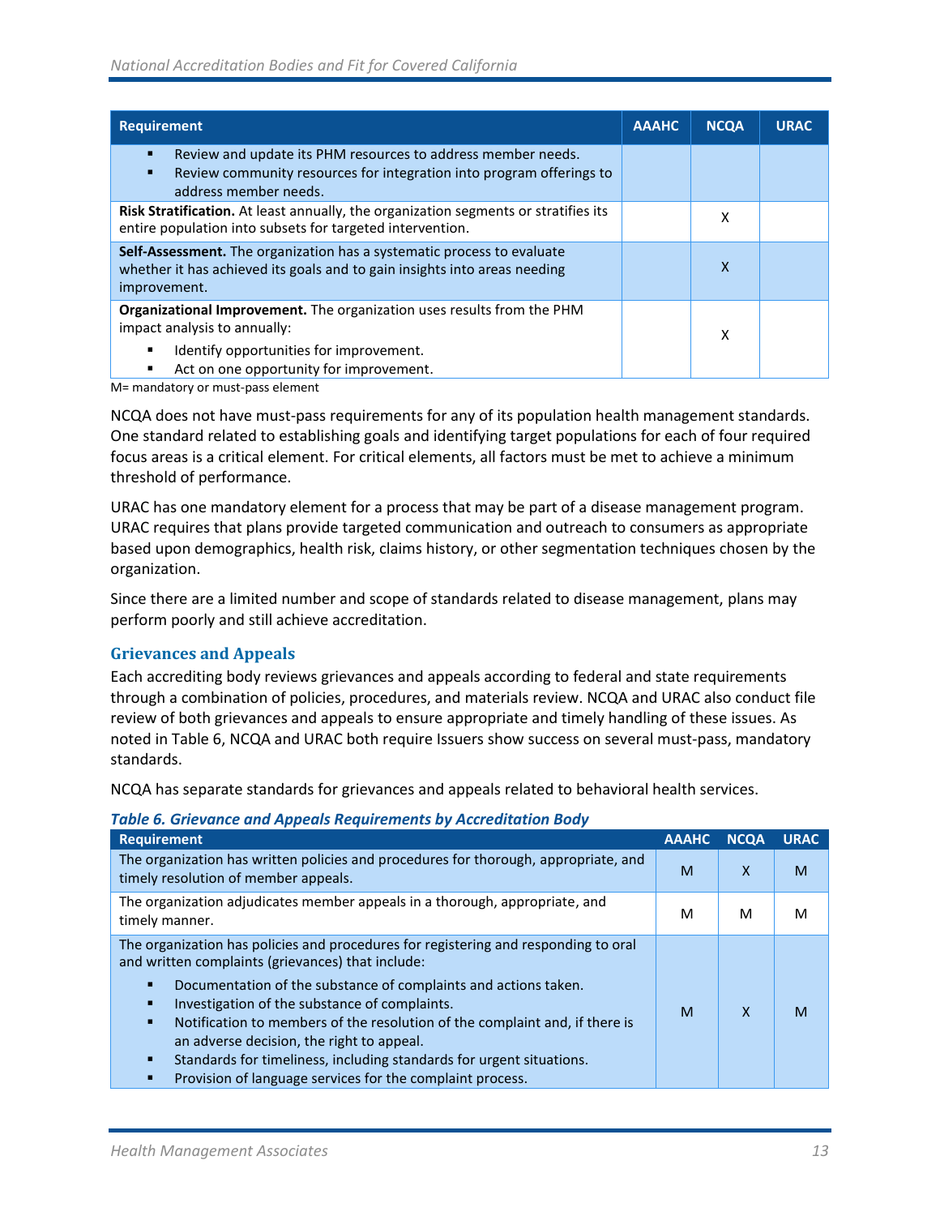| Requirement | AAAHC | NCQA | URAC |
|---|---|---|---|
| ▪ Review and update its PHM resources to address member needs.<br>▪ Review community resources for integration into program offerings to address member needs. | | | |
| **Risk Stratification.** At least annually, the organization segments or stratifies its entire population into subsets for targeted intervention. | | X | |
| **Self-Assessment.** The organization has a systematic process to evaluate whether it has achieved its goals and to gain insights into areas needing improvement. | | X | |
| **Organizational Improvement.** The organization uses results from the PHM impact analysis to annually:<br>▪ Identify opportunities for improvement.<br>▪ Act on one opportunity for improvement. | | X | |

M= mandatory or must-pass element

NCQA does not have must-pass requirements for any of its population health management standards. One standard related to establishing goals and identifying target populations for each of four required focus areas is a critical element. For critical elements, all factors must be met to achieve a minimum threshold of performance.

URAC has one mandatory element for a process that may be part of a disease management program. URAC requires that plans provide targeted communication and outreach to consumers as appropriate based upon demographics, health risk, claims history, or other segmentation techniques chosen by the organization.

Since there are a limited number and scope of standards related to disease management, plans may perform poorly and still achieve accreditation.

### Grievances and Appeals

Each accrediting body reviews grievances and appeals according to federal and state requirements through a combination of policies, procedures, and materials review. NCQA and URAC also conduct file review of both grievances and appeals to ensure appropriate and timely handling of these issues. As noted in Table 6, NCQA and URAC both require Issuers show success on several must-pass, mandatory standards.

NCQA has separate standards for grievances and appeals related to behavioral health services.

***Table 6. Grievance and Appeals Requirements by Accreditation Body***

| Requirement | AAAHC | NCQA | URAC |
|---|---|---|---|
| The organization has written policies and procedures for thorough, appropriate, and timely resolution of member appeals. | M | X | M |
| The organization adjudicates member appeals in a thorough, appropriate, and timely manner. | M | M | M |
| The organization has policies and procedures for registering and responding to oral and written complaints (grievances) that include:<br>▪ Documentation of the substance of complaints and actions taken.<br>▪ Investigation of the substance of complaints.<br>▪ Notification to members of the resolution of the complaint and, if there is an adverse decision, the right to appeal.<br>▪ Standards for timeliness, including standards for urgent situations.<br>▪ Provision of language services for the complaint process. | M | X | M |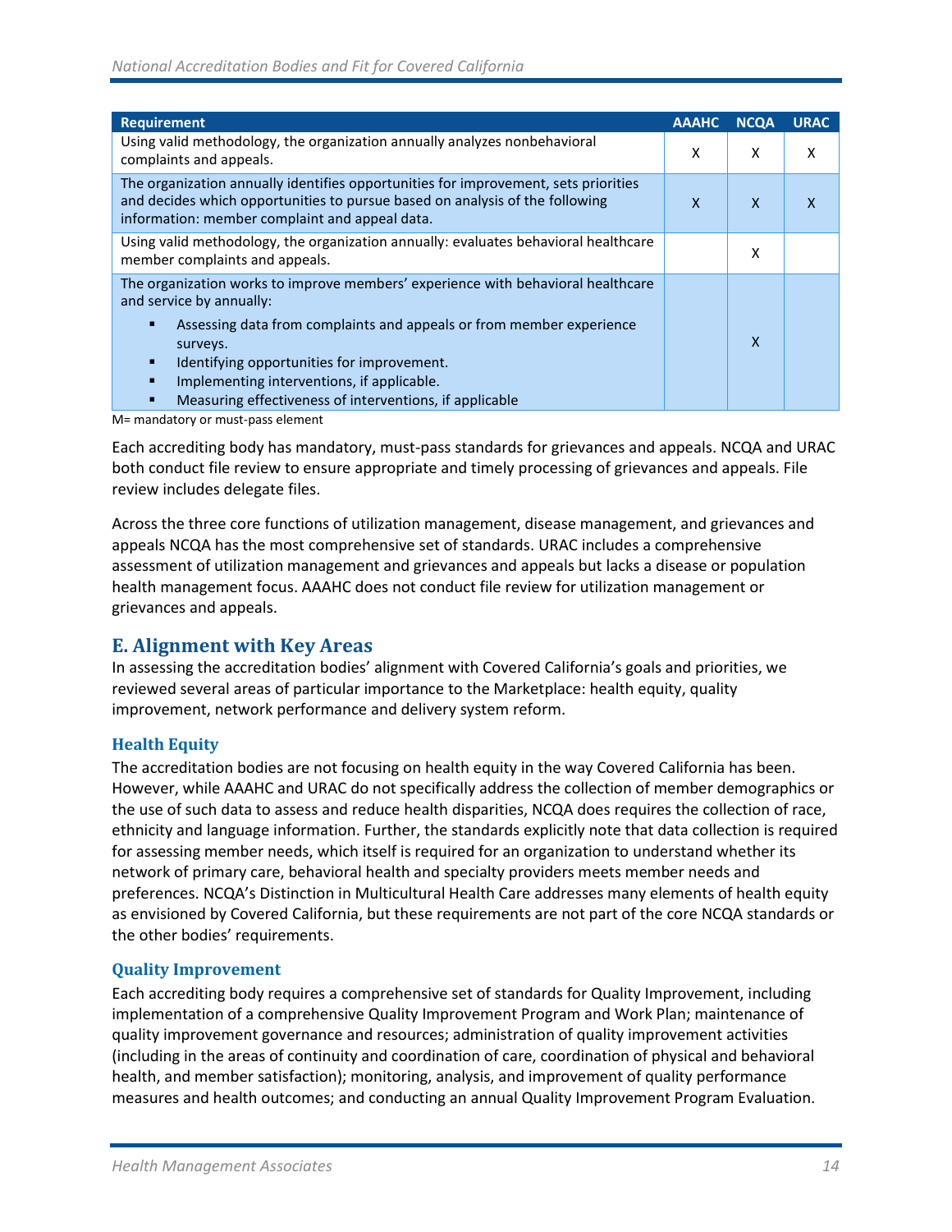| Requirement | AAAHC | NCQA | URAC |
|---|---|---|---|
| Using valid methodology, the organization annually analyzes nonbehavioral complaints and appeals. | X | X | X |
| The organization annually identifies opportunities for improvement, sets priorities and decides which opportunities to pursue based on analysis of the following information: member complaint and appeal data. | X | X | X |
| Using valid methodology, the organization annually: evaluates behavioral healthcare member complaints and appeals. | | X | |
| The organization works to improve members' experience with behavioral healthcare and service by annually:<br>▪ Assessing data from complaints and appeals or from member experience surveys.<br>▪ Identifying opportunities for improvement.<br>▪ Implementing interventions, if applicable.<br>▪ Measuring effectiveness of interventions, if applicable | | X | |

M= mandatory or must-pass element

Each accrediting body has mandatory, must-pass standards for grievances and appeals. NCQA and URAC both conduct file review to ensure appropriate and timely processing of grievances and appeals. File review includes delegate files.

Across the three core functions of utilization management, disease management, and grievances and appeals NCQA has the most comprehensive set of standards. URAC includes a comprehensive assessment of utilization management and grievances and appeals but lacks a disease or population health management focus. AAAHC does not conduct file review for utilization management or grievances and appeals.

## E. Alignment with Key Areas

In assessing the accreditation bodies' alignment with Covered California's goals and priorities, we reviewed several areas of particular importance to the Marketplace: health equity, quality improvement, network performance and delivery system reform.

### Health Equity

The accreditation bodies are not focusing on health equity in the way Covered California has been. However, while AAAHC and URAC do not specifically address the collection of member demographics or the use of such data to assess and reduce health disparities, NCQA does requires the collection of race, ethnicity and language information. Further, the standards explicitly note that data collection is required for assessing member needs, which itself is required for an organization to understand whether its network of primary care, behavioral health and specialty providers meets member needs and preferences. NCQA's Distinction in Multicultural Health Care addresses many elements of health equity as envisioned by Covered California, but these requirements are not part of the core NCQA standards or the other bodies' requirements.

### Quality Improvement

Each accrediting body requires a comprehensive set of standards for Quality Improvement, including implementation of a comprehensive Quality Improvement Program and Work Plan; maintenance of quality improvement governance and resources; administration of quality improvement activities (including in the areas of continuity and coordination of care, coordination of physical and behavioral health, and member satisfaction); monitoring, analysis, and improvement of quality performance measures and health outcomes; and conducting an annual Quality Improvement Program Evaluation.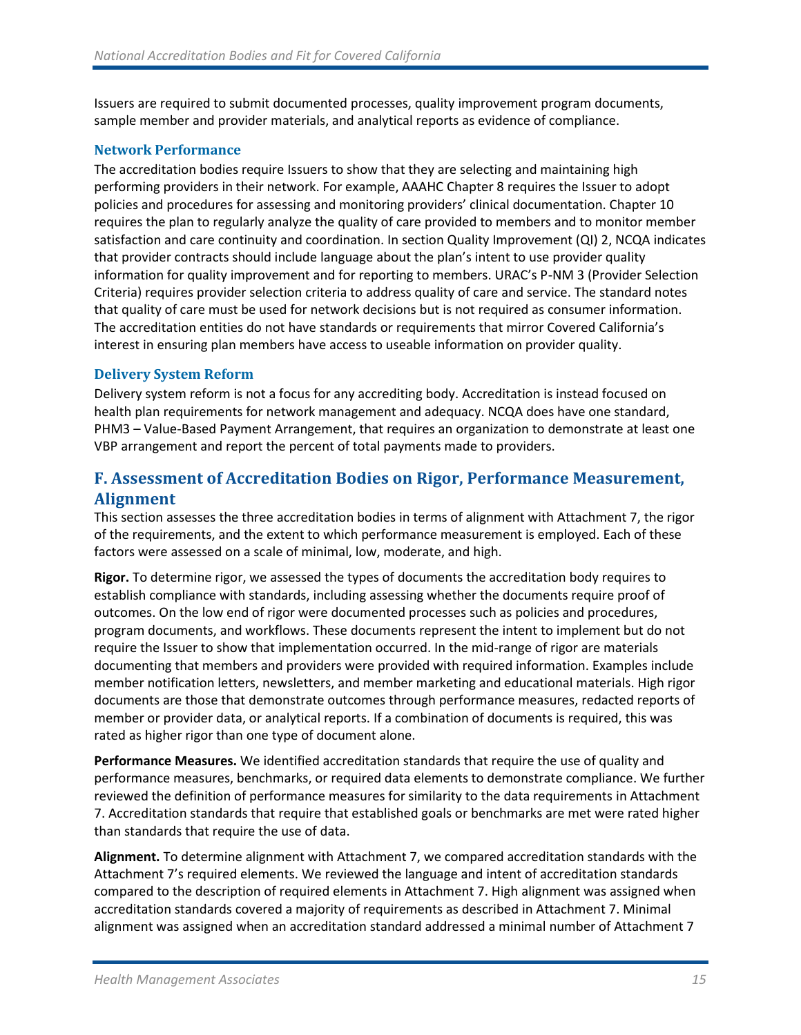Issuers are required to submit documented processes, quality improvement program documents, sample member and provider materials, and analytical reports as evidence of compliance.

### Network Performance

The accreditation bodies require Issuers to show that they are selecting and maintaining high performing providers in their network. For example, AAAHC Chapter 8 requires the Issuer to adopt policies and procedures for assessing and monitoring providers' clinical documentation. Chapter 10 requires the plan to regularly analyze the quality of care provided to members and to monitor member satisfaction and care continuity and coordination. In section Quality Improvement (QI) 2, NCQA indicates that provider contracts should include language about the plan's intent to use provider quality information for quality improvement and for reporting to members. URAC's P-NM 3 (Provider Selection Criteria) requires provider selection criteria to address quality of care and service. The standard notes that quality of care must be used for network decisions but is not required as consumer information. The accreditation entities do not have standards or requirements that mirror Covered California's interest in ensuring plan members have access to useable information on provider quality.

### Delivery System Reform

Delivery system reform is not a focus for any accrediting body. Accreditation is instead focused on health plan requirements for network management and adequacy. NCQA does have one standard, PHM3 – Value-Based Payment Arrangement, that requires an organization to demonstrate at least one VBP arrangement and report the percent of total payments made to providers.

## F. Assessment of Accreditation Bodies on Rigor, Performance Measurement, Alignment

This section assesses the three accreditation bodies in terms of alignment with Attachment 7, the rigor of the requirements, and the extent to which performance measurement is employed. Each of these factors were assessed on a scale of minimal, low, moderate, and high.

**Rigor.** To determine rigor, we assessed the types of documents the accreditation body requires to establish compliance with standards, including assessing whether the documents require proof of outcomes. On the low end of rigor were documented processes such as policies and procedures, program documents, and workflows. These documents represent the intent to implement but do not require the Issuer to show that implementation occurred. In the mid-range of rigor are materials documenting that members and providers were provided with required information. Examples include member notification letters, newsletters, and member marketing and educational materials. High rigor documents are those that demonstrate outcomes through performance measures, redacted reports of member or provider data, or analytical reports. If a combination of documents is required, this was rated as higher rigor than one type of document alone.

**Performance Measures.** We identified accreditation standards that require the use of quality and performance measures, benchmarks, or required data elements to demonstrate compliance. We further reviewed the definition of performance measures for similarity to the data requirements in Attachment 7. Accreditation standards that require that established goals or benchmarks are met were rated higher than standards that require the use of data.

**Alignment.** To determine alignment with Attachment 7, we compared accreditation standards with the Attachment 7's required elements. We reviewed the language and intent of accreditation standards compared to the description of required elements in Attachment 7. High alignment was assigned when accreditation standards covered a majority of requirements as described in Attachment 7. Minimal alignment was assigned when an accreditation standard addressed a minimal number of Attachment 7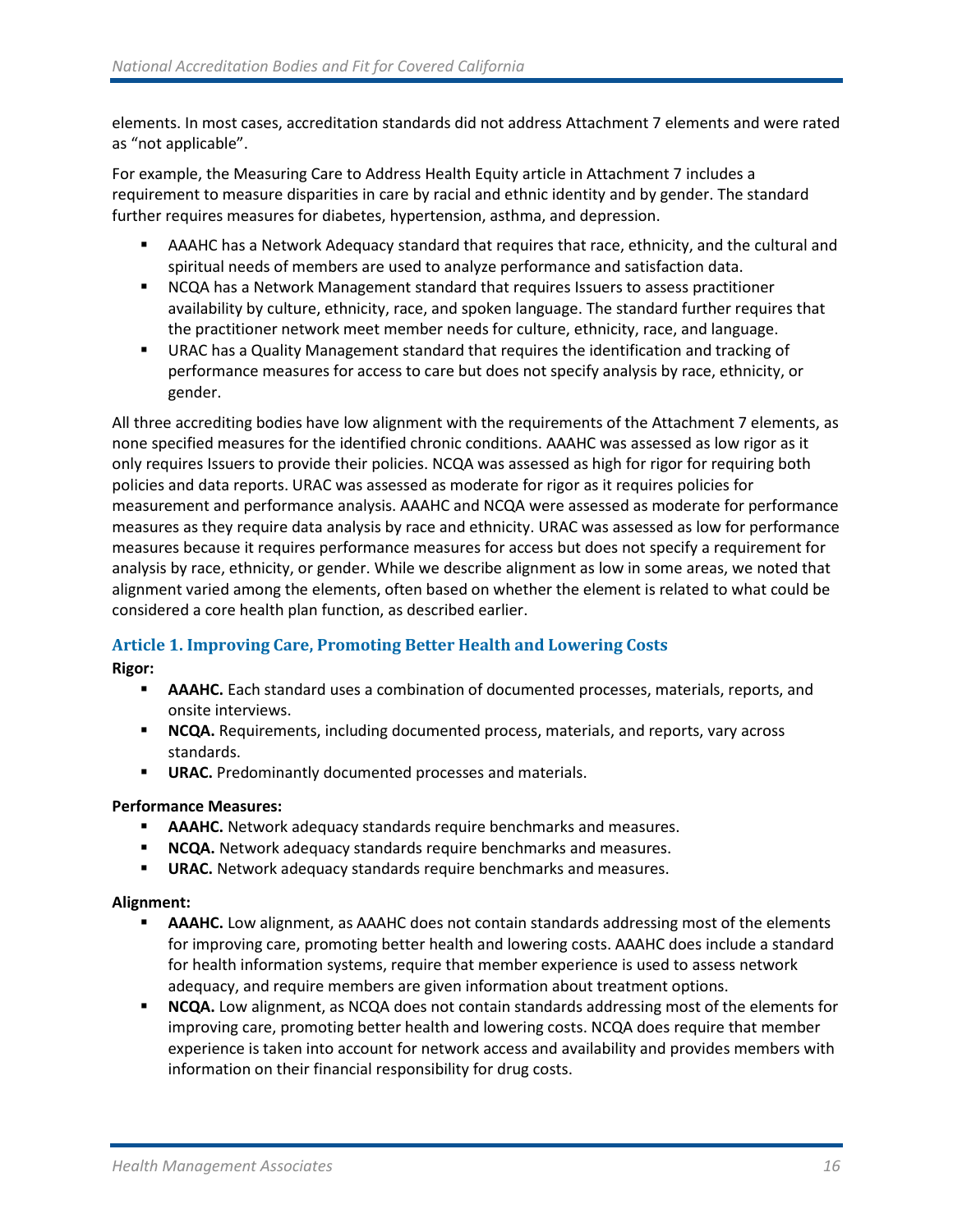elements. In most cases, accreditation standards did not address Attachment 7 elements and were rated as "not applicable".

For example, the Measuring Care to Address Health Equity article in Attachment 7 includes a requirement to measure disparities in care by racial and ethnic identity and by gender. The standard further requires measures for diabetes, hypertension, asthma, and depression.

- AAAHC has a Network Adequacy standard that requires that race, ethnicity, and the cultural and spiritual needs of members are used to analyze performance and satisfaction data.
- NCQA has a Network Management standard that requires Issuers to assess practitioner availability by culture, ethnicity, race, and spoken language. The standard further requires that the practitioner network meet member needs for culture, ethnicity, race, and language.
- URAC has a Quality Management standard that requires the identification and tracking of performance measures for access to care but does not specify analysis by race, ethnicity, or gender.

All three accrediting bodies have low alignment with the requirements of the Attachment 7 elements, as none specified measures for the identified chronic conditions. AAAHC was assessed as low rigor as it only requires Issuers to provide their policies. NCQA was assessed as high for rigor for requiring both policies and data reports. URAC was assessed as moderate for rigor as it requires policies for measurement and performance analysis. AAAHC and NCQA were assessed as moderate for performance measures as they require data analysis by race and ethnicity. URAC was assessed as low for performance measures because it requires performance measures for access but does not specify a requirement for analysis by race, ethnicity, or gender. While we describe alignment as low in some areas, we noted that alignment varied among the elements, often based on whether the element is related to what could be considered a core health plan function, as described earlier.

### Article 1. Improving Care, Promoting Better Health and Lowering Costs

**Rigor:**

- **AAAHC.** Each standard uses a combination of documented processes, materials, reports, and onsite interviews.
- **NCQA.** Requirements, including documented process, materials, and reports, vary across standards.
- **URAC.** Predominantly documented processes and materials.

**Performance Measures:**

- **AAAHC.** Network adequacy standards require benchmarks and measures.
- **NCQA.** Network adequacy standards require benchmarks and measures.
- **URAC.** Network adequacy standards require benchmarks and measures.

**Alignment:**

- **AAAHC.** Low alignment, as AAAHC does not contain standards addressing most of the elements for improving care, promoting better health and lowering costs. AAAHC does include a standard for health information systems, require that member experience is used to assess network adequacy, and require members are given information about treatment options.
- **NCQA.** Low alignment, as NCQA does not contain standards addressing most of the elements for improving care, promoting better health and lowering costs. NCQA does require that member experience is taken into account for network access and availability and provides members with information on their financial responsibility for drug costs.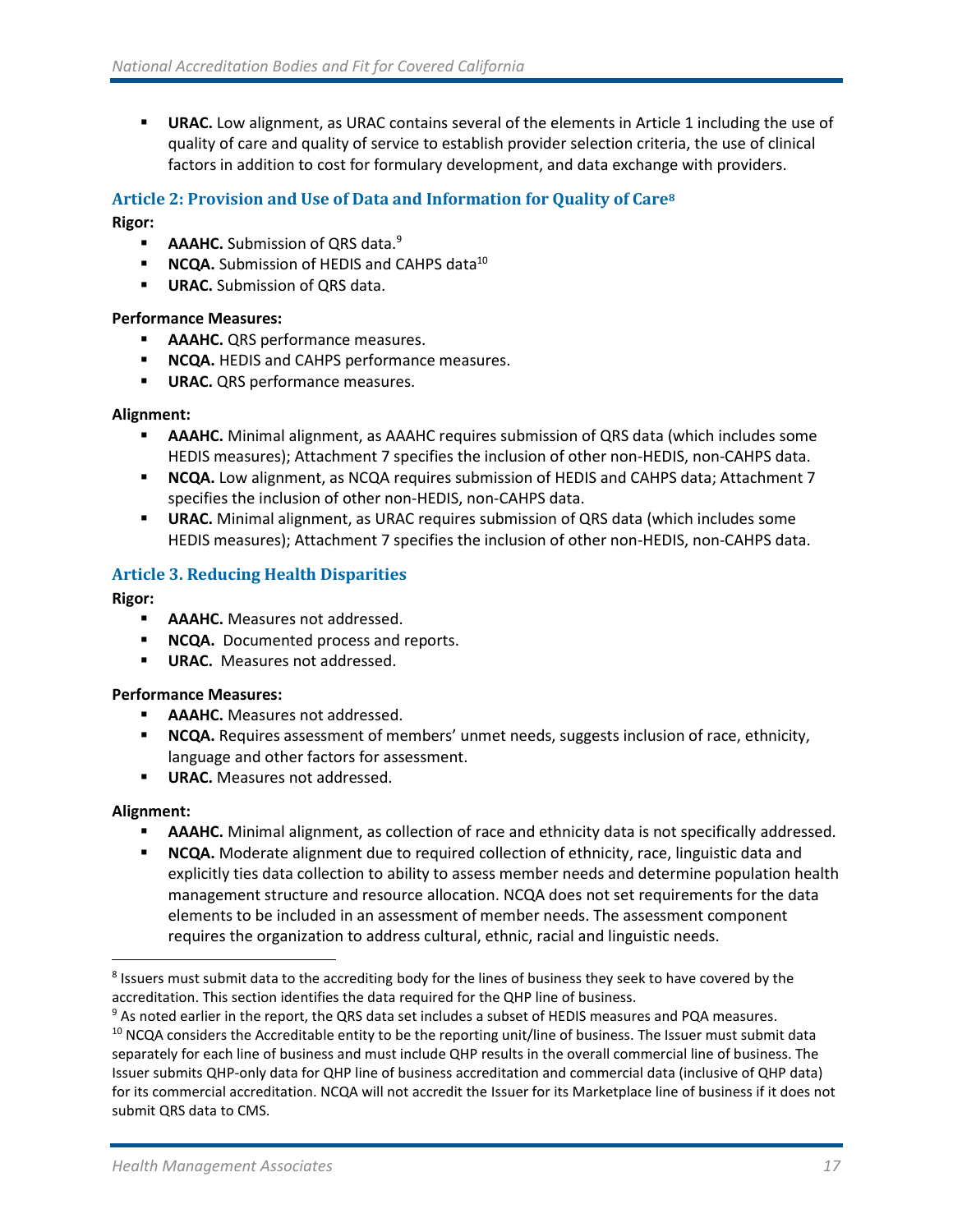- **URAC.** Low alignment, as URAC contains several of the elements in Article 1 including the use of quality of care and quality of service to establish provider selection criteria, the use of clinical factors in addition to cost for formulary development, and data exchange with providers.

### Article 2: Provision and Use of Data and Information for Quality of Care[8]

**Rigor:**

- **AAAHC.** Submission of QRS data.[9]
- **NCQA.** Submission of HEDIS and CAHPS data[10]
- **URAC.** Submission of QRS data.

**Performance Measures:**

- **AAAHC.** QRS performance measures.
- **NCQA.** HEDIS and CAHPS performance measures.
- **URAC.** QRS performance measures.

**Alignment:**

- **AAAHC.** Minimal alignment, as AAAHC requires submission of QRS data (which includes some HEDIS measures); Attachment 7 specifies the inclusion of other non-HEDIS, non-CAHPS data.
- **NCQA.** Low alignment, as NCQA requires submission of HEDIS and CAHPS data; Attachment 7 specifies the inclusion of other non-HEDIS, non-CAHPS data.
- **URAC.** Minimal alignment, as URAC requires submission of QRS data (which includes some HEDIS measures); Attachment 7 specifies the inclusion of other non-HEDIS, non-CAHPS data.

### Article 3. Reducing Health Disparities

**Rigor:**

- **AAAHC.** Measures not addressed.
- **NCQA.** Documented process and reports.
- **URAC.** Measures not addressed.

**Performance Measures:**

- **AAAHC.** Measures not addressed.
- **NCQA.** Requires assessment of members' unmet needs, suggests inclusion of race, ethnicity, language and other factors for assessment.
- **URAC.** Measures not addressed.

**Alignment:**

- **AAAHC.** Minimal alignment, as collection of race and ethnicity data is not specifically addressed.
- **NCQA.** Moderate alignment due to required collection of ethnicity, race, linguistic data and explicitly ties data collection to ability to assess member needs and determine population health management structure and resource allocation. NCQA does not set requirements for the data elements to be included in an assessment of member needs. The assessment component requires the organization to address cultural, ethnic, racial and linguistic needs.

---

[8] Issuers must submit data to the accrediting body for the lines of business they seek to have covered by the accreditation. This section identifies the data required for the QHP line of business.

[9] As noted earlier in the report, the QRS data set includes a subset of HEDIS measures and PQA measures.

[10] NCQA considers the Accreditable entity to be the reporting unit/line of business. The Issuer must submit data separately for each line of business and must include QHP results in the overall commercial line of business. The Issuer submits QHP-only data for QHP line of business accreditation and commercial data (inclusive of QHP data) for its commercial accreditation. NCQA will not accredit the Issuer for its Marketplace line of business if it does not submit QRS data to CMS.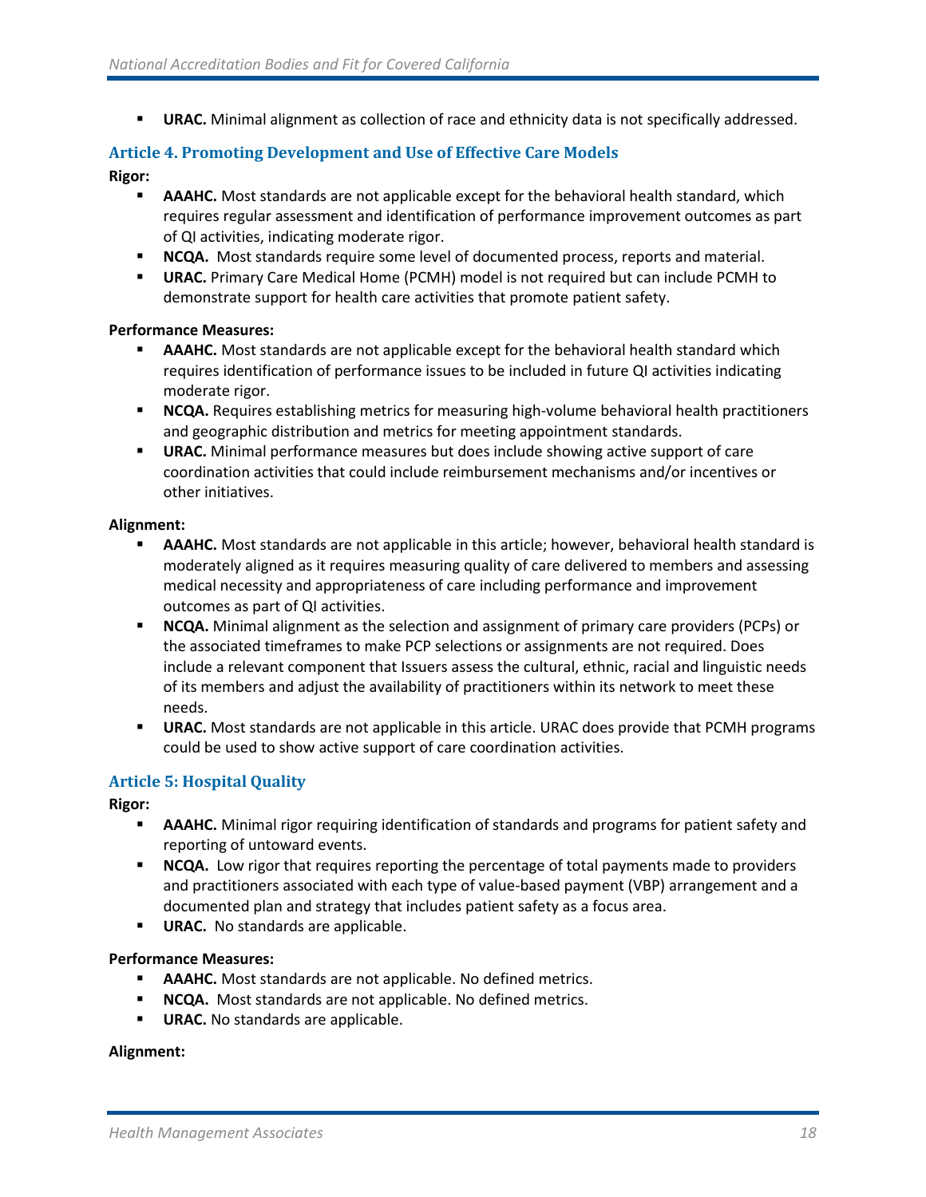- **URAC.** Minimal alignment as collection of race and ethnicity data is not specifically addressed.

### Article 4. Promoting Development and Use of Effective Care Models

**Rigor:**

- **AAAHC.** Most standards are not applicable except for the behavioral health standard, which requires regular assessment and identification of performance improvement outcomes as part of QI activities, indicating moderate rigor.
- **NCQA.** Most standards require some level of documented process, reports and material.
- **URAC.** Primary Care Medical Home (PCMH) model is not required but can include PCMH to demonstrate support for health care activities that promote patient safety.

**Performance Measures:**

- **AAAHC.** Most standards are not applicable except for the behavioral health standard which requires identification of performance issues to be included in future QI activities indicating moderate rigor.
- **NCQA.** Requires establishing metrics for measuring high-volume behavioral health practitioners and geographic distribution and metrics for meeting appointment standards.
- **URAC.** Minimal performance measures but does include showing active support of care coordination activities that could include reimbursement mechanisms and/or incentives or other initiatives.

**Alignment:**

- **AAAHC.** Most standards are not applicable in this article; however, behavioral health standard is moderately aligned as it requires measuring quality of care delivered to members and assessing medical necessity and appropriateness of care including performance and improvement outcomes as part of QI activities.
- **NCQA.** Minimal alignment as the selection and assignment of primary care providers (PCPs) or the associated timeframes to make PCP selections or assignments are not required. Does include a relevant component that Issuers assess the cultural, ethnic, racial and linguistic needs of its members and adjust the availability of practitioners within its network to meet these needs.
- **URAC.** Most standards are not applicable in this article. URAC does provide that PCMH programs could be used to show active support of care coordination activities.

### Article 5: Hospital Quality

**Rigor:**

- **AAAHC.** Minimal rigor requiring identification of standards and programs for patient safety and reporting of untoward events.
- **NCQA.** Low rigor that requires reporting the percentage of total payments made to providers and practitioners associated with each type of value-based payment (VBP) arrangement and a documented plan and strategy that includes patient safety as a focus area.
- **URAC.** No standards are applicable.

**Performance Measures:**

- **AAAHC.** Most standards are not applicable. No defined metrics.
- **NCQA.** Most standards are not applicable. No defined metrics.
- **URAC.** No standards are applicable.

**Alignment:**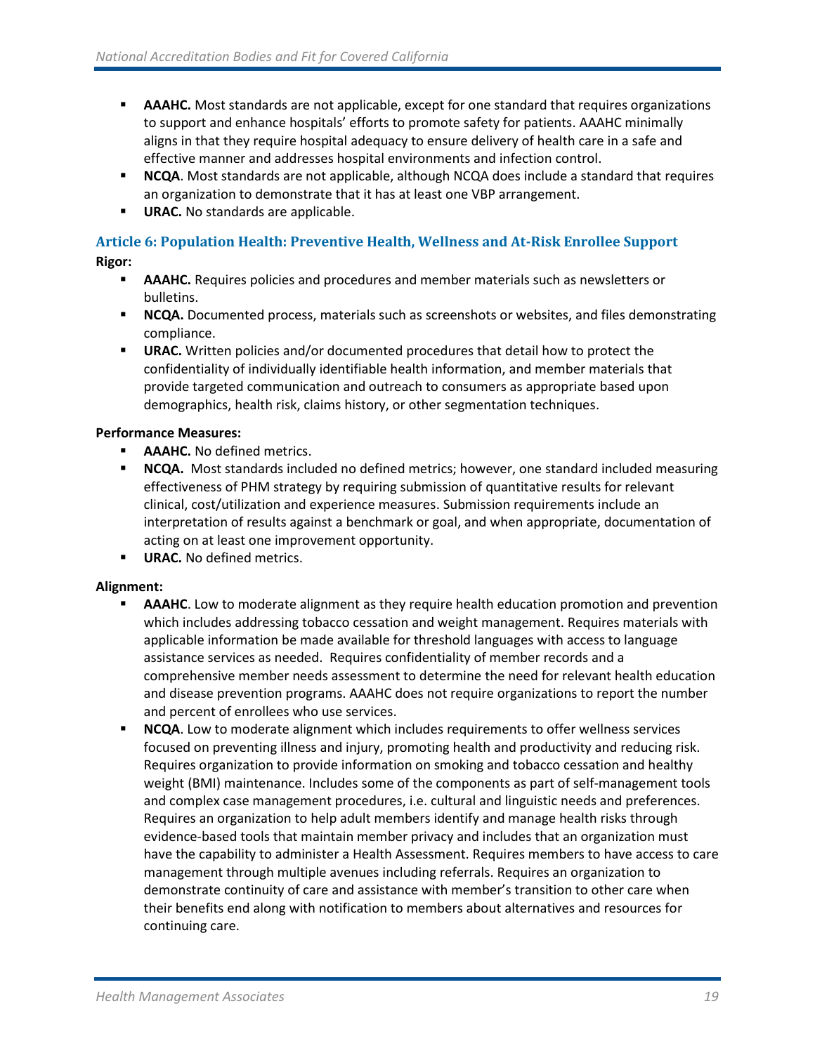- **AAAHC.** Most standards are not applicable, except for one standard that requires organizations to support and enhance hospitals' efforts to promote safety for patients. AAAHC minimally aligns in that they require hospital adequacy to ensure delivery of health care in a safe and effective manner and addresses hospital environments and infection control.
- **NCQA**. Most standards are not applicable, although NCQA does include a standard that requires an organization to demonstrate that it has at least one VBP arrangement.
- **URAC.** No standards are applicable.

### Article 6: Population Health: Preventive Health, Wellness and At-Risk Enrollee Support

**Rigor:**

- **AAAHC.** Requires policies and procedures and member materials such as newsletters or bulletins.
- **NCQA.** Documented process, materials such as screenshots or websites, and files demonstrating compliance.
- **URAC.** Written policies and/or documented procedures that detail how to protect the confidentiality of individually identifiable health information, and member materials that provide targeted communication and outreach to consumers as appropriate based upon demographics, health risk, claims history, or other segmentation techniques.

**Performance Measures:**

- **AAAHC.** No defined metrics.
- **NCQA.** Most standards included no defined metrics; however, one standard included measuring effectiveness of PHM strategy by requiring submission of quantitative results for relevant clinical, cost/utilization and experience measures. Submission requirements include an interpretation of results against a benchmark or goal, and when appropriate, documentation of acting on at least one improvement opportunity.
- **URAC.** No defined metrics.

**Alignment:**

- **AAAHC**. Low to moderate alignment as they require health education promotion and prevention which includes addressing tobacco cessation and weight management. Requires materials with applicable information be made available for threshold languages with access to language assistance services as needed. Requires confidentiality of member records and a comprehensive member needs assessment to determine the need for relevant health education and disease prevention programs. AAAHC does not require organizations to report the number and percent of enrollees who use services.
- **NCQA**. Low to moderate alignment which includes requirements to offer wellness services focused on preventing illness and injury, promoting health and productivity and reducing risk. Requires organization to provide information on smoking and tobacco cessation and healthy weight (BMI) maintenance. Includes some of the components as part of self-management tools and complex case management procedures, i.e. cultural and linguistic needs and preferences. Requires an organization to help adult members identify and manage health risks through evidence-based tools that maintain member privacy and includes that an organization must have the capability to administer a Health Assessment. Requires members to have access to care management through multiple avenues including referrals. Requires an organization to demonstrate continuity of care and assistance with member's transition to other care when their benefits end along with notification to members about alternatives and resources for continuing care.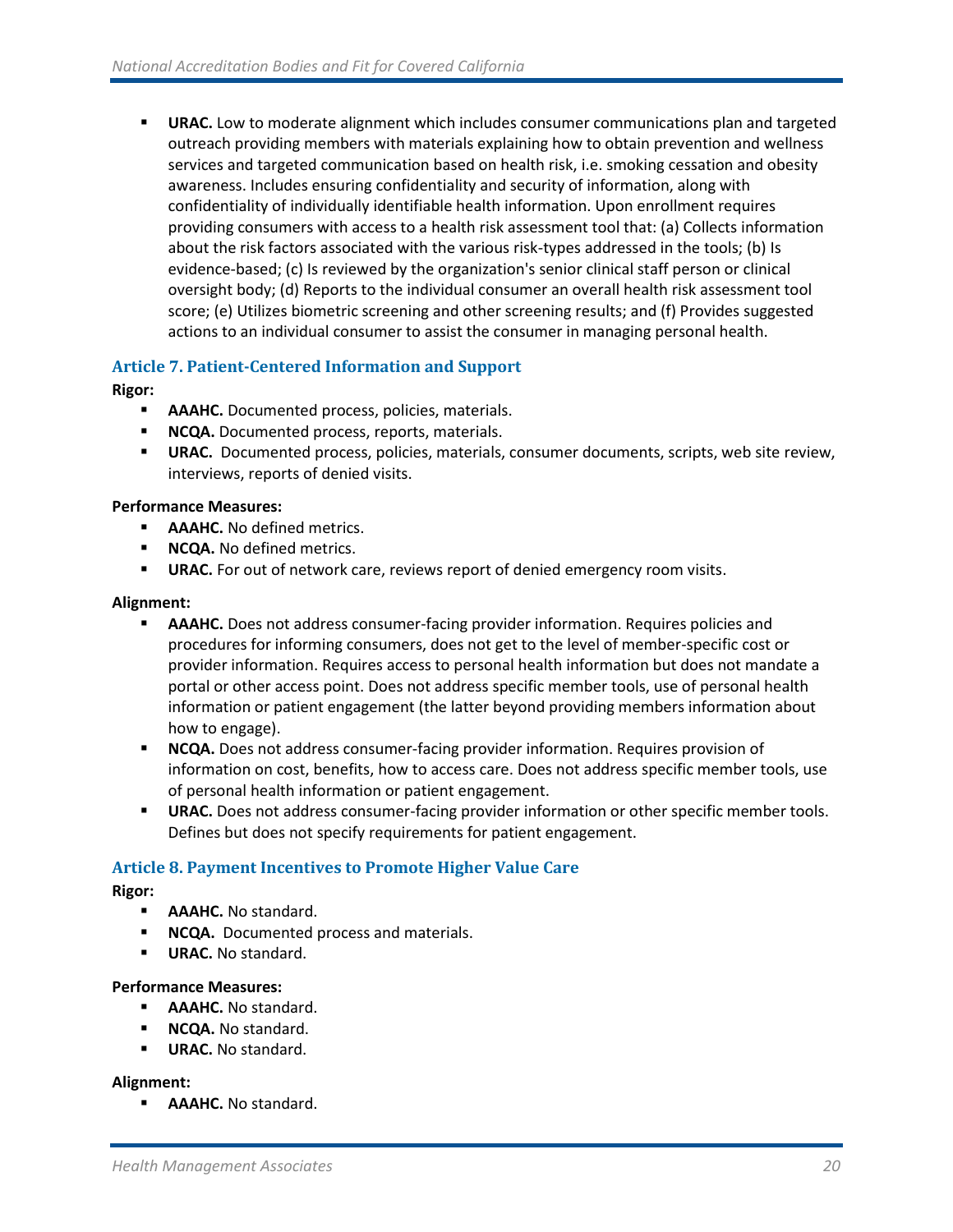- **URAC.** Low to moderate alignment which includes consumer communications plan and targeted outreach providing members with materials explaining how to obtain prevention and wellness services and targeted communication based on health risk, i.e. smoking cessation and obesity awareness. Includes ensuring confidentiality and security of information, along with confidentiality of individually identifiable health information. Upon enrollment requires providing consumers with access to a health risk assessment tool that: (a) Collects information about the risk factors associated with the various risk-types addressed in the tools; (b) Is evidence-based; (c) Is reviewed by the organization's senior clinical staff person or clinical oversight body; (d) Reports to the individual consumer an overall health risk assessment tool score; (e) Utilizes biometric screening and other screening results; and (f) Provides suggested actions to an individual consumer to assist the consumer in managing personal health.

### Article 7. Patient-Centered Information and Support

**Rigor:**

- **AAAHC.** Documented process, policies, materials.
- **NCQA.** Documented process, reports, materials.
- **URAC.** Documented process, policies, materials, consumer documents, scripts, web site review, interviews, reports of denied visits.

**Performance Measures:**

- **AAAHC.** No defined metrics.
- **NCQA.** No defined metrics.
- **URAC.** For out of network care, reviews report of denied emergency room visits.

**Alignment:**

- **AAAHC.** Does not address consumer-facing provider information. Requires policies and procedures for informing consumers, does not get to the level of member-specific cost or provider information. Requires access to personal health information but does not mandate a portal or other access point. Does not address specific member tools, use of personal health information or patient engagement (the latter beyond providing members information about how to engage).
- **NCQA.** Does not address consumer-facing provider information. Requires provision of information on cost, benefits, how to access care. Does not address specific member tools, use of personal health information or patient engagement.
- **URAC.** Does not address consumer-facing provider information or other specific member tools. Defines but does not specify requirements for patient engagement.

### Article 8. Payment Incentives to Promote Higher Value Care

**Rigor:**

- **AAAHC.** No standard.
- **NCQA.** Documented process and materials.
- **URAC.** No standard.

**Performance Measures:**

- **AAAHC.** No standard.
- **NCQA.** No standard.
- **URAC.** No standard.

**Alignment:**

- **AAAHC.** No standard.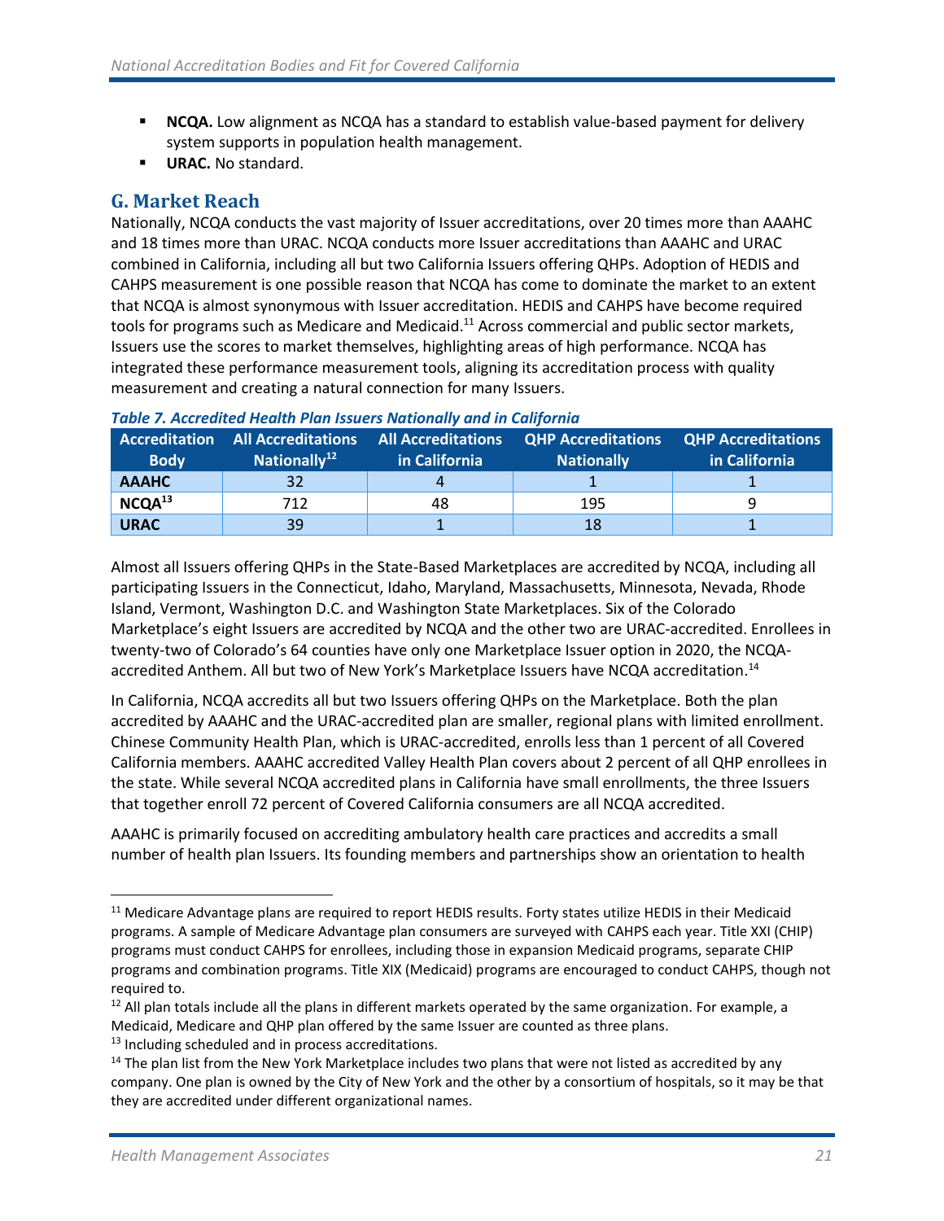- **NCQA.** Low alignment as NCQA has a standard to establish value-based payment for delivery system supports in population health management.
- **URAC.** No standard.

## G. Market Reach

Nationally, NCQA conducts the vast majority of Issuer accreditations, over 20 times more than AAAHC and 18 times more than URAC. NCQA conducts more Issuer accreditations than AAAHC and URAC combined in California, including all but two California Issuers offering QHPs. Adoption of HEDIS and CAHPS measurement is one possible reason that NCQA has come to dominate the market to an extent that NCQA is almost synonymous with Issuer accreditation. HEDIS and CAHPS have become required tools for programs such as Medicare and Medicaid.[11] Across commercial and public sector markets, Issuers use the scores to market themselves, highlighting areas of high performance. NCQA has integrated these performance measurement tools, aligning its accreditation process with quality measurement and creating a natural connection for many Issuers.

*Table 7. Accredited Health Plan Issuers Nationally and in California*

| Accreditation Body | All Accreditations Nationally[12] | All Accreditations in California | QHP Accreditations Nationally | QHP Accreditations in California |
|---|---|---|---|---|
| **AAAHC** | 32 | 4 | 1 | 1 |
| **NCQA[13]** | 712 | 48 | 195 | 9 |
| **URAC** | 39 | 1 | 18 | 1 |

Almost all Issuers offering QHPs in the State-Based Marketplaces are accredited by NCQA, including all participating Issuers in the Connecticut, Idaho, Maryland, Massachusetts, Minnesota, Nevada, Rhode Island, Vermont, Washington D.C. and Washington State Marketplaces. Six of the Colorado Marketplace's eight Issuers are accredited by NCQA and the other two are URAC-accredited. Enrollees in twenty-two of Colorado's 64 counties have only one Marketplace Issuer option in 2020, the NCQA-accredited Anthem. All but two of New York's Marketplace Issuers have NCQA accreditation.[14]

In California, NCQA accredits all but two Issuers offering QHPs on the Marketplace. Both the plan accredited by AAAHC and the URAC-accredited plan are smaller, regional plans with limited enrollment. Chinese Community Health Plan, which is URAC-accredited, enrolls less than 1 percent of all Covered California members. AAAHC accredited Valley Health Plan covers about 2 percent of all QHP enrollees in the state. While several NCQA accredited plans in California have small enrollments, the three Issuers that together enroll 72 percent of Covered California consumers are all NCQA accredited.

AAAHC is primarily focused on accrediting ambulatory health care practices and accredits a small number of health plan Issuers. Its founding members and partnerships show an orientation to health

---

[11] Medicare Advantage plans are required to report HEDIS results. Forty states utilize HEDIS in their Medicaid programs. A sample of Medicare Advantage plan consumers are surveyed with CAHPS each year. Title XXI (CHIP) programs must conduct CAHPS for enrollees, including those in expansion Medicaid programs, separate CHIP programs and combination programs. Title XIX (Medicaid) programs are encouraged to conduct CAHPS, though not required to.

[12] All plan totals include all the plans in different markets operated by the same organization. For example, a Medicaid, Medicare and QHP plan offered by the same Issuer are counted as three plans.

[13] Including scheduled and in process accreditations.

[14] The plan list from the New York Marketplace includes two plans that were not listed as accredited by any company. One plan is owned by the City of New York and the other by a consortium of hospitals, so it may be that they are accredited under different organizational names.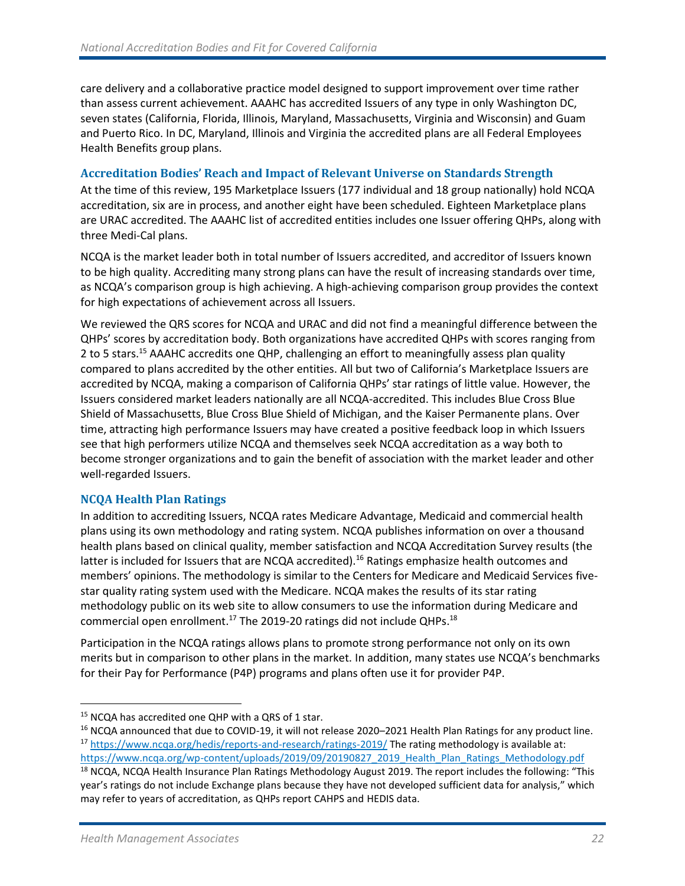care delivery and a collaborative practice model designed to support improvement over time rather than assess current achievement. AAAHC has accredited Issuers of any type in only Washington DC, seven states (California, Florida, Illinois, Maryland, Massachusetts, Virginia and Wisconsin) and Guam and Puerto Rico. In DC, Maryland, Illinois and Virginia the accredited plans are all Federal Employees Health Benefits group plans.

### Accreditation Bodies' Reach and Impact of Relevant Universe on Standards Strength

At the time of this review, 195 Marketplace Issuers (177 individual and 18 group nationally) hold NCQA accreditation, six are in process, and another eight have been scheduled. Eighteen Marketplace plans are URAC accredited. The AAAHC list of accredited entities includes one Issuer offering QHPs, along with three Medi-Cal plans.

NCQA is the market leader both in total number of Issuers accredited, and accreditor of Issuers known to be high quality. Accrediting many strong plans can have the result of increasing standards over time, as NCQA's comparison group is high achieving. A high-achieving comparison group provides the context for high expectations of achievement across all Issuers.

We reviewed the QRS scores for NCQA and URAC and did not find a meaningful difference between the QHPs' scores by accreditation body. Both organizations have accredited QHPs with scores ranging from 2 to 5 stars.[15] AAAHC accredits one QHP, challenging an effort to meaningfully assess plan quality compared to plans accredited by the other entities. All but two of California's Marketplace Issuers are accredited by NCQA, making a comparison of California QHPs' star ratings of little value. However, the Issuers considered market leaders nationally are all NCQA-accredited. This includes Blue Cross Blue Shield of Massachusetts, Blue Cross Blue Shield of Michigan, and the Kaiser Permanente plans. Over time, attracting high performance Issuers may have created a positive feedback loop in which Issuers see that high performers utilize NCQA and themselves seek NCQA accreditation as a way both to become stronger organizations and to gain the benefit of association with the market leader and other well-regarded Issuers.

### NCQA Health Plan Ratings

In addition to accrediting Issuers, NCQA rates Medicare Advantage, Medicaid and commercial health plans using its own methodology and rating system. NCQA publishes information on over a thousand health plans based on clinical quality, member satisfaction and NCQA Accreditation Survey results (the latter is included for Issuers that are NCQA accredited).[16] Ratings emphasize health outcomes and members' opinions. The methodology is similar to the Centers for Medicare and Medicaid Services five-star quality rating system used with the Medicare. NCQA makes the results of its star rating methodology public on its web site to allow consumers to use the information during Medicare and commercial open enrollment.[17] The 2019-20 ratings did not include QHPs.[18]

Participation in the NCQA ratings allows plans to promote strong performance not only on its own merits but in comparison to other plans in the market. In addition, many states use NCQA's benchmarks for their Pay for Performance (P4P) programs and plans often use it for provider P4P.

---

[15] NCQA has accredited one QHP with a QRS of 1 star.

[16] NCQA announced that due to COVID-19, it will not release 2020–2021 Health Plan Ratings for any product line.

[17] https://www.ncqa.org/hedis/reports-and-research/ratings-2019/ The rating methodology is available at: https://www.ncqa.org/wp-content/uploads/2019/09/20190827_2019_Health_Plan_Ratings_Methodology.pdf

[18] NCQA, NCQA Health Insurance Plan Ratings Methodology August 2019. The report includes the following: "This year's ratings do not include Exchange plans because they have not developed sufficient data for analysis," which may refer to years of accreditation, as QHPs report CAHPS and HEDIS data.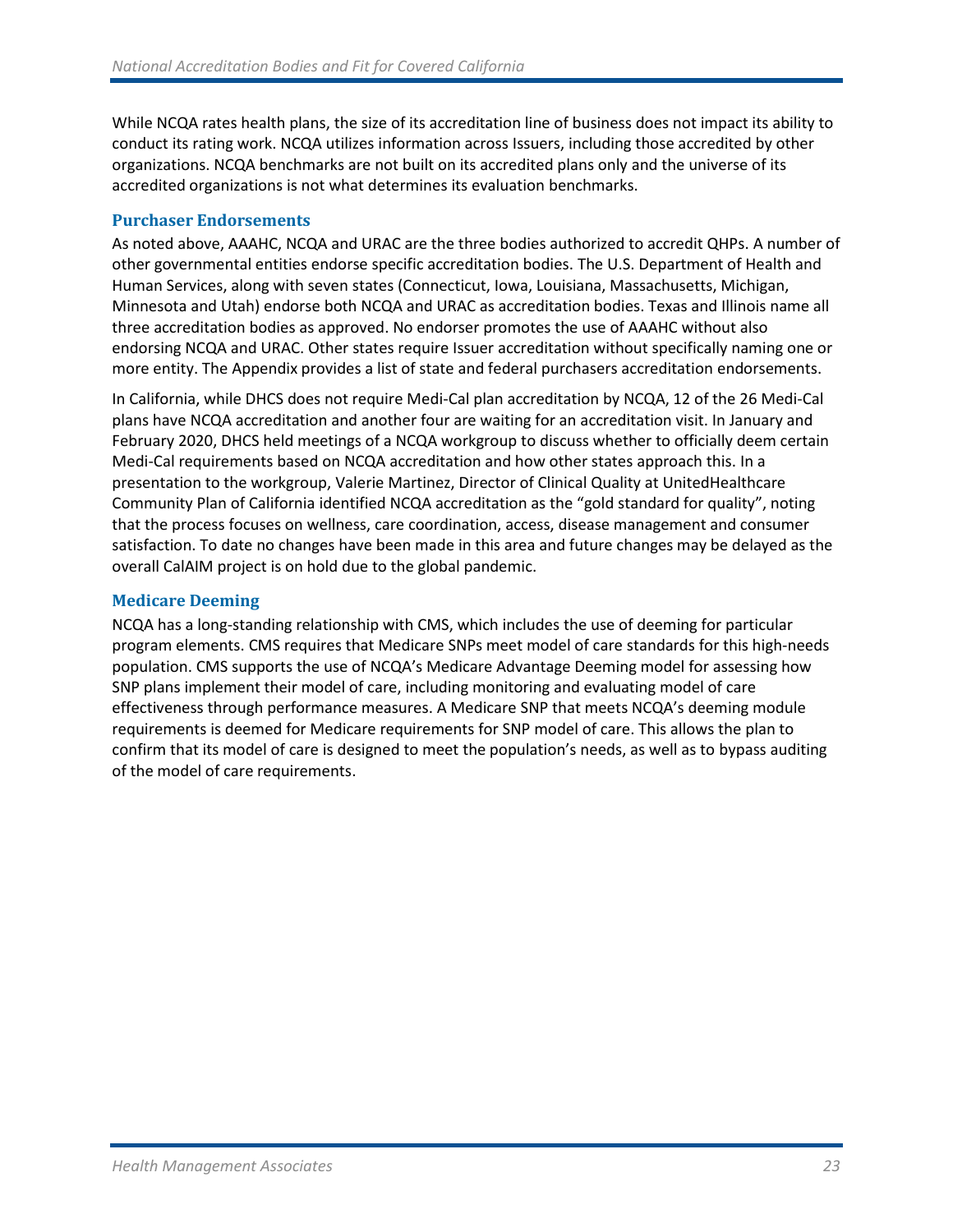While NCQA rates health plans, the size of its accreditation line of business does not impact its ability to conduct its rating work. NCQA utilizes information across Issuers, including those accredited by other organizations. NCQA benchmarks are not built on its accredited plans only and the universe of its accredited organizations is not what determines its evaluation benchmarks.

### Purchaser Endorsements

As noted above, AAAHC, NCQA and URAC are the three bodies authorized to accredit QHPs. A number of other governmental entities endorse specific accreditation bodies. The U.S. Department of Health and Human Services, along with seven states (Connecticut, Iowa, Louisiana, Massachusetts, Michigan, Minnesota and Utah) endorse both NCQA and URAC as accreditation bodies. Texas and Illinois name all three accreditation bodies as approved. No endorser promotes the use of AAAHC without also endorsing NCQA and URAC. Other states require Issuer accreditation without specifically naming one or more entity. The Appendix provides a list of state and federal purchasers accreditation endorsements.

In California, while DHCS does not require Medi-Cal plan accreditation by NCQA, 12 of the 26 Medi-Cal plans have NCQA accreditation and another four are waiting for an accreditation visit. In January and February 2020, DHCS held meetings of a NCQA workgroup to discuss whether to officially deem certain Medi-Cal requirements based on NCQA accreditation and how other states approach this. In a presentation to the workgroup, Valerie Martinez, Director of Clinical Quality at UnitedHealthcare Community Plan of California identified NCQA accreditation as the "gold standard for quality", noting that the process focuses on wellness, care coordination, access, disease management and consumer satisfaction. To date no changes have been made in this area and future changes may be delayed as the overall CalAIM project is on hold due to the global pandemic.

### Medicare Deeming

NCQA has a long-standing relationship with CMS, which includes the use of deeming for particular program elements. CMS requires that Medicare SNPs meet model of care standards for this high-needs population. CMS supports the use of NCQA's Medicare Advantage Deeming model for assessing how SNP plans implement their model of care, including monitoring and evaluating model of care effectiveness through performance measures. A Medicare SNP that meets NCQA's deeming module requirements is deemed for Medicare requirements for SNP model of care. This allows the plan to confirm that its model of care is designed to meet the population's needs, as well as to bypass auditing of the model of care requirements.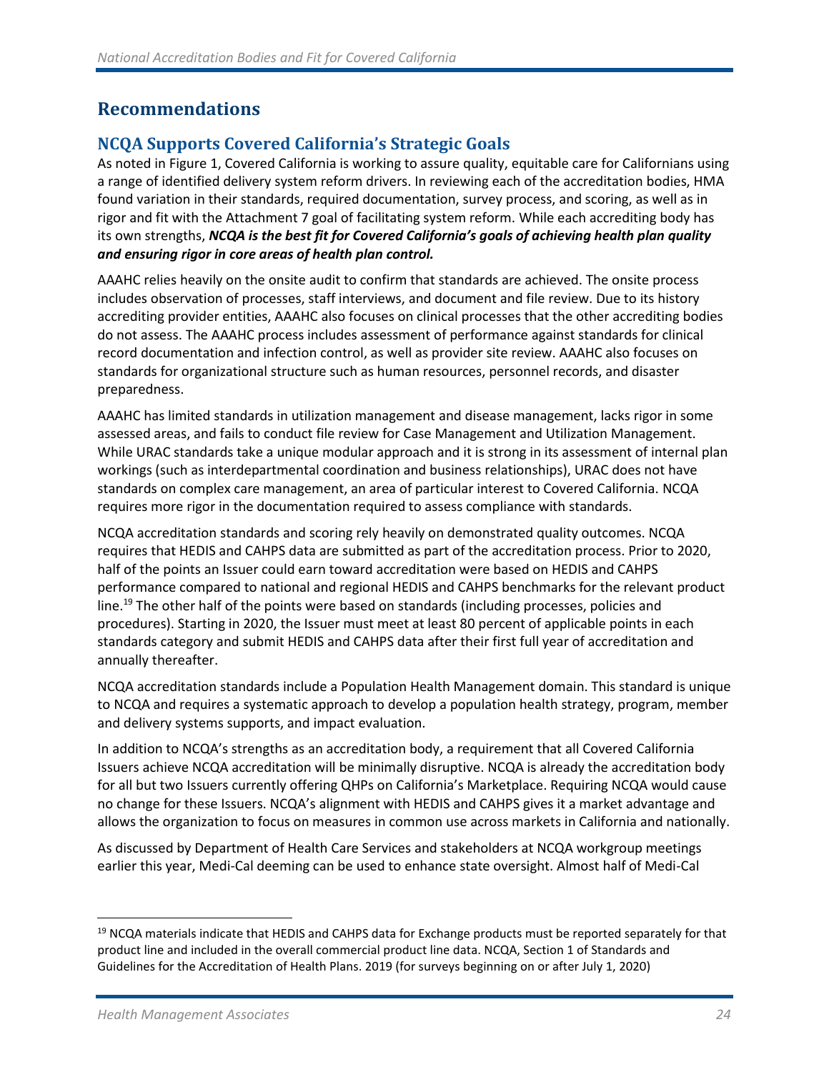## Recommendations

### NCQA Supports Covered California's Strategic Goals

As noted in Figure 1, Covered California is working to assure quality, equitable care for Californians using a range of identified delivery system reform drivers. In reviewing each of the accreditation bodies, HMA found variation in their standards, required documentation, survey process, and scoring, as well as in rigor and fit with the Attachment 7 goal of facilitating system reform. While each accrediting body has its own strengths, ***NCQA is the best fit for Covered California's goals of achieving health plan quality and ensuring rigor in core areas of health plan control.***

AAAHC relies heavily on the onsite audit to confirm that standards are achieved. The onsite process includes observation of processes, staff interviews, and document and file review. Due to its history accrediting provider entities, AAAHC also focuses on clinical processes that the other accrediting bodies do not assess. The AAAHC process includes assessment of performance against standards for clinical record documentation and infection control, as well as provider site review. AAAHC also focuses on standards for organizational structure such as human resources, personnel records, and disaster preparedness.

AAAHC has limited standards in utilization management and disease management, lacks rigor in some assessed areas, and fails to conduct file review for Case Management and Utilization Management. While URAC standards take a unique modular approach and it is strong in its assessment of internal plan workings (such as interdepartmental coordination and business relationships), URAC does not have standards on complex care management, an area of particular interest to Covered California. NCQA requires more rigor in the documentation required to assess compliance with standards.

NCQA accreditation standards and scoring rely heavily on demonstrated quality outcomes. NCQA requires that HEDIS and CAHPS data are submitted as part of the accreditation process. Prior to 2020, half of the points an Issuer could earn toward accreditation were based on HEDIS and CAHPS performance compared to national and regional HEDIS and CAHPS benchmarks for the relevant product line.[19] The other half of the points were based on standards (including processes, policies and procedures). Starting in 2020, the Issuer must meet at least 80 percent of applicable points in each standards category and submit HEDIS and CAHPS data after their first full year of accreditation and annually thereafter.

NCQA accreditation standards include a Population Health Management domain. This standard is unique to NCQA and requires a systematic approach to develop a population health strategy, program, member and delivery systems supports, and impact evaluation.

In addition to NCQA's strengths as an accreditation body, a requirement that all Covered California Issuers achieve NCQA accreditation will be minimally disruptive. NCQA is already the accreditation body for all but two Issuers currently offering QHPs on California's Marketplace. Requiring NCQA would cause no change for these Issuers. NCQA's alignment with HEDIS and CAHPS gives it a market advantage and allows the organization to focus on measures in common use across markets in California and nationally.

As discussed by Department of Health Care Services and stakeholders at NCQA workgroup meetings earlier this year, Medi-Cal deeming can be used to enhance state oversight. Almost half of Medi-Cal

---

[19] NCQA materials indicate that HEDIS and CAHPS data for Exchange products must be reported separately for that product line and included in the overall commercial product line data. NCQA, Section 1 of Standards and Guidelines for the Accreditation of Health Plans. 2019 (for surveys beginning on or after July 1, 2020)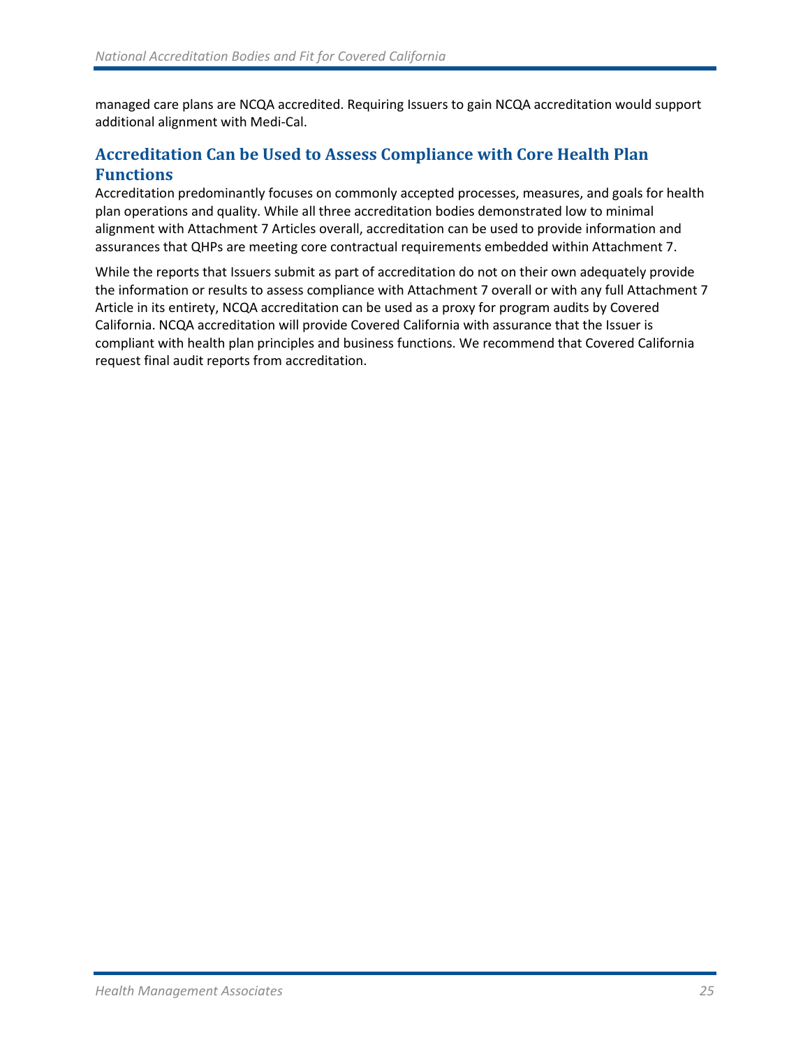managed care plans are NCQA accredited. Requiring Issuers to gain NCQA accreditation would support additional alignment with Medi-Cal.

## Accreditation Can be Used to Assess Compliance with Core Health Plan Functions

Accreditation predominantly focuses on commonly accepted processes, measures, and goals for health plan operations and quality. While all three accreditation bodies demonstrated low to minimal alignment with Attachment 7 Articles overall, accreditation can be used to provide information and assurances that QHPs are meeting core contractual requirements embedded within Attachment 7.

While the reports that Issuers submit as part of accreditation do not on their own adequately provide the information or results to assess compliance with Attachment 7 overall or with any full Attachment 7 Article in its entirety, NCQA accreditation can be used as a proxy for program audits by Covered California. NCQA accreditation will provide Covered California with assurance that the Issuer is compliant with health plan principles and business functions. We recommend that Covered California request final audit reports from accreditation.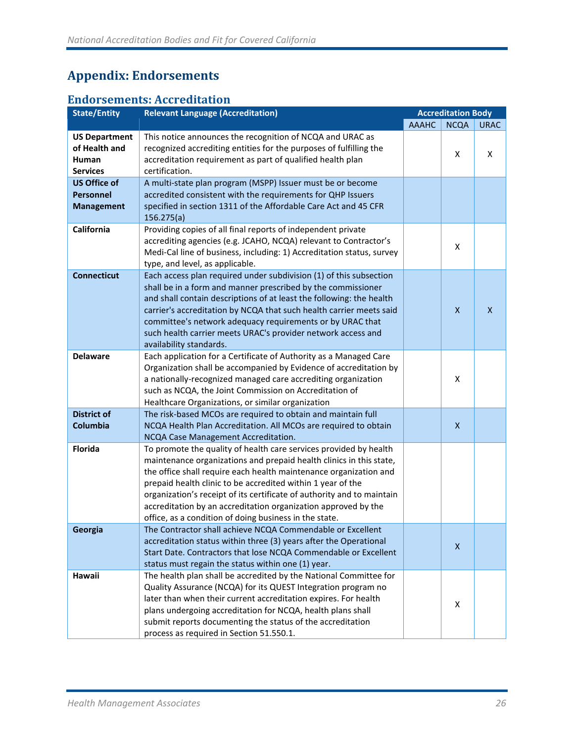# Appendix: Endorsements

## Endorsements: Accreditation

| State/Entity | Relevant Language (Accreditation) | Accreditation Body | | |
|---|---|---|---|---|
| | | AAAHC | NCQA | URAC |
| **US Department of Health and Human Services** | This notice announces the recognition of NCQA and URAC as recognized accrediting entities for the purposes of fulfilling the accreditation requirement as part of qualified health plan certification. | | X | X |
| **US Office of Personnel Management** | A multi-state plan program (MSPP) Issuer must be or become accredited consistent with the requirements for QHP Issuers specified in section 1311 of the Affordable Care Act and 45 CFR 156.275(a) | | | |
| **California** | Providing copies of all final reports of independent private accrediting agencies (e.g. JCAHO, NCQA) relevant to Contractor's Medi-Cal line of business, including: 1) Accreditation status, survey type, and level, as applicable. | | X | |
| **Connecticut** | Each access plan required under subdivision (1) of this subsection shall be in a form and manner prescribed by the commissioner and shall contain descriptions of at least the following: the health carrier's accreditation by NCQA that such health carrier meets said committee's network adequacy requirements or by URAC that such health carrier meets URAC's provider network access and availability standards. | | X | X |
| **Delaware** | Each application for a Certificate of Authority as a Managed Care Organization shall be accompanied by Evidence of accreditation by a nationally-recognized managed care accrediting organization such as NCQA, the Joint Commission on Accreditation of Healthcare Organizations, or similar organization | | X | |
| **District of Columbia** | The risk-based MCOs are required to obtain and maintain full NCQA Health Plan Accreditation. All MCOs are required to obtain NCQA Case Management Accreditation. | | X | |
| **Florida** | To promote the quality of health care services provided by health maintenance organizations and prepaid health clinics in this state, the office shall require each health maintenance organization and prepaid health clinic to be accredited within 1 year of the organization's receipt of its certificate of authority and to maintain accreditation by an accreditation organization approved by the office, as a condition of doing business in the state. | | | |
| **Georgia** | The Contractor shall achieve NCQA Commendable or Excellent accreditation status within three (3) years after the Operational Start Date. Contractors that lose NCQA Commendable or Excellent status must regain the status within one (1) year. | | X | |
| **Hawaii** | The health plan shall be accredited by the National Committee for Quality Assurance (NCQA) for its QUEST Integration program no later than when their current accreditation expires. For health plans undergoing accreditation for NCQA, health plans shall submit reports documenting the status of the accreditation process as required in Section 51.550.1. | | X | |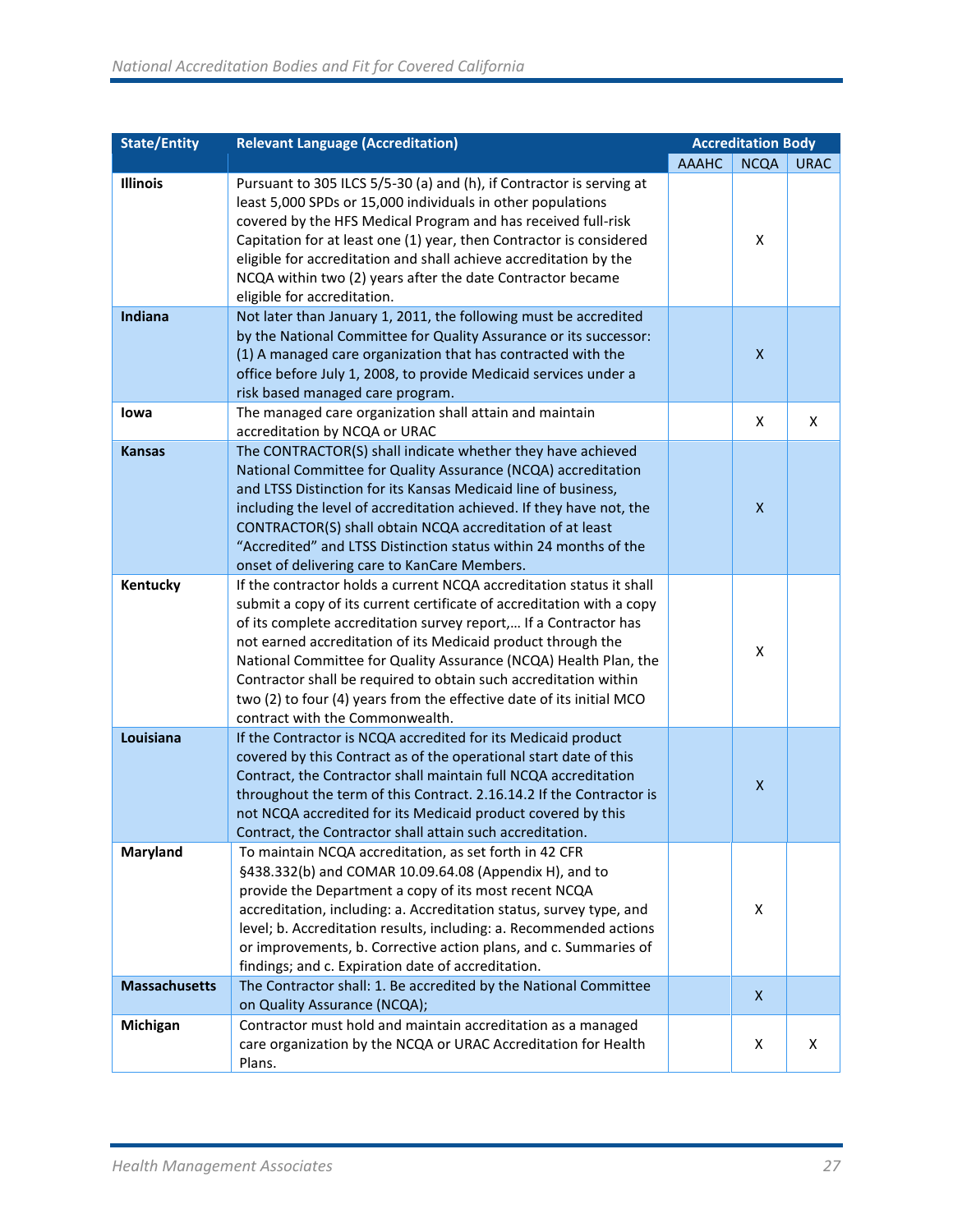| State/Entity | Relevant Language (Accreditation) | Accreditation Body | | |
|---|---|---|---|---|
| | | AAAHC | NCQA | URAC |
| **Illinois** | Pursuant to 305 ILCS 5/5-30 (a) and (h), if Contractor is serving at least 5,000 SPDs or 15,000 individuals in other populations covered by the HFS Medical Program and has received full-risk Capitation for at least one (1) year, then Contractor is considered eligible for accreditation and shall achieve accreditation by the NCQA within two (2) years after the date Contractor became eligible for accreditation. | | X | |
| **Indiana** | Not later than January 1, 2011, the following must be accredited by the National Committee for Quality Assurance or its successor: (1) A managed care organization that has contracted with the office before July 1, 2008, to provide Medicaid services under a risk based managed care program. | | X | |
| **Iowa** | The managed care organization shall attain and maintain accreditation by NCQA or URAC | | X | X |
| **Kansas** | The CONTRACTOR(S) shall indicate whether they have achieved National Committee for Quality Assurance (NCQA) accreditation and LTSS Distinction for its Kansas Medicaid line of business, including the level of accreditation achieved. If they have not, the CONTRACTOR(S) shall obtain NCQA accreditation of at least "Accredited" and LTSS Distinction status within 24 months of the onset of delivering care to KanCare Members. | | X | |
| **Kentucky** | If the contractor holds a current NCQA accreditation status it shall submit a copy of its current certificate of accreditation with a copy of its complete accreditation survey report,… If a Contractor has not earned accreditation of its Medicaid product through the National Committee for Quality Assurance (NCQA) Health Plan, the Contractor shall be required to obtain such accreditation within two (2) to four (4) years from the effective date of its initial MCO contract with the Commonwealth. | | X | |
| **Louisiana** | If the Contractor is NCQA accredited for its Medicaid product covered by this Contract as of the operational start date of this Contract, the Contractor shall maintain full NCQA accreditation throughout the term of this Contract. 2.16.14.2 If the Contractor is not NCQA accredited for its Medicaid product covered by this Contract, the Contractor shall attain such accreditation. | | X | |
| **Maryland** | To maintain NCQA accreditation, as set forth in 42 CFR §438.332(b) and COMAR 10.09.64.08 (Appendix H), and to provide the Department a copy of its most recent NCQA accreditation, including: a. Accreditation status, survey type, and level; b. Accreditation results, including: a. Recommended actions or improvements, b. Corrective action plans, and c. Summaries of findings; and c. Expiration date of accreditation. | | X | |
| **Massachusetts** | The Contractor shall: 1. Be accredited by the National Committee on Quality Assurance (NCQA); | | X | |
| **Michigan** | Contractor must hold and maintain accreditation as a managed care organization by the NCQA or URAC Accreditation for Health Plans. | | X | X |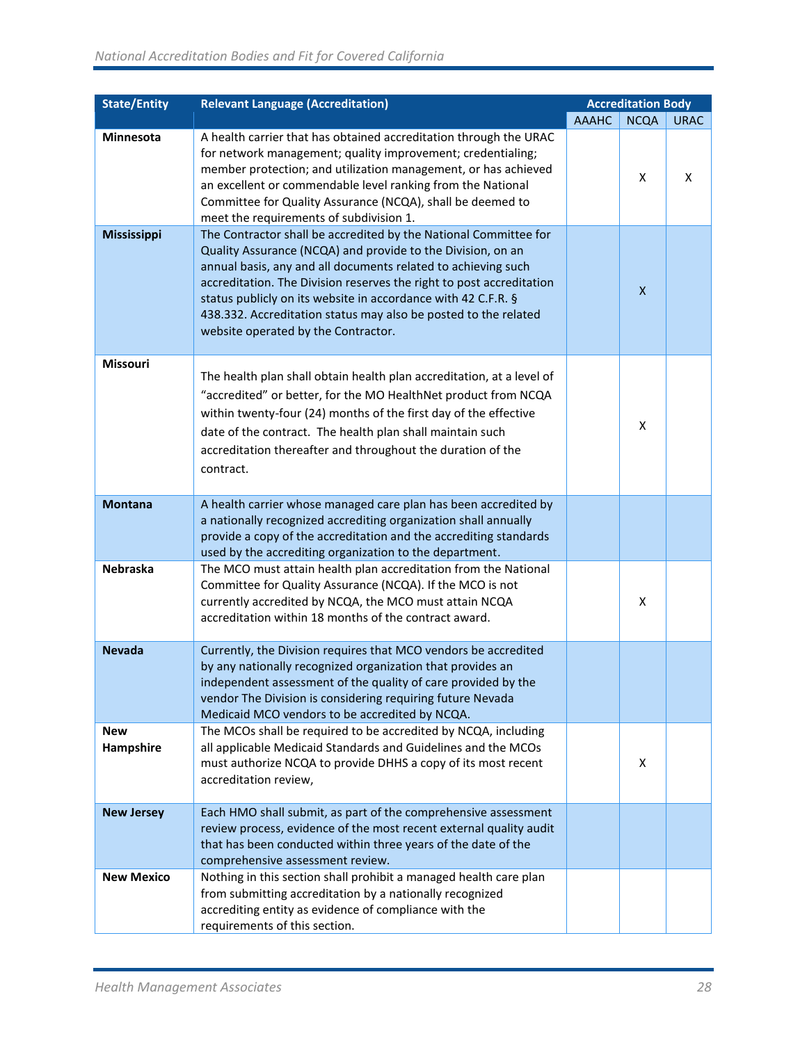| State/Entity | Relevant Language (Accreditation) | Accreditation Body | | |
|---|---|---|---|---|
| | | AAAHC | NCQA | URAC |
| **Minnesota** | A health carrier that has obtained accreditation through the URAC for network management; quality improvement; credentialing; member protection; and utilization management, or has achieved an excellent or commendable level ranking from the National Committee for Quality Assurance (NCQA), shall be deemed to meet the requirements of subdivision 1. | | X | X |
| **Mississippi** | The Contractor shall be accredited by the National Committee for Quality Assurance (NCQA) and provide to the Division, on an annual basis, any and all documents related to achieving such accreditation. The Division reserves the right to post accreditation status publicly on its website in accordance with 42 C.F.R. § 438.332. Accreditation status may also be posted to the related website operated by the Contractor. | | X | |
| **Missouri** | The health plan shall obtain health plan accreditation, at a level of "accredited" or better, for the MO HealthNet product from NCQA within twenty-four (24) months of the first day of the effective date of the contract. The health plan shall maintain such accreditation thereafter and throughout the duration of the contract. | | X | |
| **Montana** | A health carrier whose managed care plan has been accredited by a nationally recognized accrediting organization shall annually provide a copy of the accreditation and the accrediting standards used by the accrediting organization to the department. | | | |
| **Nebraska** | The MCO must attain health plan accreditation from the National Committee for Quality Assurance (NCQA). If the MCO is not currently accredited by NCQA, the MCO must attain NCQA accreditation within 18 months of the contract award. | | X | |
| **Nevada** | Currently, the Division requires that MCO vendors be accredited by any nationally recognized organization that provides an independent assessment of the quality of care provided by the vendor The Division is considering requiring future Nevada Medicaid MCO vendors to be accredited by NCQA. | | | |
| **New Hampshire** | The MCOs shall be required to be accredited by NCQA, including all applicable Medicaid Standards and Guidelines and the MCOs must authorize NCQA to provide DHHS a copy of its most recent accreditation review, | | X | |
| **New Jersey** | Each HMO shall submit, as part of the comprehensive assessment review process, evidence of the most recent external quality audit that has been conducted within three years of the date of the comprehensive assessment review. | | | |
| **New Mexico** | Nothing in this section shall prohibit a managed health care plan from submitting accreditation by a nationally recognized accrediting entity as evidence of compliance with the requirements of this section. | | | |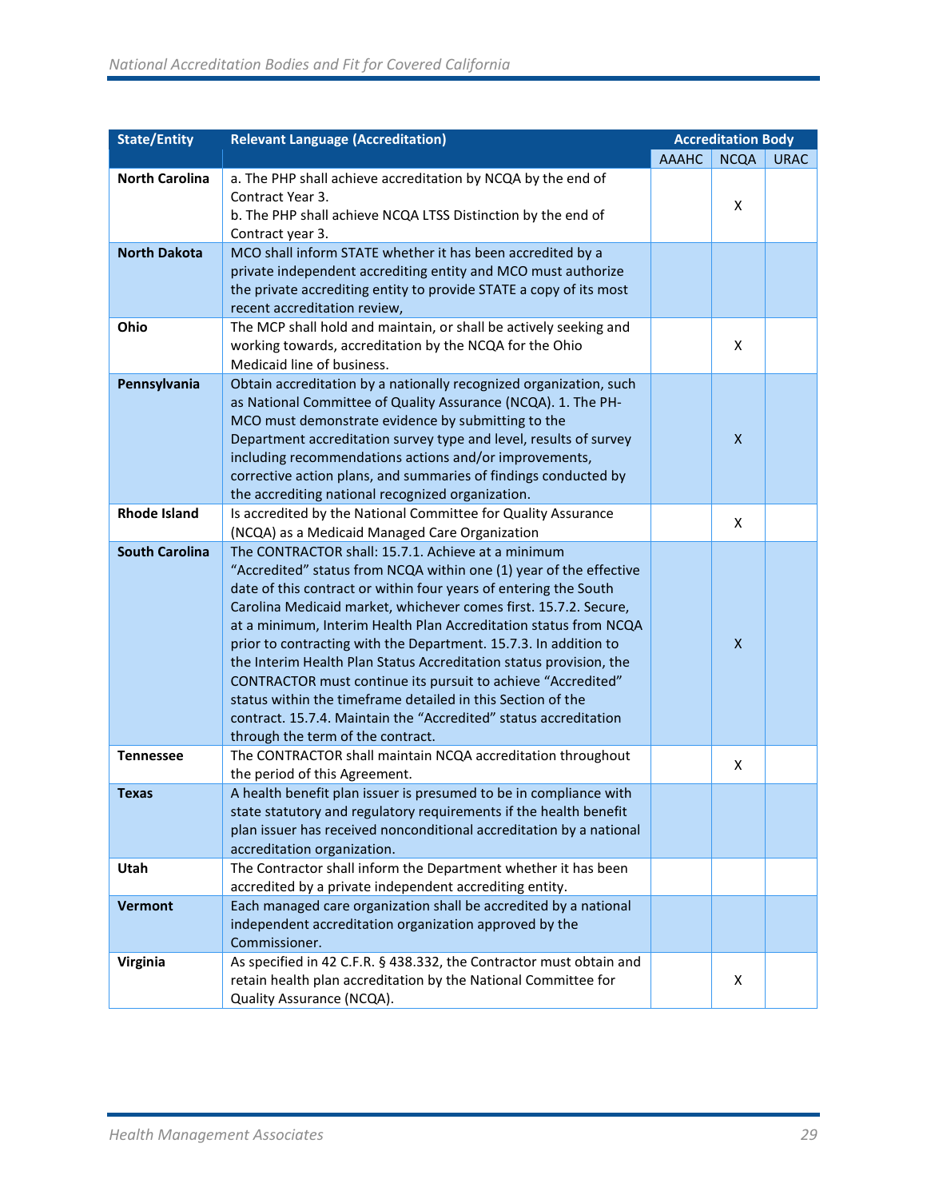| State/Entity | Relevant Language (Accreditation) | Accreditation Body | | |
|---|---|---|---|---|
| | | AAAHC | NCQA | URAC |
| **North Carolina** | a. The PHP shall achieve accreditation by NCQA by the end of Contract Year 3.<br>b. The PHP shall achieve NCQA LTSS Distinction by the end of Contract year 3. | | X | |
| **North Dakota** | MCO shall inform STATE whether it has been accredited by a private independent accrediting entity and MCO must authorize the private accrediting entity to provide STATE a copy of its most recent accreditation review, | | | |
| **Ohio** | The MCP shall hold and maintain, or shall be actively seeking and working towards, accreditation by the NCQA for the Ohio Medicaid line of business. | | X | |
| **Pennsylvania** | Obtain accreditation by a nationally recognized organization, such as National Committee of Quality Assurance (NCQA). 1. The PH-MCO must demonstrate evidence by submitting to the Department accreditation survey type and level, results of survey including recommendations actions and/or improvements, corrective action plans, and summaries of findings conducted by the accrediting national recognized organization. | | X | |
| **Rhode Island** | Is accredited by the National Committee for Quality Assurance (NCQA) as a Medicaid Managed Care Organization | | X | |
| **South Carolina** | The CONTRACTOR shall: 15.7.1. Achieve at a minimum "Accredited" status from NCQA within one (1) year of the effective date of this contract or within four years of entering the South Carolina Medicaid market, whichever comes first. 15.7.2. Secure, at a minimum, Interim Health Plan Accreditation status from NCQA prior to contracting with the Department. 15.7.3. In addition to the Interim Health Plan Status Accreditation status provision, the CONTRACTOR must continue its pursuit to achieve "Accredited" status within the timeframe detailed in this Section of the contract. 15.7.4. Maintain the "Accredited" status accreditation through the term of the contract. | | X | |
| **Tennessee** | The CONTRACTOR shall maintain NCQA accreditation throughout the period of this Agreement. | | X | |
| **Texas** | A health benefit plan issuer is presumed to be in compliance with state statutory and regulatory requirements if the health benefit plan issuer has received nonconditional accreditation by a national accreditation organization. | | | |
| **Utah** | The Contractor shall inform the Department whether it has been accredited by a private independent accrediting entity. | | | |
| **Vermont** | Each managed care organization shall be accredited by a national independent accreditation organization approved by the Commissioner. | | | |
| **Virginia** | As specified in 42 C.F.R. § 438.332, the Contractor must obtain and retain health plan accreditation by the National Committee for Quality Assurance (NCQA). | | X | |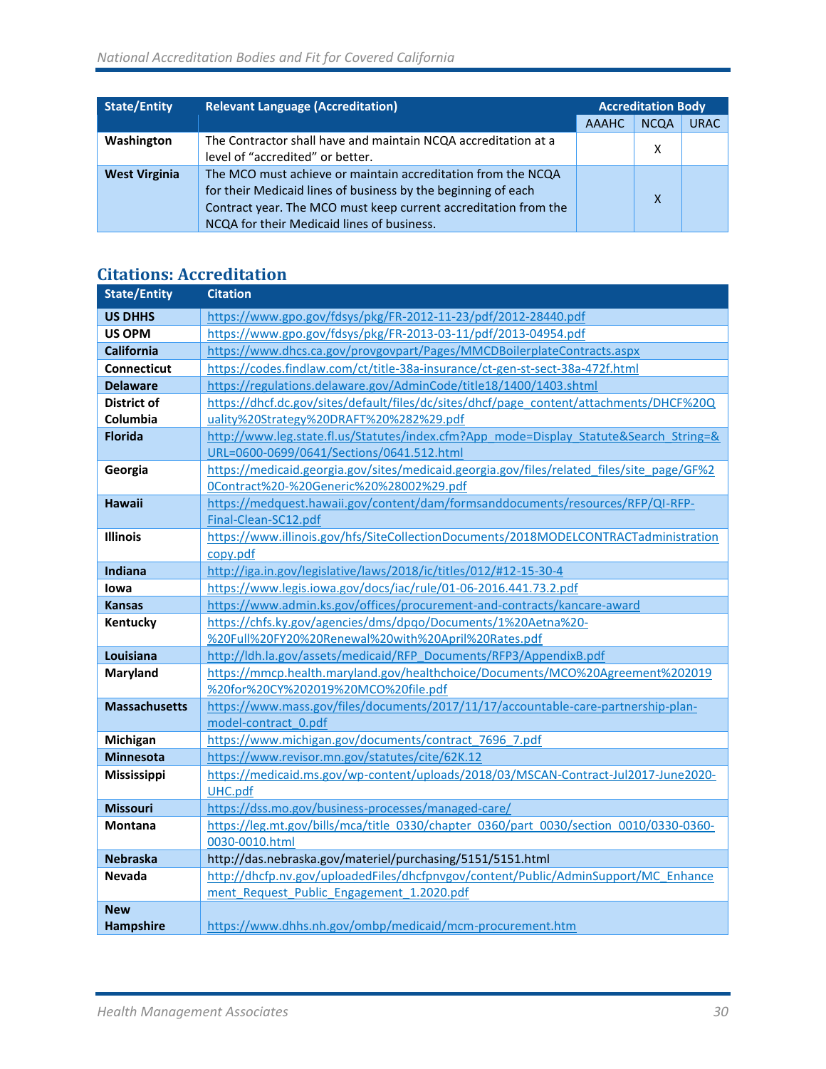| State/Entity | Relevant Language (Accreditation) | Accreditation Body | | |
|---|---|---|---|---|
| | | AAAHC | NCQA | URAC |
| **Washington** | The Contractor shall have and maintain NCQA accreditation at a level of "accredited" or better. | | X | |
| **West Virginia** | The MCO must achieve or maintain accreditation from the NCQA for their Medicaid lines of business by the beginning of each Contract year. The MCO must keep current accreditation from the NCQA for their Medicaid lines of business. | | X | |

## Citations: Accreditation

| State/Entity | Citation |
|---|---|
| **US DHHS** | https://www.gpo.gov/fdsys/pkg/FR-2012-11-23/pdf/2012-28440.pdf |
| **US OPM** | https://www.gpo.gov/fdsys/pkg/FR-2013-03-11/pdf/2013-04954.pdf |
| **California** | https://www.dhcs.ca.gov/provgovpart/Pages/MMCDBoilerplateContracts.aspx |
| **Connecticut** | https://codes.findlaw.com/ct/title-38a-insurance/ct-gen-st-sect-38a-472f.html |
| **Delaware** | https://regulations.delaware.gov/AdminCode/title18/1400/1403.shtml |
| **District of Columbia** | https://dhcf.dc.gov/sites/default/files/dc/sites/dhcf/page_content/attachments/DHCF%20Quality%20Strategy%20DRAFT%20%282%29.pdf |
| **Florida** | http://www.leg.state.fl.us/Statutes/index.cfm?App_mode=Display_Statute&Search_String=&URL=0600-0699/0641/Sections/0641.512.html |
| **Georgia** | https://medicaid.georgia.gov/sites/medicaid.georgia.gov/files/related_files/site_page/GF%20Contract%20-%20Generic%20%28002%29.pdf |
| **Hawaii** | https://medquest.hawaii.gov/content/dam/formsanddocuments/resources/RFP/QI-RFP-Final-Clean-SC12.pdf |
| **Illinois** | https://www.illinois.gov/hfs/SiteCollectionDocuments/2018MODELCONTRACTadministration copy.pdf |
| **Indiana** | http://iga.in.gov/legislative/laws/2018/ic/titles/012/#12-15-30-4 |
| **Iowa** | https://www.legis.iowa.gov/docs/iac/rule/01-06-2016.441.73.2.pdf |
| **Kansas** | https://www.admin.ks.gov/offices/procurement-and-contracts/kancare-award |
| **Kentucky** | https://chfs.ky.gov/agencies/dms/dpqo/Documents/1%20Aetna%20-%20Full%20FY20%20Renewal%20with%20April%20Rates.pdf |
| **Louisiana** | http://ldh.la.gov/assets/medicaid/RFP_Documents/RFP3/AppendixB.pdf |
| **Maryland** | https://mmcp.health.maryland.gov/healthchoice/Documents/MCO%20Agreement%202019%20for%20CY%202019%20MCO%20file.pdf |
| **Massachusetts** | https://www.mass.gov/files/documents/2017/11/17/accountable-care-partnership-plan-model-contract_0.pdf |
| **Michigan** | https://www.michigan.gov/documents/contract_7696_7.pdf |
| **Minnesota** | https://www.revisor.mn.gov/statutes/cite/62K.12 |
| **Mississippi** | https://medicaid.ms.gov/wp-content/uploads/2018/03/MSCAN-Contract-Jul2017-June2020-UHC.pdf |
| **Missouri** | https://dss.mo.gov/business-processes/managed-care/ |
| **Montana** | https://leg.mt.gov/bills/mca/title_0330/chapter_0360/part_0030/section_0010/0330-0360-0030-0010.html |
| **Nebraska** | http://das.nebraska.gov/materiel/purchasing/5151/5151.html |
| **Nevada** | http://dhcfp.nv.gov/uploadedFiles/dhcfpnvgov/content/Public/AdminSupport/MC_Enhancement_Request_Public_Engagement_1.2020.pdf |
| **New Hampshire** | https://www.dhhs.nh.gov/ombp/medicaid/mcm-procurement.htm |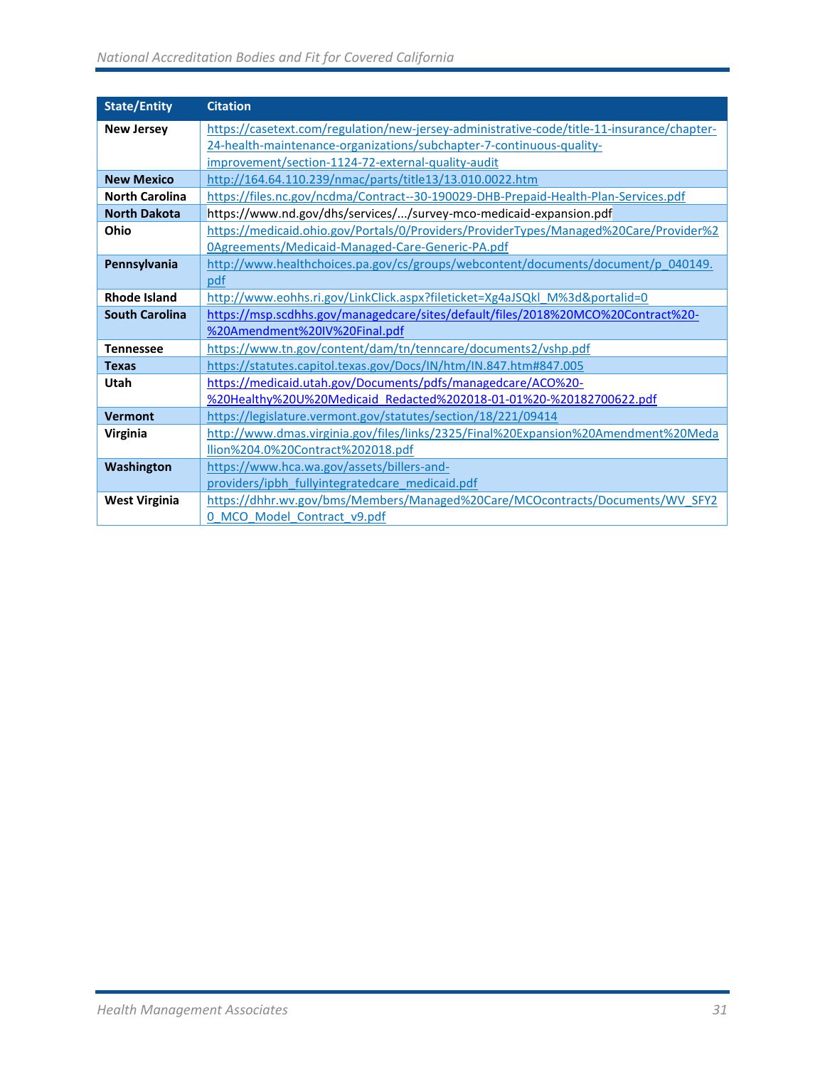| State/Entity | Citation |
|---|---|
| **New Jersey** | https://casetext.com/regulation/new-jersey-administrative-code/title-11-insurance/chapter-24-health-maintenance-organizations/subchapter-7-continuous-quality-improvement/section-1124-72-external-quality-audit |
| **New Mexico** | http://164.64.110.239/nmac/parts/title13/13.010.0022.htm |
| **North Carolina** | https://files.nc.gov/ncdma/Contract--30-190029-DHB-Prepaid-Health-Plan-Services.pdf |
| **North Dakota** | https://www.nd.gov/dhs/services/.../survey-mco-medicaid-expansion.pdf |
| **Ohio** | https://medicaid.ohio.gov/Portals/0/Providers/ProviderTypes/Managed%20Care/Provider%20Agreements/Medicaid-Managed-Care-Generic-PA.pdf |
| **Pennsylvania** | http://www.healthchoices.pa.gov/cs/groups/webcontent/documents/document/p_040149.pdf |
| **Rhode Island** | http://www.eohhs.ri.gov/LinkClick.aspx?fileticket=Xg4aJSQkl_M%3d&portalid=0 |
| **South Carolina** | https://msp.scdhhs.gov/managedcare/sites/default/files/2018%20MCO%20Contract%20-%20Amendment%20IV%20Final.pdf |
| **Tennessee** | https://www.tn.gov/content/dam/tn/tenncare/documents2/vshp.pdf |
| **Texas** | https://statutes.capitol.texas.gov/Docs/IN/htm/IN.847.htm#847.005 |
| **Utah** | https://medicaid.utah.gov/Documents/pdfs/managedcare/ACO%20-%20Healthy%20U%20Medicaid_Redacted%202018-01-01%20-%20182700622.pdf |
| **Vermont** | https://legislature.vermont.gov/statutes/section/18/221/09414 |
| **Virginia** | http://www.dmas.virginia.gov/files/links/2325/Final%20Expansion%20Amendment%20Medallion%204.0%20Contract%202018.pdf |
| **Washington** | https://www.hca.wa.gov/assets/billers-and-providers/ipbh_fullyintegratedcare_medicaid.pdf |
| **West Virginia** | https://dhhr.wv.gov/bms/Members/Managed%20Care/MCOcontracts/Documents/WV_SFY20_MCO_Model_Contract_v9.pdf |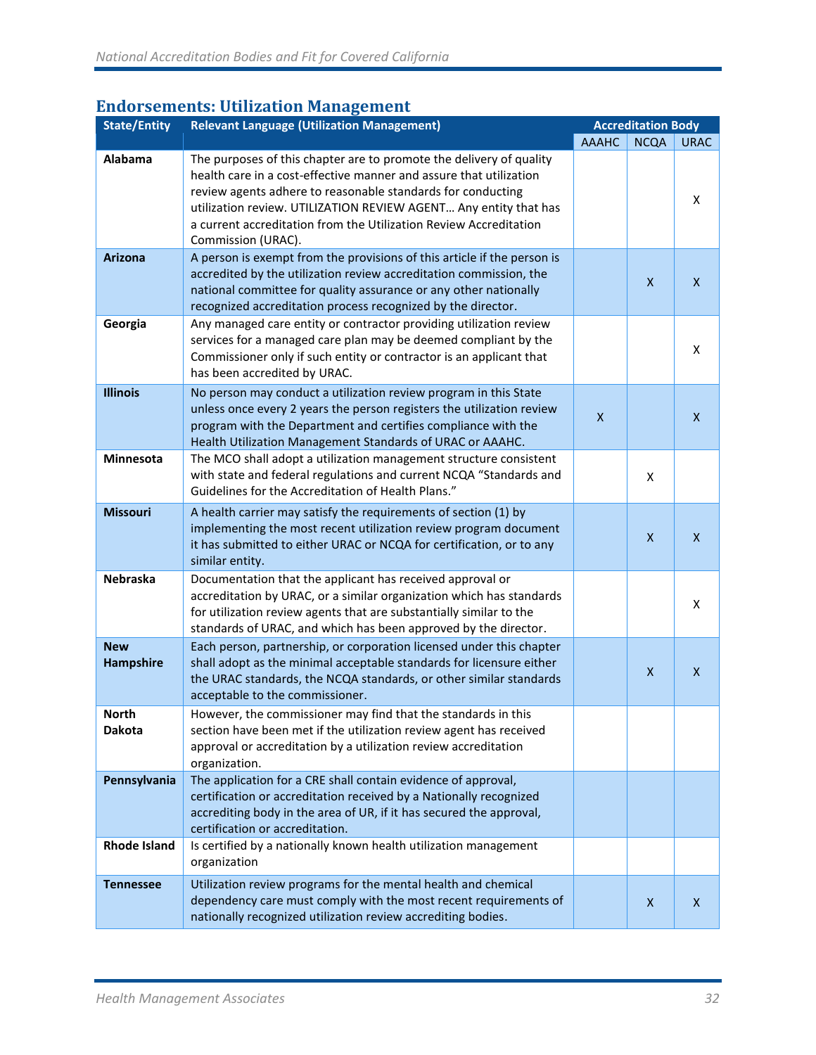## Endorsements: Utilization Management

| State/Entity | Relevant Language (Utilization Management) | Accreditation Body | | |
|---|---|---|---|---|
| | | AAAHC | NCQA | URAC |
| **Alabama** | The purposes of this chapter are to promote the delivery of quality health care in a cost-effective manner and assure that utilization review agents adhere to reasonable standards for conducting utilization review. UTILIZATION REVIEW AGENT… Any entity that has a current accreditation from the Utilization Review Accreditation Commission (URAC). | | | X |
| **Arizona** | A person is exempt from the provisions of this article if the person is accredited by the utilization review accreditation commission, the national committee for quality assurance or any other nationally recognized accreditation process recognized by the director. | | X | X |
| **Georgia** | Any managed care entity or contractor providing utilization review services for a managed care plan may be deemed compliant by the Commissioner only if such entity or contractor is an applicant that has been accredited by URAC. | | | X |
| **Illinois** | No person may conduct a utilization review program in this State unless once every 2 years the person registers the utilization review program with the Department and certifies compliance with the Health Utilization Management Standards of URAC or AAAHC. | X | | X |
| **Minnesota** | The MCO shall adopt a utilization management structure consistent with state and federal regulations and current NCQA "Standards and Guidelines for the Accreditation of Health Plans." | | X | |
| **Missouri** | A health carrier may satisfy the requirements of section (1) by implementing the most recent utilization review program document it has submitted to either URAC or NCQA for certification, or to any similar entity. | | X | X |
| **Nebraska** | Documentation that the applicant has received approval or accreditation by URAC, or a similar organization which has standards for utilization review agents that are substantially similar to the standards of URAC, and which has been approved by the director. | | | X |
| **New Hampshire** | Each person, partnership, or corporation licensed under this chapter shall adopt as the minimal acceptable standards for licensure either the URAC standards, the NCQA standards, or other similar standards acceptable to the commissioner. | | X | X |
| **North Dakota** | However, the commissioner may find that the standards in this section have been met if the utilization review agent has received approval or accreditation by a utilization review accreditation organization. | | | |
| **Pennsylvania** | The application for a CRE shall contain evidence of approval, certification or accreditation received by a Nationally recognized accrediting body in the area of UR, if it has secured the approval, certification or accreditation. | | | |
| **Rhode Island** | Is certified by a nationally known health utilization management organization | | | |
| **Tennessee** | Utilization review programs for the mental health and chemical dependency care must comply with the most recent requirements of nationally recognized utilization review accrediting bodies. | | X | X |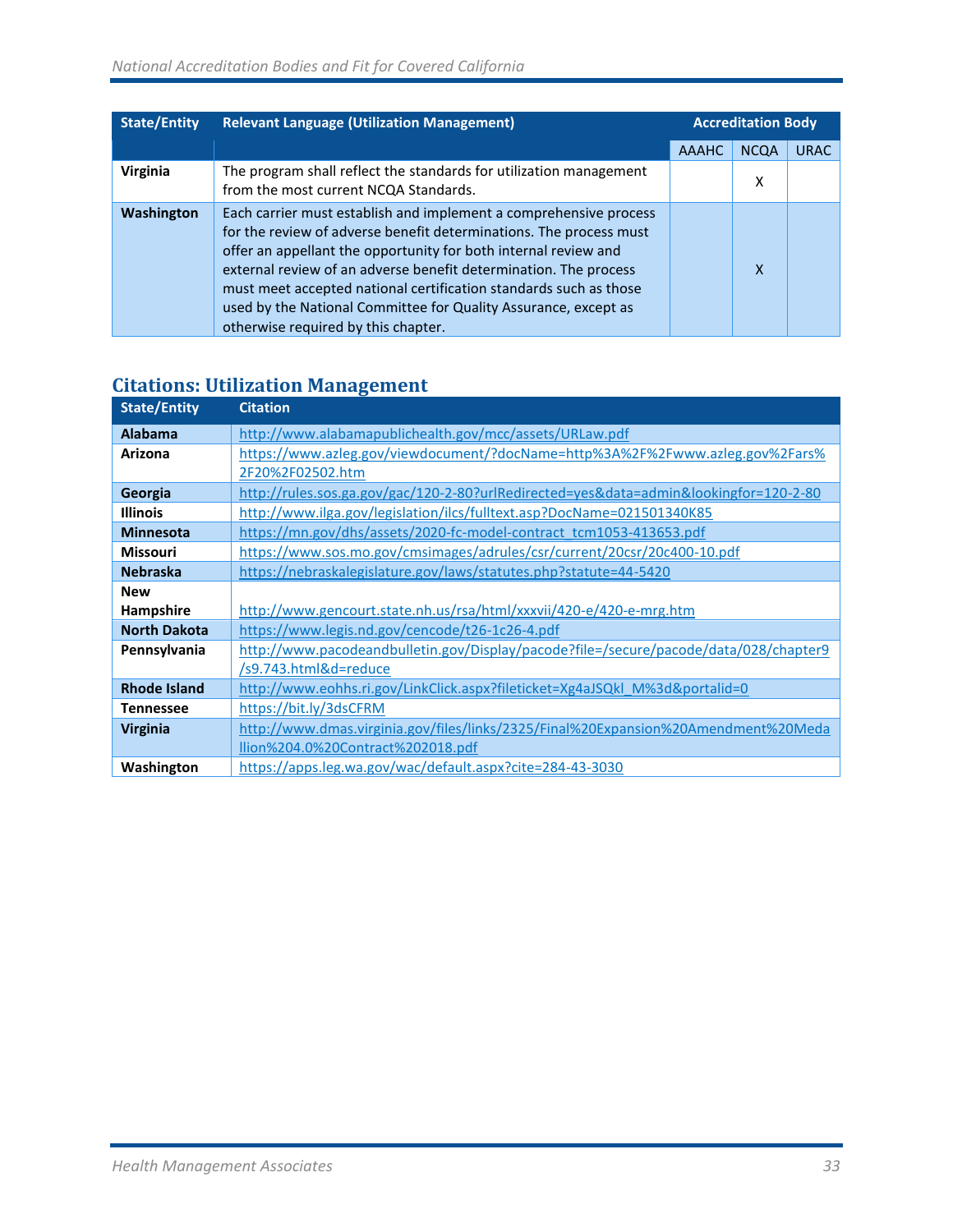| State/Entity | Relevant Language (Utilization Management) | Accreditation Body | | |
|---|---|---|---|---|
| | | AAAHC | NCQA | URAC |
| **Virginia** | The program shall reflect the standards for utilization management from the most current NCQA Standards. | | X | |
| **Washington** | Each carrier must establish and implement a comprehensive process for the review of adverse benefit determinations. The process must offer an appellant the opportunity for both internal review and external review of an adverse benefit determination. The process must meet accepted national certification standards such as those used by the National Committee for Quality Assurance, except as otherwise required by this chapter. | | X | |

## Citations: Utilization Management

| State/Entity | Citation |
|---|---|
| **Alabama** | http://www.alabamapublichealth.gov/mcc/assets/URLaw.pdf |
| **Arizona** | https://www.azleg.gov/viewdocument/?docName=http%3A%2F%2Fwww.azleg.gov%2Fars%2F20%2F02502.htm |
| **Georgia** | http://rules.sos.ga.gov/gac/120-2-80?urlRedirected=yes&data=admin&lookingfor=120-2-80 |
| **Illinois** | http://www.ilga.gov/legislation/ilcs/fulltext.asp?DocName=021501340K85 |
| **Minnesota** | https://mn.gov/dhs/assets/2020-fc-model-contract_tcm1053-413653.pdf |
| **Missouri** | https://www.sos.mo.gov/cmsimages/adrules/csr/current/20csr/20c400-10.pdf |
| **Nebraska** | https://nebraskalegislature.gov/laws/statutes.php?statute=44-5420 |
| **New Hampshire** | http://www.gencourt.state.nh.us/rsa/html/xxxvii/420-e/420-e-mrg.htm |
| **North Dakota** | https://www.legis.nd.gov/cencode/t26-1c26-4.pdf |
| **Pennsylvania** | http://www.pacodeandbulletin.gov/Display/pacode?file=/secure/pacode/data/028/chapter9/s9.743.html&d=reduce |
| **Rhode Island** | http://www.eohhs.ri.gov/LinkClick.aspx?fileticket=Xg4aJSQkl_M%3d&portalid=0 |
| **Tennessee** | https://bit.ly/3dsCFRM |
| **Virginia** | http://www.dmas.virginia.gov/files/links/2325/Final%20Expansion%20Amendment%20Medallion%204.0%20Contract%202018.pdf |
| **Washington** | https://apps.leg.wa.gov/wac/default.aspx?cite=284-43-3030 |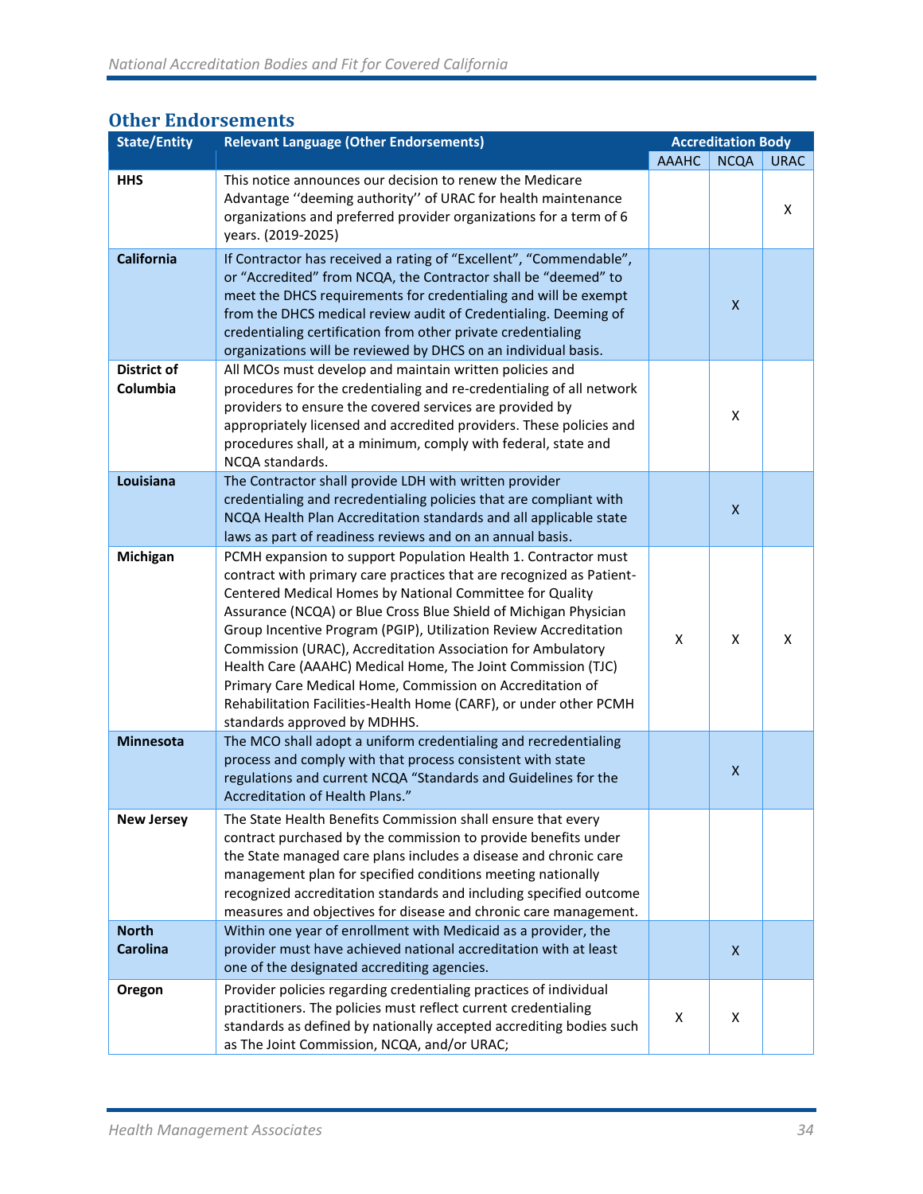## Other Endorsements

| State/Entity | Relevant Language (Other Endorsements) | Accreditation Body | | |
|---|---|---|---|---|
| | | AAAHC | NCQA | URAC |
| **HHS** | This notice announces our decision to renew the Medicare Advantage ''deeming authority'' of URAC for health maintenance organizations and preferred provider organizations for a term of 6 years. (2019-2025) | | | X |
| **California** | If Contractor has received a rating of "Excellent", "Commendable", or "Accredited" from NCQA, the Contractor shall be "deemed" to meet the DHCS requirements for credentialing and will be exempt from the DHCS medical review audit of Credentialing. Deeming of credentialing certification from other private credentialing organizations will be reviewed by DHCS on an individual basis. | | X | |
| **District of Columbia** | All MCOs must develop and maintain written policies and procedures for the credentialing and re-credentialing of all network providers to ensure the covered services are provided by appropriately licensed and accredited providers. These policies and procedures shall, at a minimum, comply with federal, state and NCQA standards. | | X | |
| **Louisiana** | The Contractor shall provide LDH with written provider credentialing and recredentialing policies that are compliant with NCQA Health Plan Accreditation standards and all applicable state laws as part of readiness reviews and on an annual basis. | | X | |
| **Michigan** | PCMH expansion to support Population Health 1. Contractor must contract with primary care practices that are recognized as Patient-Centered Medical Homes by National Committee for Quality Assurance (NCQA) or Blue Cross Blue Shield of Michigan Physician Group Incentive Program (PGIP), Utilization Review Accreditation Commission (URAC), Accreditation Association for Ambulatory Health Care (AAAHC) Medical Home, The Joint Commission (TJC) Primary Care Medical Home, Commission on Accreditation of Rehabilitation Facilities-Health Home (CARF), or under other PCMH standards approved by MDHHS. | X | X | X |
| **Minnesota** | The MCO shall adopt a uniform credentialing and recredentialing process and comply with that process consistent with state regulations and current NCQA "Standards and Guidelines for the Accreditation of Health Plans." | | X | |
| **New Jersey** | The State Health Benefits Commission shall ensure that every contract purchased by the commission to provide benefits under the State managed care plans includes a disease and chronic care management plan for specified conditions meeting nationally recognized accreditation standards and including specified outcome measures and objectives for disease and chronic care management. | | | |
| **North Carolina** | Within one year of enrollment with Medicaid as a provider, the provider must have achieved national accreditation with at least one of the designated accrediting agencies. | | X | |
| **Oregon** | Provider policies regarding credentialing practices of individual practitioners. The policies must reflect current credentialing standards as defined by nationally accepted accrediting bodies such as The Joint Commission, NCQA, and/or URAC; | X | X | |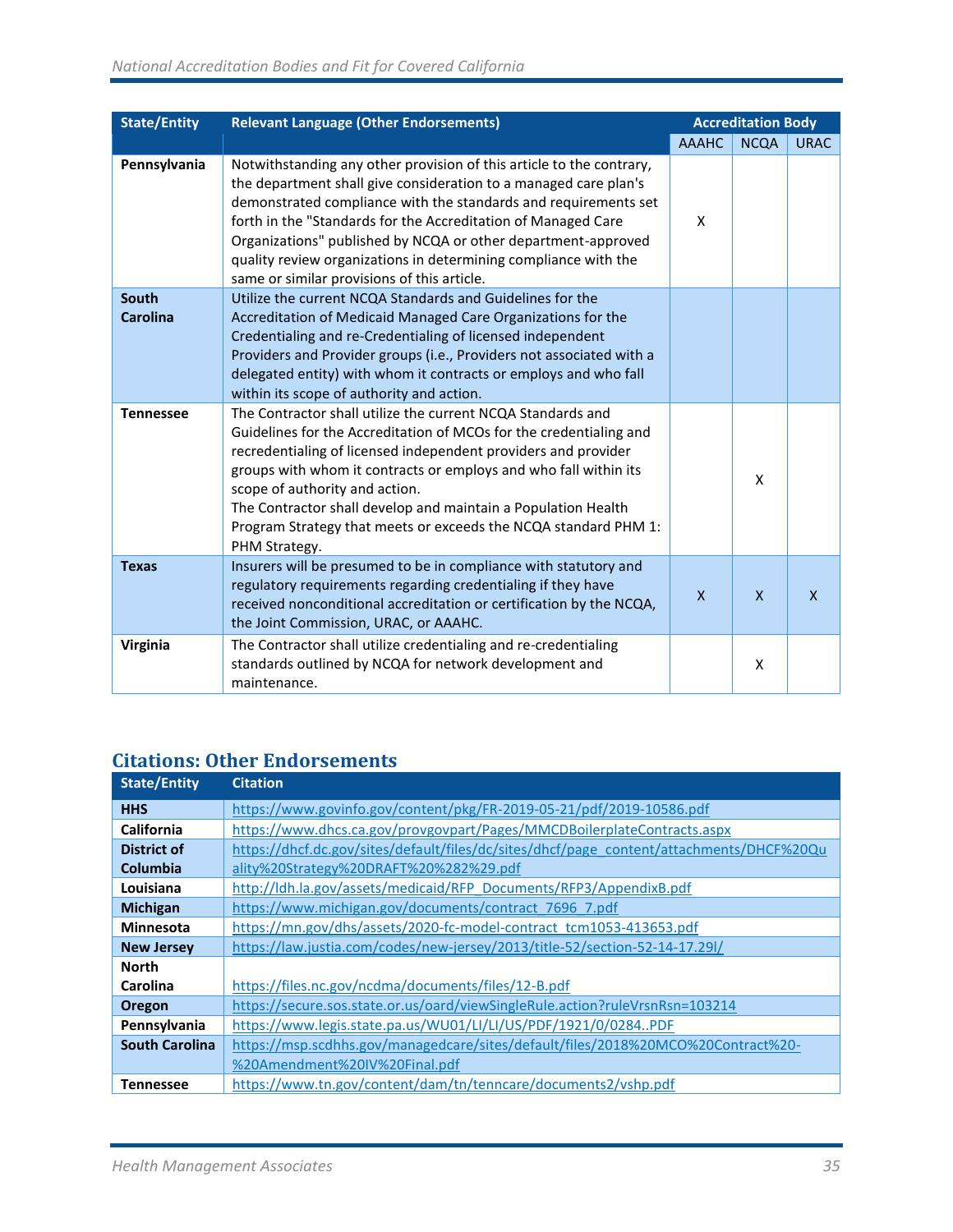| State/Entity | Relevant Language (Other Endorsements) | Accreditation Body | | |
|---|---|---|---|---|
| | | AAAHC | NCQA | URAC |
| **Pennsylvania** | Notwithstanding any other provision of this article to the contrary, the department shall give consideration to a managed care plan's demonstrated compliance with the standards and requirements set forth in the "Standards for the Accreditation of Managed Care Organizations" published by NCQA or other department-approved quality review organizations in determining compliance with the same or similar provisions of this article. | X | | |
| **South Carolina** | Utilize the current NCQA Standards and Guidelines for the Accreditation of Medicaid Managed Care Organizations for the Credentialing and re-Credentialing of licensed independent Providers and Provider groups (i.e., Providers not associated with a delegated entity) with whom it contracts or employs and who fall within its scope of authority and action. | | | |
| **Tennessee** | The Contractor shall utilize the current NCQA Standards and Guidelines for the Accreditation of MCOs for the credentialing and recredentialing of licensed independent providers and provider groups with whom it contracts or employs and who fall within its scope of authority and action.<br>The Contractor shall develop and maintain a Population Health Program Strategy that meets or exceeds the NCQA standard PHM 1: PHM Strategy. | | X | |
| **Texas** | Insurers will be presumed to be in compliance with statutory and regulatory requirements regarding credentialing if they have received nonconditional accreditation or certification by the NCQA, the Joint Commission, URAC, or AAAHC. | X | X | X |
| **Virginia** | The Contractor shall utilize credentialing and re-credentialing standards outlined by NCQA for network development and maintenance. | | X | |

## Citations: Other Endorsements

| State/Entity | Citation |
|---|---|
| **HHS** | https://www.govinfo.gov/content/pkg/FR-2019-05-21/pdf/2019-10586.pdf |
| **California** | https://www.dhcs.ca.gov/provgovpart/Pages/MMCDBoilerplateContracts.aspx |
| **District of Columbia** | https://dhcf.dc.gov/sites/default/files/dc/sites/dhcf/page_content/attachments/DHCF%20Quality%20Strategy%20DRAFT%20%282%29.pdf |
| **Louisiana** | http://ldh.la.gov/assets/medicaid/RFP_Documents/RFP3/AppendixB.pdf |
| **Michigan** | https://www.michigan.gov/documents/contract_7696_7.pdf |
| **Minnesota** | https://mn.gov/dhs/assets/2020-fc-model-contract_tcm1053-413653.pdf |
| **New Jersey** | https://law.justia.com/codes/new-jersey/2013/title-52/section-52-14-17.29l/ |
| **North Carolina** | https://files.nc.gov/ncdma/documents/files/12-B.pdf |
| **Oregon** | https://secure.sos.state.or.us/oard/viewSingleRule.action?ruleVrsnRsn=103214 |
| **Pennsylvania** | https://www.legis.state.pa.us/WU01/LI/LI/US/PDF/1921/0/0284..PDF |
| **South Carolina** | https://msp.scdhhs.gov/managedcare/sites/default/files/2018%20MCO%20Contract%20-%20Amendment%20IV%20Final.pdf |
| **Tennessee** | https://www.tn.gov/content/dam/tn/tenncare/documents2/vshp.pdf |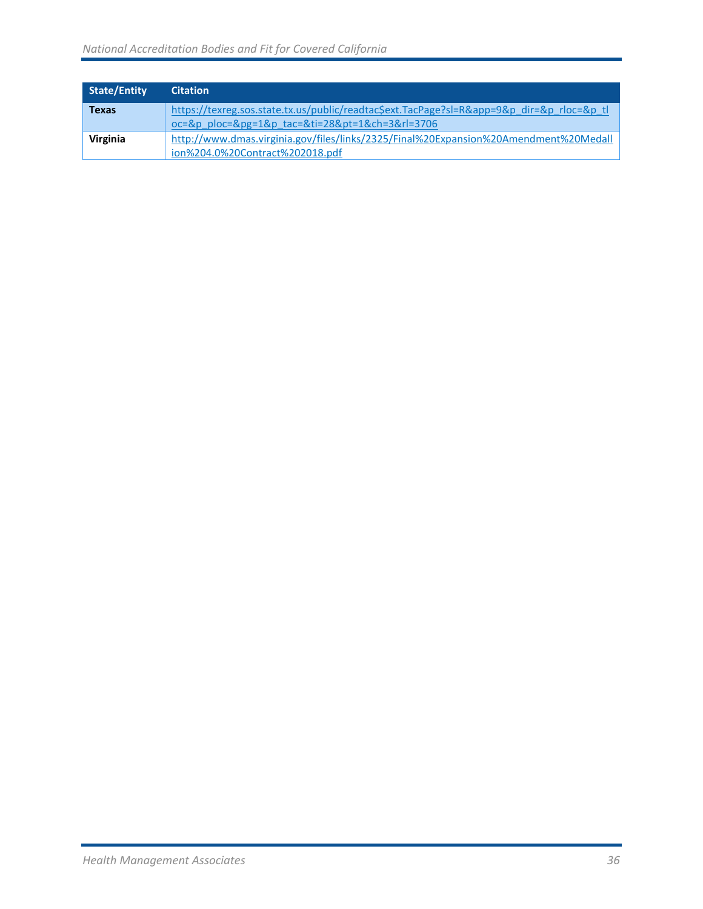| State/Entity | Citation |
| --- | --- |
| **Texas** | https://texreg.sos.state.tx.us/public/readtac$ext.TacPage?sl=R&app=9&p_dir=&p_rloc=&p_tloc=&p_ploc=&pg=1&p_tac=&ti=28&pt=1&ch=3&rl=3706 |
| **Virginia** | http://www.dmas.virginia.gov/files/links/2325/Final%20Expansion%20Amendment%20Medallion%204.0%20Contract%202018.pdf |